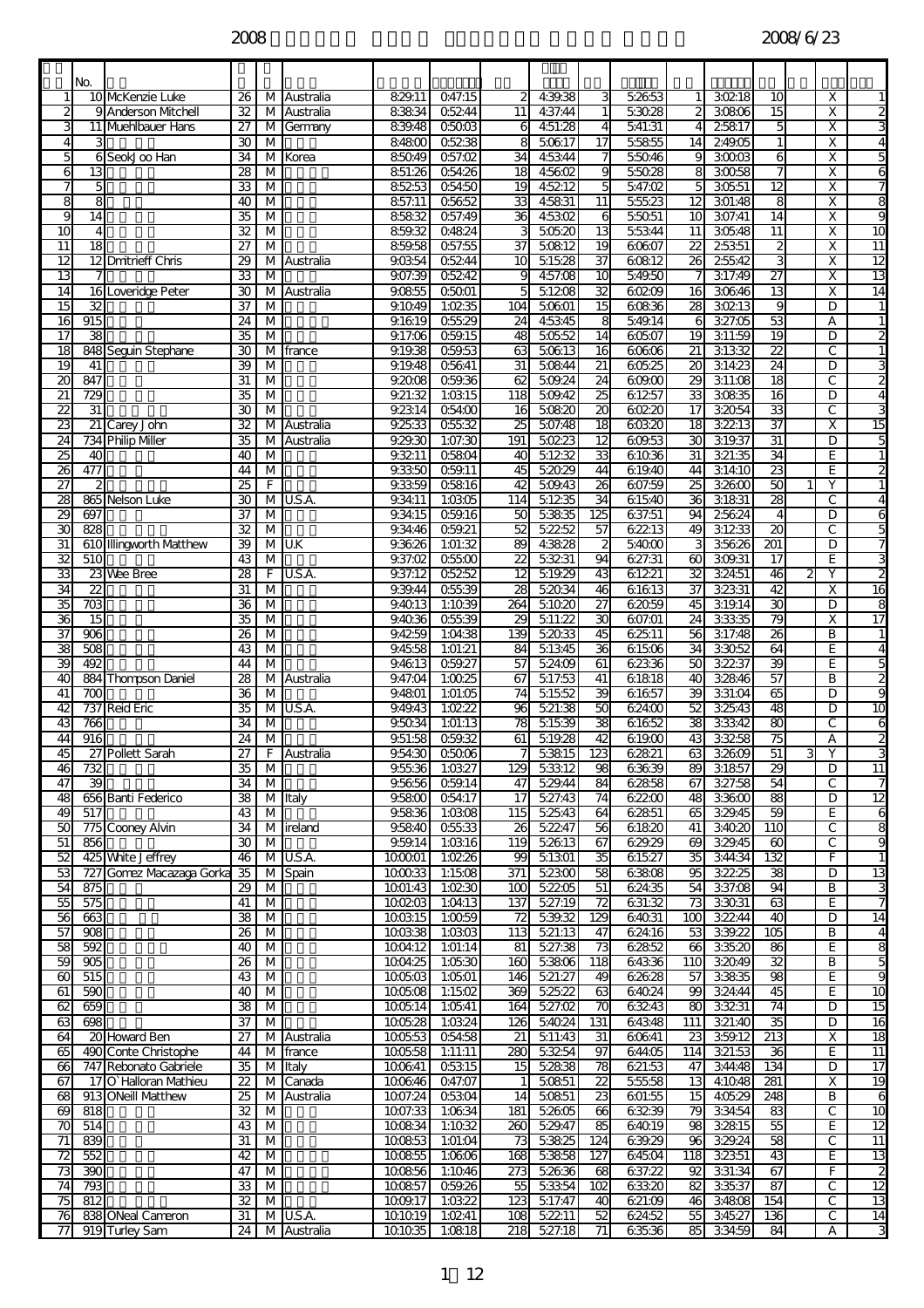2008 2008/6/23

|  | No. |  |  |  |  |  |  |  |  |  |  |  |  |  |  |  |  |
|---|---|---|---|---|---|---|---|---|---|---|---|---|---|---|---|---|---|
| 1 | 10 | McKenzie Luke | 26 | M | Australia | 8:29:11 | 0:47:15 | 2 | 4:39:38 | 3 | 5:26:53 | 1 | 3:02:18 | 10 |  | X | 1 |
| 2 | 9 | Anderson Mitchell | 32 | M | Australia | 8:38:34 | 0:52:44 | 11 | 4:37:44 | 1 | 5:30:28 | 2 | 3:08:06 | 15 |  | X | 2 |
| 3 | 11 | Muehlbauer Hans | 27 | M | Germany | 8:39:48 | 0:50:03 | 6 | 4:51:28 | 4 | 5:41:31 | 4 | 2:58:17 | 5 |  | X | 3 |
| 4 | 3 |  | 30 | M |  | 8:48:00 | 0:52:38 | 8 | 5:06:17 | 17 | 5:58:55 | 14 | 2:49:05 | 1 |  | X | 4 |
| 5 | 6 | SeokJoo Han | 34 | M | Korea | 8:50:49 | 0:57:02 | 34 | 4:53:44 | 7 | 5:50:46 | 9 | 3:00:03 | 6 |  | X | 5 |
| 6 | 13 |  | 28 | M |  | 8:51:26 | 0:54:26 | 18 | 4:56:02 | 9 | 5:50:28 | 8 | 3:00:58 | 7 |  | X | 6 |
| 7 | 5 |  | 33 | M |  | 8:52:53 | 0:54:50 | 19 | 4:52:12 | 5 | 5:47:02 | 5 | 3:05:51 | 12 |  | X | 7 |
| 8 | 8 |  | 40 | M |  | 8:57:11 | 0:56:52 | 33 | 4:58:31 | 11 | 5:55:23 | 12 | 3:01:48 | 8 |  | X | 8 |
| 9 | 14 |  | 35 | M |  | 8:58:32 | 0:57:49 | 36 | 4:53:02 | 6 | 5:50:51 | 10 | 3:07:41 | 14 |  | X | 9 |
| 10 | 4 |  | 32 | M |  | 8:59:32 | 0:48:24 | 3 | 5:05:20 | 13 | 5:53:44 | 11 | 3:05:48 | 11 |  | X | 10 |
| 11 | 18 |  | 27 | M |  | 8:59:58 | 0:57:55 | 37 | 5:08:12 | 19 | 6:06:07 | 22 | 2:53:51 | 2 |  | X | 11 |
| 12 | 12 | Dmitrieff Chris | 29 | M | Australia | 9:03:54 | 0:52:44 | 10 | 5:15:28 | 37 | 6:08:12 | 26 | 2:55:42 | 3 |  | X | 12 |
| 13 | 7 |  | 33 | M |  | 9:07:39 | 0:52:42 | 9 | 4:57:08 | 10 | 5:49:50 | 7 | 3:17:49 | 27 |  | X | 13 |
| 14 | 16 | Loveridge Peter | 30 | M | Australia | 9:08:55 | 0:50:01 | 5 | 5:12:08 | 32 | 6:02:09 | 16 | 3:06:46 | 13 |  | X | 14 |
| 15 | 32 |  | 37 | M |  | 9:10:49 | 1:02:35 | 104 | 5:06:01 | 15 | 6:08:36 | 28 | 3:02:13 | 9 |  | D | 1 |
| 16 | 915 |  | 24 | M |  | 9:16:19 | 0:55:29 | 24 | 4:53:45 | 8 | 5:49:14 | 6 | 3:27:05 | 53 |  | A | 1 |
| 17 | 38 |  | 35 | M |  | 9:17:06 | 0:59:15 | 48 | 5:05:52 | 14 | 6:05:07 | 19 | 3:11:59 | 19 |  | D | 2 |
| 18 | 848 | Seguin Stephane | 30 | M | france | 9:19:38 | 0:59:53 | 63 | 5:06:13 | 16 | 6:06:06 | 21 | 3:13:32 | 22 |  | C | 1 |
| 19 | 41 |  | 39 | M |  | 9:19:48 | 0:56:41 | 31 | 5:08:44 | 21 | 6:05:25 | 20 | 3:14:23 | 24 |  | D | 3 |
| 20 | 847 |  | 31 | M |  | 9:20:08 | 0:59:36 | 62 | 5:09:24 | 24 | 6:09:00 | 29 | 3:11:08 | 18 |  | C | 2 |
| 21 | 729 |  | 35 | M |  | 9:21:32 | 1:03:15 | 118 | 5:09:42 | 25 | 6:12:57 | 33 | 3:08:35 | 16 |  | D | 4 |
| 22 | 31 |  | 30 | M |  | 9:23:14 | 0:54:00 | 16 | 5:08:20 | 20 | 6:02:20 | 17 | 3:20:54 | 33 |  | C | 3 |
| 23 | 21 | Carey John | 32 | M | Australia | 9:25:33 | 0:55:32 | 25 | 5:07:48 | 18 | 6:03:20 | 18 | 3:22:13 | 37 |  | X | 15 |
| 24 | 734 | Philip Miller | 35 | M | Australia | 9:29:30 | 1:07:30 | 191 | 5:02:23 | 12 | 6:09:53 | 30 | 3:19:37 | 31 |  | D | 5 |
| 25 | 40 |  | 40 | M |  | 9:32:11 | 0:58:04 | 40 | 5:12:32 | 33 | 6:10:36 | 31 | 3:21:35 | 34 |  | E | 1 |
| 26 | 477 |  | 44 | M |  | 9:33:50 | 0:59:11 | 45 | 5:20:29 | 44 | 6:19:40 | 44 | 3:14:10 | 23 |  | E | 2 |
| 27 | 2 |  | 25 | F |  | 9:33:59 | 0:58:16 | 42 | 5:09:43 | 26 | 6:07:59 | 25 | 3:26:00 | 50 | 1 | Y | 1 |
| 28 | 865 | Nelson Luke | 30 | M | U.S.A. | 9:34:11 | 1:03:05 | 114 | 5:12:35 | 34 | 6:15:40 | 36 | 3:18:31 | 28 |  | C | 4 |
| 29 | 697 |  | 37 | M |  | 9:34:15 | 0:59:16 | 50 | 5:38:35 | 125 | 6:37:51 | 94 | 2:56:24 | 4 |  | D | 6 |
| 30 | 828 |  | 32 | M |  | 9:34:46 | 0:59:21 | 52 | 5:22:52 | 57 | 6:22:13 | 49 | 3:12:33 | 20 |  | C | 5 |
| 31 | 610 | Illingworth Matthew | 39 | M | U.K | 9:36:26 | 1:01:32 | 89 | 4:38:28 | 2 | 5:40:00 | 3 | 3:56:26 | 201 |  | D | 7 |
| 32 | 510 |  | 43 | M |  | 9:37:02 | 0:55:00 | 22 | 5:32:31 | 94 | 6:27:31 | 60 | 3:09:31 | 17 |  | E | 3 |
| 33 | 23 | Wee Bree | 28 | F | U.S.A. | 9:37:12 | 0:52:52 | 12 | 5:19:29 | 43 | 6:12:21 | 32 | 3:24:51 | 46 | 2 | Y | 2 |
| 34 | 22 |  | 31 | M |  | 9:39:44 | 0:55:39 | 28 | 5:20:34 | 46 | 6:16:13 | 37 | 3:23:31 | 42 |  | X | 16 |
| 35 | 703 |  | 36 | M |  | 9:40:13 | 1:10:39 | 264 | 5:10:20 | 27 | 6:20:59 | 45 | 3:19:14 | 30 |  | D | 8 |
| 36 | 15 |  | 35 | M |  | 9:40:36 | 0:55:39 | 29 | 5:11:22 | 30 | 6:07:01 | 24 | 3:33:35 | 79 |  | X | 17 |
| 37 | 906 |  | 26 | M |  | 9:42:59 | 1:04:38 | 139 | 5:20:33 | 45 | 6:25:11 | 56 | 3:17:48 | 26 |  | B | 1 |
| 38 | 508 |  | 43 | M |  | 9:45:58 | 1:01:21 | 84 | 5:13:45 | 36 | 6:15:06 | 34 | 3:30:52 | 64 |  | E | 4 |
| 39 | 492 |  | 44 | M |  | 9:46:13 | 0:59:27 | 57 | 5:24:09 | 61 | 6:23:36 | 50 | 3:22:37 | 39 |  | E | 5 |
| 40 | 884 | Thompson Daniel | 28 | M | Australia | 9:47:04 | 1:00:25 | 67 | 5:17:53 | 41 | 6:18:18 | 40 | 3:28:46 | 57 |  | B | 2 |
| 41 | 700 |  | 36 | M |  | 9:48:01 | 1:01:05 | 74 | 5:15:52 | 39 | 6:16:57 | 39 | 3:31:04 | 65 |  | D | 9 |
| 42 | 737 | Reid Eric | 35 | M | U.S.A. | 9:49:43 | 1:02:22 | 96 | 5:21:38 | 50 | 6:24:00 | 52 | 3:25:43 | 48 |  | D | 10 |
| 43 | 766 |  | 34 | M |  | 9:50:34 | 1:01:13 | 78 | 5:15:39 | 38 | 6:16:52 | 38 | 3:33:42 | 80 |  | C | 6 |
| 44 | 916 |  | 24 | M |  | 9:51:58 | 0:59:32 | 61 | 5:19:28 | 42 | 6:19:00 | 43 | 3:32:58 | 75 |  | A | 2 |
| 45 | 27 | Pollett Sarah | 27 | F | Australia | 9:54:30 | 0:50:06 | 7 | 5:38:15 | 123 | 6:28:21 | 63 | 3:26:09 | 51 | 3 | Y | 3 |
| 46 | 732 |  | 35 | M |  | 9:55:36 | 1:03:27 | 129 | 5:33:12 | 98 | 6:36:39 | 89 | 3:18:57 | 29 |  | D | 11 |
| 47 | 39 |  | 34 | M |  | 9:56:56 | 0:59:14 | 47 | 5:29:44 | 84 | 6:28:58 | 67 | 3:27:58 | 54 |  | C | 7 |
| 48 | 656 | Banti Federico | 38 | M | Italy | 9:58:00 | 0:54:17 | 17 | 5:27:43 | 74 | 6:22:00 | 48 | 3:36:00 | 88 |  | D | 12 |
| 49 | 517 |  | 43 | M |  | 9:58:36 | 1:03:08 | 115 | 5:25:43 | 64 | 6:28:51 | 65 | 3:29:45 | 59 |  | E | 6 |
| 50 | 775 | Cooney Alvin | 34 | M | ireland | 9:58:40 | 0:55:33 | 26 | 5:22:47 | 56 | 6:18:20 | 41 | 3:40:20 | 110 |  | C | 8 |
| 51 | 856 |  | 30 | M |  | 9:59:14 | 1:03:16 | 119 | 5:26:13 | 67 | 6:29:29 | 69 | 3:29:45 | 60 |  | C | 9 |
| 52 | 425 | White Jeffrey | 46 | M | U.S.A. | 10:00:01 | 1:02:26 | 99 | 5:13:01 | 35 | 6:15:27 | 35 | 3:44:34 | 132 |  | F | 1 |
| 53 | 727 | Gomez Macazaga Gorka | 35 | M | Spain | 10:00:33 | 1:15:08 | 371 | 5:23:00 | 58 | 6:38:08 | 95 | 3:22:25 | 38 |  | D | 13 |
| 54 | 875 |  | 29 | M |  | 10:01:43 | 1:02:30 | 100 | 5:22:05 | 51 | 6:24:35 | 54 | 3:37:08 | 94 |  | B | 3 |
| 55 | 575 |  | 41 | M |  | 10:02:03 | 1:04:13 | 137 | 5:27:19 | 72 | 6:31:32 | 73 | 3:30:31 | 63 |  | E | 7 |
| 56 | 663 |  | 38 | M |  | 10:03:15 | 1:00:59 | 72 | 5:39:32 | 129 | 6:40:31 | 100 | 3:22:44 | 40 |  | D | 14 |
| 57 | 908 |  | 26 | M |  | 10:03:38 | 1:03:03 | 113 | 5:21:13 | 47 | 6:24:16 | 53 | 3:39:22 | 105 |  | B | 4 |
| 58 | 592 |  | 40 | M |  | 10:04:12 | 1:01:14 | 81 | 5:27:38 | 73 | 6:28:52 | 66 | 3:35:20 | 86 |  | E | 8 |
| 59 | 905 |  | 26 | M |  | 10:04:25 | 1:05:30 | 160 | 5:38:06 | 118 | 6:43:36 | 110 | 3:20:49 | 32 |  | B | 5 |
| 60 | 515 |  | 43 | M |  | 10:05:03 | 1:05:01 | 146 | 5:21:27 | 49 | 6:26:28 | 57 | 3:38:35 | 98 |  | E | 9 |
| 61 | 590 |  | 40 | M |  | 10:05:08 | 1:15:02 | 369 | 5:25:22 | 63 | 6:40:24 | 99 | 3:24:44 | 45 |  | E | 10 |
| 62 | 659 |  | 38 | M |  | 10:05:14 | 1:05:41 | 164 | 5:27:02 | 70 | 6:32:43 | 80 | 3:32:31 | 74 |  | D | 15 |
| 63 | 698 |  | 37 | M |  | 10:05:28 | 1:03:24 | 126 | 5:40:24 | 131 | 6:43:48 | 111 | 3:21:40 | 35 |  | D | 16 |
| 64 | 20 | Howard Ben | 27 | M | Australia | 10:05:53 | 0:54:58 | 21 | 5:11:43 | 31 | 6:06:41 | 23 | 3:59:12 | 213 |  | X | 18 |
| 65 | 490 | Conte Christophe | 44 | M | france | 10:05:58 | 1:11:11 | 280 | 5:32:54 | 97 | 6:44:05 | 114 | 3:21:53 | 36 |  | E | 11 |
| 66 | 747 | Rebonato Gabriele | 35 | M | Italy | 10:06:41 | 0:53:15 | 15 | 5:28:38 | 78 | 6:21:53 | 47 | 3:44:48 | 134 |  | D | 17 |
| 67 | 17 | O`Halloran Mathieu | 22 | M | Canada | 10:06:46 | 0:47:07 | 1 | 5:08:51 | 22 | 5:55:58 | 13 | 4:10:48 | 281 |  | X | 19 |
| 68 | 913 | ONeill Matthew | 25 | M | Australia | 10:07:24 | 0:53:04 | 14 | 5:08:51 | 23 | 6:01:55 | 15 | 4:05:29 | 248 |  | B | 6 |
| 69 | 818 |  | 32 | M |  | 10:07:33 | 1:06:34 | 181 | 5:26:05 | 66 | 6:32:39 | 79 | 3:34:54 | 83 |  | C | 10 |
| 70 | 514 |  | 43 | M |  | 10:08:34 | 1:10:32 | 260 | 5:29:47 | 85 | 6:40:19 | 98 | 3:28:15 | 55 |  | E | 12 |
| 71 | 839 |  | 31 | M |  | 10:08:53 | 1:01:04 | 73 | 5:38:25 | 124 | 6:39:29 | 96 | 3:29:24 | 58 |  | C | 11 |
| 72 | 552 |  | 42 | M |  | 10:08:55 | 1:06:06 | 168 | 5:38:58 | 127 | 6:45:04 | 118 | 3:23:51 | 43 |  | E | 13 |
| 73 | 390 |  | 47 | M |  | 10:08:56 | 1:10:46 | 273 | 5:26:36 | 68 | 6:37:22 | 92 | 3:31:34 | 67 |  | F | 2 |
| 74 | 793 |  | 33 | M |  | 10:08:57 | 0:59:26 | 55 | 5:33:54 | 102 | 6:33:20 | 82 | 3:35:37 | 87 |  | C | 12 |
| 75 | 812 |  | 32 | M |  | 10:09:17 | 1:03:22 | 123 | 5:17:47 | 40 | 6:21:09 | 46 | 3:48:08 | 154 |  | C | 13 |
| 76 | 838 | ONeal Cameron | 31 | M | U.S.A. | 10:10:19 | 1:02:41 | 108 | 5:22:11 | 52 | 6:24:52 | 55 | 3:45:27 | 136 |  | C | 14 |
| 77 | 919 | Turley Sam | 24 | M | Australia | 10:10:35 | 1:08:18 | 218 | 5:27:18 | 71 | 6:35:36 | 85 | 3:34:59 | 84 |  | A | 3 |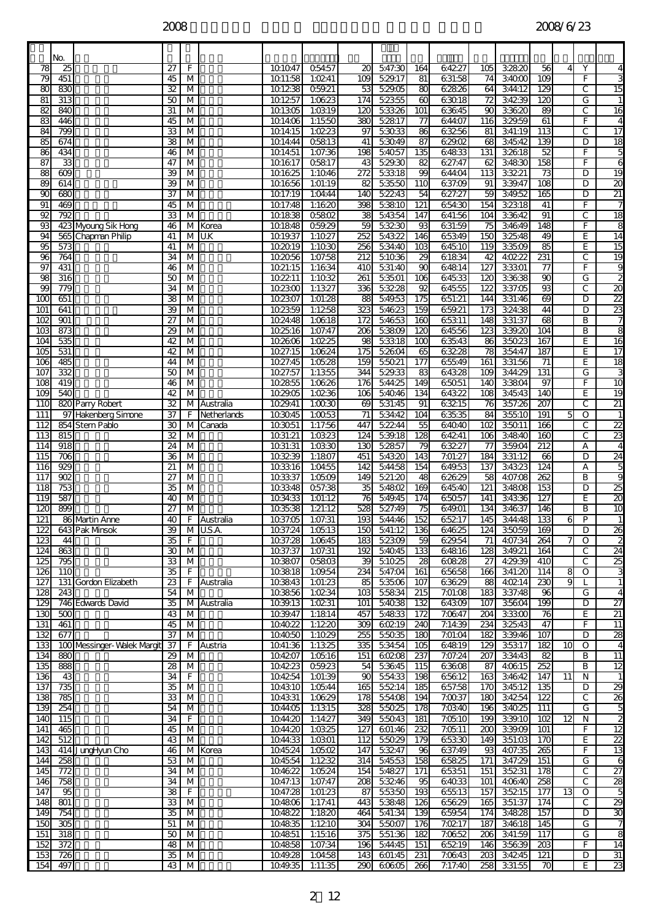| | No. | | | | | | | | | | | | | | | | |
|---|---|---|---|---|---|---|---|---|---|---|---|---|---|---|---|---|---|
| 78 | 25 | | 27 | F | | 10:10:47 | 0:54:57 | 20 | 5:47:30 | 164 | 6:42:27 | 105 | 3:28:20 | 56 | 4 | Y | 4 |
| 79 | 451 | | 45 | M | | 10:11:58 | 1:02:41 | 109 | 5:29:17 | 81 | 6:31:58 | 74 | 3:40:00 | 109 | | F | 3 |
| 80 | 830 | | 32 | M | | 10:12:38 | 0:59:21 | 53 | 5:29:05 | 80 | 6:28:26 | 64 | 3:44:12 | 129 | | C | 15 |
| 81 | 313 | | 50 | M | | 10:12:57 | 1:06:23 | 174 | 5:23:55 | 60 | 6:30:18 | 72 | 3:42:39 | 120 | | G | 1 |
| 82 | 840 | | 31 | M | | 10:13:05 | 1:03:19 | 120 | 5:33:26 | 101 | 6:36:45 | 90 | 3:36:20 | 89 | | C | 16 |
| 83 | 446 | | 45 | M | | 10:14:06 | 1:15:50 | 380 | 5:28:17 | 77 | 6:44:07 | 116 | 3:29:59 | 61 | | F | 4 |
| 84 | 799 | | 33 | M | | 10:14:15 | 1:02:23 | 97 | 5:30:33 | 86 | 6:32:56 | 81 | 3:41:19 | 113 | | C | 17 |
| 85 | 674 | | 38 | M | | 10:14:44 | 0:58:13 | 41 | 5:30:49 | 87 | 6:29:02 | 68 | 3:45:42 | 139 | | D | 18 |
| 86 | 434 | | 46 | M | | 10:14:51 | 1:07:36 | 198 | 5:40:57 | 135 | 6:48:33 | 131 | 3:26:18 | 52 | | F | 5 |
| 87 | 33 | | 47 | M | | 10:16:17 | 0:58:17 | 43 | 5:29:30 | 82 | 6:27:47 | 62 | 3:48:30 | 158 | | F | 6 |
| 88 | 609 | | 39 | M | | 10:16:25 | 1:10:46 | 272 | 5:33:18 | 99 | 6:44:04 | 113 | 3:32:21 | 73 | | D | 19 |
| 89 | 614 | | 39 | M | | 10:16:56 | 1:01:19 | 82 | 5:35:50 | 110 | 6:37:09 | 91 | 3:39:47 | 108 | | D | 20 |
| 90 | 680 | | 37 | M | | 10:17:19 | 1:04:44 | 140 | 5:22:43 | 54 | 6:27:27 | 59 | 3:49:52 | 165 | | D | 21 |
| 91 | 469 | | 45 | M | | 10:17:48 | 1:16:20 | 398 | 5:38:10 | 121 | 6:54:30 | 154 | 3:23:18 | 41 | | F | 7 |
| 92 | 792 | | 33 | M | | 10:18:38 | 0:58:02 | 38 | 5:43:54 | 147 | 6:41:56 | 104 | 3:36:42 | 91 | | C | 18 |
| 93 | 423 | Myoung Sik Hong | 46 | M | Korea | 10:18:48 | 0:59:29 | 59 | 5:32:30 | 93 | 6:31:59 | 75 | 3:46:49 | 148 | | F | 8 |
| 94 | 565 | Chapman Philip | 41 | M | U.K | 10:19:37 | 1:10:27 | 252 | 5:43:22 | 146 | 6:53:49 | 150 | 3:25:48 | 49 | | E | 14 |
| 95 | 573 | | 41 | M | | 10:20:19 | 1:10:30 | 256 | 5:34:40 | 103 | 6:45:10 | 119 | 3:35:09 | 85 | | E | 15 |
| 96 | 764 | | 34 | M | | 10:20:56 | 1:07:58 | 212 | 5:10:36 | 29 | 6:18:34 | 42 | 4:02:22 | 231 | | C | 19 |
| 97 | 431 | | 46 | M | | 10:21:15 | 1:16:34 | 410 | 5:31:40 | 90 | 6:48:14 | 127 | 3:33:01 | 77 | | F | 9 |
| 98 | 316 | | 50 | M | | 10:22:11 | 1:10:32 | 261 | 5:35:01 | 106 | 6:45:33 | 120 | 3:36:38 | 90 | | G | 2 |
| 99 | 779 | | 34 | M | | 10:23:00 | 1:13:27 | 336 | 5:32:28 | 92 | 6:45:55 | 122 | 3:37:05 | 93 | | C | 20 |
| 100 | 651 | | 38 | M | | 10:23:07 | 1:01:28 | 88 | 5:49:53 | 175 | 6:51:21 | 144 | 3:31:46 | 69 | | D | 22 |
| 101 | 641 | | 39 | M | | 10:23:59 | 1:12:58 | 323 | 5:46:23 | 159 | 6:59:21 | 173 | 3:24:38 | 44 | | D | 23 |
| 102 | 901 | | 27 | M | | 10:24:48 | 1:06:18 | 172 | 5:46:53 | 160 | 6:53:11 | 148 | 3:31:37 | 68 | | B | 7 |
| 103 | 873 | | 29 | M | | 10:25:16 | 1:07:47 | 206 | 5:38:09 | 120 | 6:45:56 | 123 | 3:39:20 | 104 | | B | 8 |
| 104 | 535 | | 42 | M | | 10:26:06 | 1:02:25 | 98 | 5:33:18 | 100 | 6:35:43 | 86 | 3:50:23 | 167 | | E | 16 |
| 105 | 531 | | 42 | M | | 10:27:15 | 1:06:24 | 175 | 5:26:04 | 65 | 6:32:28 | 78 | 3:54:47 | 187 | | E | 17 |
| 106 | 485 | | 44 | M | | 10:27:45 | 1:05:28 | 159 | 5:50:21 | 177 | 6:55:49 | 161 | 3:31:56 | 71 | | E | 18 |
| 107 | 332 | | 50 | M | | 10:27:57 | 1:13:55 | 344 | 5:29:33 | 83 | 6:43:28 | 109 | 3:44:29 | 131 | | G | 3 |
| 108 | 419 | | 46 | M | | 10:28:55 | 1:06:26 | 176 | 5:44:25 | 149 | 6:50:51 | 140 | 3:38:04 | 97 | | F | 10 |
| 109 | 540 | | 42 | M | | 10:29:05 | 1:02:36 | 106 | 5:40:46 | 134 | 6:43:22 | 108 | 3:45:43 | 140 | | E | 19 |
| 110 | 820 | Parry Robert | 32 | M | Australia | 10:29:41 | 1:00:30 | 69 | 5:31:45 | 91 | 6:32:15 | 76 | 3:57:26 | 207 | | C | 21 |
| 111 | 97 | Hakenberg Simone | 37 | F | Netherlands | 10:30:45 | 1:00:53 | 71 | 5:34:42 | 104 | 6:35:35 | 84 | 3:55:10 | 191 | 5 | O | 1 |
| 112 | 854 | Stern Pablo | 30 | M | Canada | 10:30:51 | 1:17:56 | 447 | 5:22:44 | 55 | 6:40:40 | 102 | 3:50:11 | 166 | | C | 22 |
| 113 | 815 | | 32 | M | | 10:31:21 | 1:03:23 | 124 | 5:39:18 | 128 | 6:42:41 | 106 | 3:48:40 | 160 | | C | 23 |
| 114 | 918 | | 24 | M | | 10:31:31 | 1:03:30 | 130 | 5:28:57 | 79 | 6:32:27 | 77 | 3:59:04 | 212 | | A | 4 |
| 115 | 706 | | 36 | M | | 10:32:39 | 1:18:07 | 451 | 5:43:20 | 143 | 7:01:27 | 184 | 3:31:12 | 66 | | D | 24 |
| 116 | 929 | | 21 | M | | 10:33:16 | 1:04:55 | 142 | 5:44:58 | 154 | 6:49:53 | 137 | 3:43:23 | 124 | | A | 5 |
| 117 | 902 | | 27 | M | | 10:33:37 | 1:05:09 | 149 | 5:21:20 | 48 | 6:26:29 | 58 | 4:07:08 | 262 | | B | 9 |
| 118 | 753 | | 35 | M | | 10:33:48 | 0:57:38 | 35 | 5:48:02 | 169 | 6:45:40 | 121 | 3:48:08 | 153 | | D | 25 |
| 119 | 587 | | 40 | M | | 10:34:33 | 1:01:12 | 76 | 5:49:45 | 174 | 6:50:57 | 141 | 3:43:36 | 127 | | E | 20 |
| 120 | 899 | | 27 | M | | 10:35:38 | 1:21:12 | 528 | 5:27:49 | 75 | 6:49:01 | 134 | 3:46:37 | 146 | | B | 10 |
| 121 | 86 | Martin Anne | 40 | F | Australia | 10:37:05 | 1:07:31 | 193 | 5:44:46 | 152 | 6:52:17 | 145 | 3:44:48 | 133 | 6 | P | 1 |
| 122 | 643 | Pak Minsok | 39 | M | U.S.A. | 10:37:24 | 1:05:13 | 150 | 5:41:12 | 136 | 6:46:25 | 124 | 3:50:59 | 169 | | D | 26 |
| 123 | 44 | | 35 | F | | 10:37:28 | 1:06:45 | 183 | 5:23:09 | 59 | 6:29:54 | 71 | 4:07:34 | 264 | 7 | O | 2 |
| 124 | 863 | | 30 | M | | 10:37:37 | 1:07:31 | 192 | 5:40:45 | 133 | 6:48:16 | 128 | 3:49:21 | 164 | | C | 24 |
| 125 | 795 | | 33 | M | | 10:38:07 | 0:58:03 | 39 | 5:10:25 | 28 | 6:08:28 | 27 | 4:29:39 | 410 | | C | 25 |
| 126 | 110 | | 35 | F | | 10:38:18 | 1:09:54 | 234 | 5:47:04 | 161 | 6:56:58 | 166 | 3:41:20 | 114 | 8 | O | 3 |
| 127 | 131 | Gordon Elizabeth | 23 | F | Australia | 10:38:43 | 1:01:23 | 85 | 5:35:06 | 107 | 6:36:29 | 88 | 4:02:14 | 230 | 9 | L | 1 |
| 128 | 243 | | 54 | M | | 10:38:56 | 1:02:34 | 103 | 5:58:34 | 215 | 7:01:08 | 183 | 3:37:48 | 96 | | G | 4 |
| 129 | 746 | Edwards David | 35 | M | Australia | 10:39:13 | 1:02:31 | 101 | 5:40:38 | 132 | 6:43:09 | 107 | 3:56:04 | 199 | | D | 27 |
| 130 | 500 | | 43 | M | | 10:39:47 | 1:18:14 | 457 | 5:48:33 | 172 | 7:06:47 | 204 | 3:33:00 | 76 | | E | 21 |
| 131 | 461 | | 45 | M | | 10:40:22 | 1:12:20 | 309 | 6:02:19 | 240 | 7:14:39 | 234 | 3:25:43 | 47 | | F | 11 |
| 132 | 677 | | 37 | M | | 10:40:50 | 1:10:29 | 255 | 5:50:35 | 180 | 7:01:04 | 182 | 3:39:46 | 107 | | D | 28 |
| 133 | 100 | Messinger-Walek Margit | 37 | F | Austria | 10:41:36 | 1:13:25 | 335 | 5:34:54 | 105 | 6:48:19 | 129 | 3:53:17 | 182 | 10 | O | 4 |
| 134 | 880 | | 29 | M | | 10:42:07 | 1:05:16 | 151 | 6:02:08 | 237 | 7:07:24 | 207 | 3:34:43 | 82 | | B | 11 |
| 135 | 888 | | 28 | M | | 10:42:23 | 0:59:23 | 54 | 5:36:45 | 115 | 6:36:08 | 87 | 4:06:15 | 252 | | B | 12 |
| 136 | 43 | | 34 | F | | 10:42:54 | 1:01:39 | 90 | 5:54:33 | 198 | 6:56:12 | 163 | 3:46:42 | 147 | 11 | N | 1 |
| 137 | 735 | | 35 | M | | 10:43:10 | 1:05:44 | 165 | 5:52:14 | 185 | 6:57:58 | 170 | 3:45:12 | 135 | | D | 29 |
| 138 | 785 | | 33 | M | | 10:43:31 | 1:06:29 | 178 | 5:54:08 | 194 | 7:00:37 | 180 | 3:42:54 | 122 | | C | 26 |
| 139 | 254 | | 54 | M | | 10:44:05 | 1:13:15 | 328 | 5:50:25 | 178 | 7:03:40 | 196 | 3:40:25 | 111 | | G | 5 |
| 140 | 115 | | 34 | F | | 10:44:20 | 1:14:27 | 349 | 5:50:43 | 181 | 7:05:10 | 199 | 3:39:10 | 102 | 12 | N | 2 |
| 141 | 465 | | 45 | M | | 10:44:20 | 1:03:25 | 127 | 6:01:46 | 232 | 7:05:11 | 200 | 3:39:09 | 101 | | F | 12 |
| 142 | 512 | | 43 | M | | 10:44:33 | 1:03:01 | 112 | 5:50:29 | 179 | 6:53:30 | 149 | 3:51:03 | 170 | | E | 22 |
| 143 | 414 | JungHyun Cho | 46 | M | Korea | 10:45:24 | 1:05:02 | 147 | 5:32:47 | 96 | 6:37:49 | 93 | 4:07:35 | 265 | | F | 13 |
| 144 | 258 | | 53 | M | | 10:45:54 | 1:12:32 | 314 | 5:45:53 | 158 | 6:58:25 | 171 | 3:47:29 | 151 | | G | 6 |
| 145 | 772 | | 34 | M | | 10:46:22 | 1:05:24 | 154 | 5:48:27 | 171 | 6:53:51 | 151 | 3:52:31 | 178 | | C | 27 |
| 146 | 758 | | 34 | M | | 10:47:13 | 1:07:47 | 208 | 5:32:46 | 95 | 6:40:33 | 101 | 4:06:40 | 258 | | C | 28 |
| 147 | 95 | | 38 | F | | 10:47:28 | 1:01:23 | 87 | 5:53:50 | 193 | 6:55:13 | 157 | 3:52:15 | 177 | 13 | O | 5 |
| 148 | 801 | | 33 | M | | 10:48:06 | 1:17:41 | 443 | 5:38:48 | 126 | 6:56:29 | 165 | 3:51:37 | 174 | | C | 29 |
| 149 | 754 | | 35 | M | | 10:48:22 | 1:18:20 | 464 | 5:41:34 | 139 | 6:59:54 | 174 | 3:48:28 | 157 | | D | 30 |
| 150 | 305 | | 51 | M | | 10:48:35 | 1:12:10 | 304 | 5:50:07 | 176 | 7:02:17 | 187 | 3:46:18 | 145 | | G | 7 |
| 151 | 318 | | 50 | M | | 10:48:51 | 1:15:16 | 375 | 5:51:36 | 182 | 7:06:52 | 206 | 3:41:59 | 117 | | G | 8 |
| 152 | 372 | | 48 | M | | 10:48:58 | 1:07:34 | 196 | 5:44:45 | 151 | 6:52:19 | 146 | 3:56:39 | 203 | | F | 14 |
| 153 | 726 | | 35 | M | | 10:49:28 | 1:04:58 | 143 | 6:01:45 | 231 | 7:06:43 | 203 | 3:42:45 | 121 | | D | 31 |
| 154 | 497 | | 43 | M | | 10:49:35 | 1:11:35 | 290 | 6:06:05 | 266 | 7:17:40 | 258 | 3:31:55 | 70 | | E | 23 |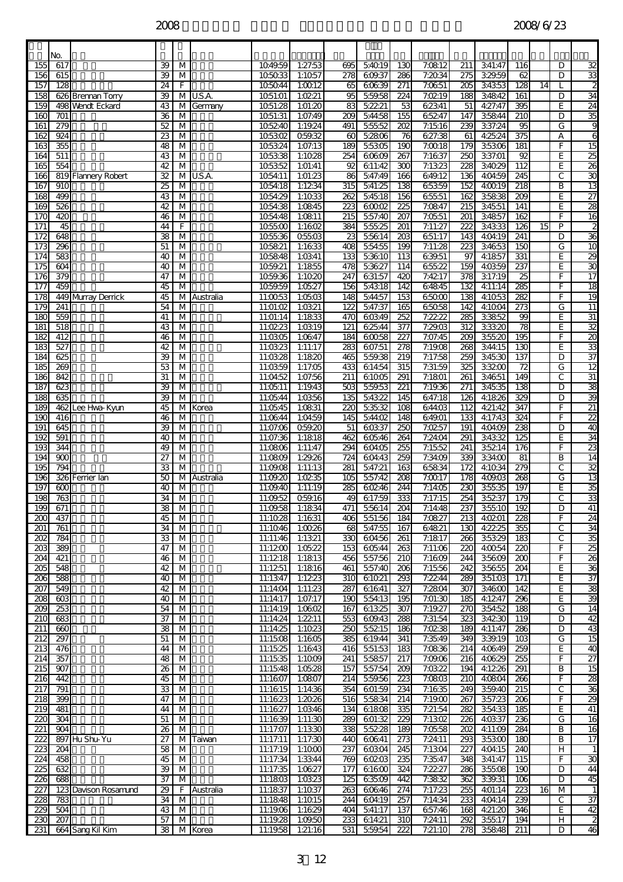| | No. | | | | | | | | | | | | | | | | |
|---|---|---|---|---|---|---|---|---|---|---|---|---|---|---|---|---|---|
| 155 | 617 | | 39 | M | | 10:49:59 | 1:27:53 | 695 | 5:40:19 | 130 | 7:08:12 | 211 | 3:41:47 | 116 | | D | 32 |
| 156 | 615 | | 39 | M | | 10:50:33 | 1:10:57 | 278 | 6:09:37 | 286 | 7:20:34 | 275 | 3:29:59 | 62 | | D | 33 |
| 157 | 128 | | 24 | F | | 10:50:44 | 1:00:12 | 65 | 6:06:39 | 271 | 7:06:51 | 205 | 3:43:53 | 128 | 14 | L | 2 |
| 158 | 626 | Brennan Torry | 39 | M | U.S.A. | 10:51:01 | 1:02:21 | 95 | 5:59:58 | 224 | 7:02:19 | 188 | 3:48:42 | 161 | | D | 34 |
| 159 | 498 | Wendt Eckard | 43 | M | Germany | 10:51:28 | 1:01:20 | 83 | 5:22:21 | 53 | 6:23:41 | 51 | 4:27:47 | 395 | | E | 24 |
| 160 | 701 | | 36 | M | | 10:51:31 | 1:07:49 | 209 | 5:44:58 | 155 | 6:52:47 | 147 | 3:58:44 | 210 | | D | 35 |
| 161 | 279 | | 52 | M | | 10:52:40 | 1:19:24 | 491 | 5:55:52 | 202 | 7:15:16 | 239 | 3:37:24 | 95 | | G | 9 |
| 162 | 924 | | 23 | M | | 10:53:02 | 0:59:32 | 60 | 5:28:06 | 76 | 6:27:38 | 61 | 4:25:24 | 375 | | A | 6 |
| 163 | 355 | | 48 | M | | 10:53:24 | 1:07:13 | 189 | 5:53:05 | 190 | 7:00:18 | 179 | 3:53:06 | 181 | | F | 15 |
| 164 | 511 | | 43 | M | | 10:53:38 | 1:10:28 | 254 | 6:06:09 | 267 | 7:16:37 | 250 | 3:37:01 | 92 | | E | 25 |
| 165 | 554 | | 42 | M | | 10:53:52 | 1:01:41 | 92 | 6:11:42 | 300 | 7:13:23 | 228 | 3:40:29 | 112 | | E | 26 |
| 166 | 819 | Flannery Robert | 32 | M | U.S.A. | 10:54:11 | 1:01:23 | 86 | 5:47:49 | 166 | 6:49:12 | 136 | 4:04:59 | 245 | | C | 30 |
| 167 | 910 | | 25 | M | | 10:54:18 | 1:12:34 | 315 | 5:41:25 | 138 | 6:53:59 | 152 | 4:00:19 | 218 | | B | 13 |
| 168 | 499 | | 43 | M | | 10:54:29 | 1:10:33 | 262 | 5:45:18 | 156 | 6:55:51 | 162 | 3:58:38 | 209 | | E | 27 |
| 169 | 526 | | 42 | M | | 10:54:38 | 1:08:45 | 223 | 6:00:02 | 225 | 7:08:47 | 215 | 3:45:51 | 141 | | E | 28 |
| 170 | 420 | | 46 | M | | 10:54:48 | 1:08:11 | 215 | 5:57:40 | 207 | 7:05:51 | 201 | 3:48:57 | 162 | | F | 16 |
| 171 | 45 | | 44 | F | | 10:55:00 | 1:16:02 | 384 | 5:55:25 | 201 | 7:11:27 | 222 | 3:43:33 | 126 | 15 | P | 2 |
| 172 | 648 | | 38 | M | | 10:55:36 | 0:55:03 | 23 | 5:56:14 | 203 | 6:51:17 | 143 | 4:04:19 | 241 | | D | 36 |
| 173 | 296 | | 51 | M | | 10:58:21 | 1:16:33 | 408 | 5:54:55 | 199 | 7:11:28 | 223 | 3:46:53 | 150 | | G | 10 |
| 174 | 583 | | 40 | M | | 10:58:48 | 1:03:41 | 133 | 5:36:10 | 113 | 6:39:51 | 97 | 4:18:57 | 331 | | E | 29 |
| 175 | 604 | | 40 | M | | 10:59:21 | 1:18:55 | 478 | 5:36:27 | 114 | 6:55:22 | 159 | 4:03:59 | 237 | | E | 30 |
| 176 | 379 | | 47 | M | | 10:59:36 | 1:10:20 | 247 | 6:31:57 | 420 | 7:42:17 | 378 | 3:17:19 | 25 | | F | 17 |
| 177 | 459 | | 45 | M | | 10:59:59 | 1:05:27 | 156 | 5:43:18 | 142 | 6:48:45 | 132 | 4:11:14 | 285 | | F | 18 |
| 178 | 449 | Murray Derrick | 45 | M | Australia | 11:00:53 | 1:05:03 | 148 | 5:44:57 | 153 | 6:50:00 | 138 | 4:10:53 | 282 | | F | 19 |
| 179 | 241 | | 54 | M | | 11:01:02 | 1:03:21 | 122 | 5:47:37 | 165 | 6:50:58 | 142 | 4:10:04 | 273 | | G | 11 |
| 180 | 559 | | 41 | M | | 11:01:14 | 1:18:33 | 470 | 6:03:49 | 252 | 7:22:22 | 285 | 3:38:52 | 99 | | E | 31 |
| 181 | 518 | | 43 | M | | 11:02:23 | 1:03:19 | 121 | 6:25:44 | 377 | 7:29:03 | 312 | 3:33:20 | 78 | | E | 32 |
| 182 | 412 | | 46 | M | | 11:03:05 | 1:06:47 | 184 | 6:00:58 | 227 | 7:07:45 | 209 | 3:55:20 | 195 | | F | 20 |
| 183 | 527 | | 42 | M | | 11:03:23 | 1:11:17 | 283 | 6:07:51 | 278 | 7:19:08 | 268 | 3:44:15 | 130 | | E | 33 |
| 184 | 625 | | 39 | M | | 11:03:28 | 1:18:20 | 465 | 5:59:38 | 219 | 7:17:58 | 259 | 3:45:30 | 137 | | D | 37 |
| 185 | 269 | | 53 | M | | 11:03:59 | 1:17:05 | 433 | 6:14:54 | 315 | 7:31:59 | 325 | 3:32:00 | 72 | | G | 12 |
| 186 | 842 | | 31 | M | | 11:04:52 | 1:07:56 | 211 | 6:10:05 | 291 | 7:18:01 | 261 | 3:46:51 | 149 | | C | 31 |
| 187 | 623 | | 39 | M | | 11:05:11 | 1:19:43 | 503 | 5:59:53 | 221 | 7:19:36 | 271 | 3:45:35 | 138 | | D | 38 |
| 188 | 635 | | 39 | M | | 11:05:44 | 1:03:56 | 135 | 5:43:22 | 145 | 6:47:18 | 126 | 4:18:26 | 329 | | D | 39 |
| 189 | 462 | Lee Hwa-Kyun | 45 | M | Korea | 11:05:45 | 1:08:31 | 220 | 5:35:32 | 108 | 6:44:03 | 112 | 4:21:42 | 347 | | F | 21 |
| 190 | 416 | | 46 | M | | 11:06:44 | 1:04:59 | 145 | 5:44:02 | 148 | 6:49:01 | 133 | 4:17:43 | 324 | | F | 22 |
| 191 | 645 | | 39 | M | | 11:07:06 | 0:59:20 | 51 | 6:03:37 | 250 | 7:02:57 | 191 | 4:04:09 | 238 | | D | 40 |
| 192 | 591 | | 40 | M | | 11:07:36 | 1:18:18 | 462 | 6:05:46 | 264 | 7:24:04 | 291 | 3:43:32 | 125 | | E | 34 |
| 193 | 344 | | 49 | M | | 11:08:06 | 1:11:47 | 294 | 6:04:05 | 255 | 7:15:52 | 241 | 3:52:14 | 176 | | F | 23 |
| 194 | 900 | | 27 | M | | 11:08:09 | 1:29:26 | 724 | 6:04:43 | 259 | 7:34:09 | 339 | 3:34:00 | 81 | | B | 14 |
| 195 | 794 | | 33 | M | | 11:09:08 | 1:11:13 | 281 | 5:47:21 | 163 | 6:58:34 | 172 | 4:10:34 | 279 | | C | 32 |
| 196 | 326 | Ferrier Ian | 50 | M | Australia | 11:09:20 | 1:02:35 | 105 | 5:57:42 | 208 | 7:00:17 | 178 | 4:09:03 | 268 | | G | 13 |
| 197 | 600 | | 40 | M | | 11:09:40 | 1:11:19 | 285 | 6:02:46 | 244 | 7:14:05 | 230 | 3:55:35 | 197 | | E | 35 |
| 198 | 763 | | 34 | M | | 11:09:52 | 0:59:16 | 49 | 6:17:59 | 333 | 7:17:15 | 254 | 3:52:37 | 179 | | C | 33 |
| 199 | 671 | | 38 | M | | 11:09:58 | 1:18:34 | 471 | 5:56:14 | 204 | 7:14:48 | 237 | 3:55:10 | 192 | | D | 41 |
| 200 | 437 | | 45 | M | | 11:10:28 | 1:16:31 | 406 | 5:51:56 | 184 | 7:08:27 | 213 | 4:02:01 | 228 | | F | 24 |
| 201 | 761 | | 34 | M | | 11:10:46 | 1:00:26 | 68 | 5:47:55 | 167 | 6:48:21 | 130 | 4:22:25 | 355 | | C | 34 |
| 202 | 784 | | 33 | M | | 11:11:46 | 1:13:21 | 330 | 6:04:56 | 261 | 7:18:17 | 266 | 3:53:29 | 183 | | C | 35 |
| 203 | 389 | | 47 | M | | 11:12:00 | 1:05:22 | 153 | 6:05:44 | 263 | 7:11:06 | 220 | 4:00:54 | 220 | | F | 25 |
| 204 | 421 | | 46 | M | | 11:12:18 | 1:18:13 | 456 | 5:57:56 | 210 | 7:16:09 | 244 | 3:56:09 | 200 | | F | 26 |
| 205 | 548 | | 42 | M | | 11:12:51 | 1:18:16 | 461 | 5:57:40 | 206 | 7:15:56 | 242 | 3:56:55 | 204 | | E | 36 |
| 206 | 588 | | 40 | M | | 11:13:47 | 1:12:23 | 310 | 6:10:21 | 293 | 7:22:44 | 289 | 3:51:03 | 171 | | E | 37 |
| 207 | 549 | | 42 | M | | 11:14:04 | 1:11:23 | 287 | 6:16:41 | 327 | 7:28:04 | 307 | 3:46:00 | 142 | | E | 38 |
| 208 | 603 | | 40 | M | | 11:14:17 | 1:07:17 | 190 | 5:54:13 | 195 | 7:01:30 | 185 | 4:12:47 | 296 | | E | 39 |
| 209 | 253 | | 54 | M | | 11:14:19 | 1:06:02 | 167 | 6:13:25 | 307 | 7:19:27 | 270 | 3:54:52 | 188 | | G | 14 |
| 210 | 683 | | 37 | M | | 11:14:24 | 1:22:11 | 553 | 6:09:43 | 288 | 7:31:54 | 323 | 3:42:30 | 119 | | D | 42 |
| 211 | 660 | | 38 | M | | 11:14:25 | 1:10:23 | 250 | 5:52:15 | 186 | 7:02:38 | 189 | 4:11:47 | 286 | | D | 43 |
| 212 | 297 | | 51 | M | | 11:15:08 | 1:16:05 | 385 | 6:19:44 | 341 | 7:35:49 | 349 | 3:39:19 | 103 | | G | 15 |
| 213 | 476 | | 44 | M | | 11:15:25 | 1:16:43 | 416 | 5:51:53 | 183 | 7:08:36 | 214 | 4:06:49 | 259 | | E | 40 |
| 214 | 357 | | 48 | M | | 11:15:35 | 1:10:09 | 241 | 5:58:57 | 217 | 7:09:06 | 216 | 4:06:29 | 255 | | F | 27 |
| 215 | 907 | | 26 | M | | 11:15:48 | 1:05:28 | 157 | 5:57:54 | 209 | 7:03:22 | 194 | 4:12:26 | 291 | | B | 15 |
| 216 | 442 | | 45 | M | | 11:16:07 | 1:08:07 | 214 | 5:59:56 | 223 | 7:08:03 | 210 | 4:08:04 | 266 | | F | 28 |
| 217 | 791 | | 33 | M | | 11:16:15 | 1:14:36 | 354 | 6:01:59 | 234 | 7:16:35 | 249 | 3:59:40 | 215 | | C | 36 |
| 218 | 399 | | 47 | M | | 11:16:23 | 1:20:26 | 516 | 5:58:34 | 214 | 7:19:00 | 267 | 3:57:23 | 206 | | F | 29 |
| 219 | 481 | | 44 | M | | 11:16:27 | 1:03:46 | 134 | 6:18:08 | 335 | 7:21:54 | 282 | 3:54:33 | 185 | | E | 41 |
| 220 | 304 | | 51 | M | | 11:16:39 | 1:11:30 | 289 | 6:01:32 | 229 | 7:13:02 | 226 | 4:03:37 | 236 | | G | 16 |
| 221 | 904 | | 26 | M | | 11:17:07 | 1:13:30 | 338 | 5:52:28 | 189 | 7:05:58 | 202 | 4:11:09 | 284 | | B | 16 |
| 222 | 897 | Hu Shu-Yu | 27 | M | Taiwan | 11:17:11 | 1:17:30 | 440 | 6:06:41 | 273 | 7:24:11 | 293 | 3:53:00 | 180 | | B | 17 |
| 223 | 204 | | 58 | M | | 11:17:19 | 1:10:00 | 237 | 6:03:04 | 245 | 7:13:04 | 227 | 4:04:15 | 240 | | H | 1 |
| 224 | 458 | | 45 | M | | 11:17:34 | 1:33:44 | 769 | 6:02:03 | 235 | 7:35:47 | 348 | 3:41:47 | 115 | | F | 30 |
| 225 | 632 | | 39 | M | | 11:17:35 | 1:06:27 | 177 | 6:16:00 | 324 | 7:22:27 | 286 | 3:55:08 | 190 | | D | 44 |
| 226 | 688 | | 37 | M | | 11:18:03 | 1:03:23 | 125 | 6:35:09 | 442 | 7:38:32 | 362 | 3:39:31 | 106 | | D | 45 |
| 227 | 123 | Davison Rosamund | 29 | F | Australia | 11:18:37 | 1:10:37 | 263 | 6:06:46 | 274 | 7:17:23 | 255 | 4:01:14 | 223 | 16 | M | 1 |
| 228 | 783 | | 34 | M | | 11:18:48 | 1:10:15 | 244 | 6:04:19 | 257 | 7:14:34 | 233 | 4:04:14 | 239 | | C | 37 |
| 229 | 504 | | 43 | M | | 11:19:06 | 1:16:29 | 404 | 5:41:17 | 137 | 6:57:46 | 168 | 4:21:20 | 346 | | E | 42 |
| 230 | 207 | | 57 | M | | 11:19:28 | 1:09:50 | 233 | 6:14:21 | 310 | 7:24:11 | 292 | 3:55:17 | 194 | | H | 2 |
| 231 | 664 | Sang Kil Kim | 38 | M | Korea | 11:19:58 | 1:21:16 | 531 | 5:59:54 | 222 | 7:21:10 | 278 | 3:58:48 | 211 | | D | 46 |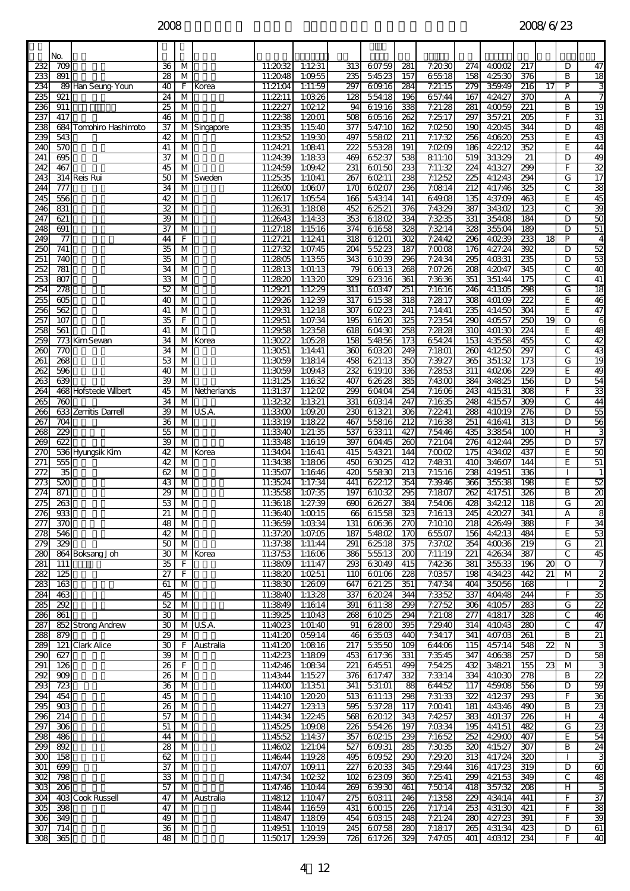| | No. | | | | | | | | | | | | | | | | |
|---|---|---|---|---|---|---|---|---|---|---|---|---|---|---|---|---|---|
| 232 | 709 | | 36 | M | | 11:20:32 | 1:12:31 | 313 | 6:07:59 | 281 | 7:20:30 | 274 | 4:00:02 | 217 | | D | 47 |
| 233 | 891 | | 28 | M | | 11:20:48 | 1:09:55 | 235 | 5:45:23 | 157 | 6:55:18 | 158 | 4:25:30 | 376 | | B | 18 |
| 234 | 89 | Han Seung-Youn | 40 | F | Korea | 11:21:04 | 1:11:59 | 297 | 6:09:16 | 284 | 7:21:15 | 279 | 3:59:49 | 216 | 17 | P | 3 |
| 235 | 921 | | 24 | M | | 11:22:11 | 1:03:26 | 128 | 5:54:18 | 196 | 6:57:44 | 167 | 4:24:27 | 370 | | A | 7 |
| 236 | 911 | | 25 | M | | 11:22:27 | 1:02:12 | 94 | 6:19:16 | 338 | 7:21:28 | 281 | 4:00:59 | 221 | | B | 19 |
| 237 | 417 | | 46 | M | | 11:22:38 | 1:20:01 | 508 | 6:05:16 | 262 | 7:25:17 | 297 | 3:57:21 | 205 | | F | 31 |
| 238 | 684 | Tomohiro Hashimoto | 37 | M | Singapore | 11:23:35 | 1:15:40 | 377 | 5:47:10 | 162 | 7:02:50 | 190 | 4:20:45 | 344 | | D | 48 |
| 239 | 543 | | 42 | M | | 11:23:52 | 1:19:30 | 497 | 5:58:02 | 211 | 7:17:32 | 256 | 4:06:20 | 253 | | E | 43 |
| 240 | 570 | | 41 | M | | 11:24:21 | 1:08:41 | 222 | 5:53:28 | 191 | 7:02:09 | 186 | 4:22:12 | 352 | | E | 44 |
| 241 | 695 | | 37 | M | | 11:24:39 | 1:18:33 | 469 | 6:52:37 | 538 | 8:11:10 | 519 | 3:13:29 | 21 | | D | 49 |
| 242 | 467 | | 45 | M | | 11:24:59 | 1:09:42 | 231 | 6:01:50 | 233 | 7:11:32 | 224 | 4:13:27 | 299 | | F | 32 |
| 243 | 314 | Reis Rui | 50 | M | Sweden | 11:25:35 | 1:10:41 | 267 | 6:02:11 | 238 | 7:12:52 | 225 | 4:12:43 | 294 | | G | 17 |
| 244 | 777 | | 34 | M | | 11:26:00 | 1:06:07 | 170 | 6:02:07 | 236 | 7:08:14 | 212 | 4:17:46 | 325 | | C | 38 |
| 245 | 556 | | 42 | M | | 11:26:17 | 1:05:54 | 166 | 5:43:14 | 141 | 6:49:08 | 135 | 4:37:09 | 463 | | E | 45 |
| 246 | 831 | | 32 | M | | 11:26:31 | 1:18:08 | 452 | 6:25:21 | 376 | 7:43:29 | 387 | 3:43:02 | 123 | | C | 39 |
| 247 | 621 | | 39 | M | | 11:26:43 | 1:14:33 | 353 | 6:18:02 | 334 | 7:32:35 | 331 | 3:54:08 | 184 | | D | 50 |
| 248 | 691 | | 37 | M | | 11:27:18 | 1:15:16 | 374 | 6:16:58 | 328 | 7:32:14 | 328 | 3:55:04 | 189 | | D | 51 |
| 249 | 77 | | 44 | F | | 11:27:21 | 1:12:41 | 318 | 6:12:01 | 302 | 7:24:42 | 296 | 4:02:39 | 233 | 18 | P | 4 |
| 250 | 741 | | 35 | M | | 11:27:32 | 1:07:45 | 204 | 5:52:23 | 187 | 7:00:08 | 176 | 4:27:24 | 392 | | D | 52 |
| 251 | 740 | | 35 | M | | 11:28:05 | 1:13:55 | 343 | 6:10:39 | 296 | 7:24:34 | 295 | 4:03:31 | 235 | | D | 53 |
| 252 | 781 | | 34 | M | | 11:28:13 | 1:01:13 | 79 | 6:06:13 | 268 | 7:07:26 | 208 | 4:20:47 | 345 | | C | 40 |
| 253 | 807 | | 33 | M | | 11:28:20 | 1:13:20 | 329 | 6:23:16 | 361 | 7:36:36 | 351 | 3:51:44 | 175 | | C | 41 |
| 254 | 278 | | 52 | M | | 11:29:21 | 1:12:29 | 311 | 6:03:47 | 251 | 7:16:16 | 246 | 4:13:05 | 298 | | G | 18 |
| 255 | 605 | | 40 | M | | 11:29:26 | 1:12:39 | 317 | 6:15:38 | 318 | 7:28:17 | 308 | 4:01:09 | 222 | | E | 46 |
| 256 | 562 | | 41 | M | | 11:29:31 | 1:12:18 | 307 | 6:02:23 | 241 | 7:14:41 | 235 | 4:14:50 | 304 | | E | 47 |
| 257 | 107 | | 35 | F | | 11:29:51 | 1:07:34 | 195 | 6:16:20 | 325 | 7:23:54 | 290 | 4:05:57 | 250 | 19 | O | 6 |
| 258 | 561 | | 41 | M | | 11:29:58 | 1:23:58 | 618 | 6:04:30 | 258 | 7:28:28 | 310 | 4:01:30 | 224 | | E | 48 |
| 259 | 773 | Kim Sewan | 34 | M | Korea | 11:30:22 | 1:05:28 | 158 | 5:48:56 | 173 | 6:54:24 | 153 | 4:35:58 | 455 | | C | 42 |
| 260 | 770 | | 34 | M | | 11:30:51 | 1:14:41 | 360 | 6:03:20 | 249 | 7:18:01 | 260 | 4:12:50 | 297 | | C | 43 |
| 261 | 268 | | 53 | M | | 11:30:59 | 1:18:14 | 458 | 6:21:13 | 350 | 7:39:27 | 365 | 3:51:32 | 173 | | G | 19 |
| 262 | 596 | | 40 | M | | 11:30:59 | 1:09:43 | 232 | 6:19:10 | 336 | 7:28:53 | 311 | 4:02:06 | 229 | | E | 49 |
| 263 | 639 | | 39 | M | | 11:31:25 | 1:16:32 | 407 | 6:26:28 | 385 | 7:43:00 | 384 | 3:48:25 | 156 | | D | 54 |
| 264 | 468 | Hofstede Wilbert | 45 | M | Netherlands | 11:31:37 | 1:12:02 | 299 | 6:04:04 | 254 | 7:16:06 | 243 | 4:15:31 | 308 | | F | 33 |
| 265 | 760 | | 34 | M | | 11:32:32 | 1:13:21 | 331 | 6:03:14 | 247 | 7:16:35 | 248 | 4:15:57 | 309 | | C | 44 |
| 266 | 633 | Zemitis Darrell | 39 | M | U.S.A. | 11:33:00 | 1:09:20 | 230 | 6:13:21 | 306 | 7:22:41 | 288 | 4:10:19 | 276 | | D | 55 |
| 267 | 704 | | 36 | M | | 11:33:19 | 1:18:22 | 467 | 5:58:16 | 212 | 7:16:38 | 251 | 4:16:41 | 313 | | D | 56 |
| 268 | 229 | | 55 | M | | 11:33:40 | 1:21:35 | 537 | 6:33:11 | 427 | 7:54:46 | 435 | 3:38:54 | 100 | | H | 3 |
| 269 | 622 | | 39 | M | | 11:33:48 | 1:16:19 | 397 | 6:04:45 | 260 | 7:21:04 | 276 | 4:12:44 | 295 | | D | 57 |
| 270 | 536 | Hyungsik Kim | 42 | M | Korea | 11:34:04 | 1:16:41 | 415 | 5:43:21 | 144 | 7:00:02 | 175 | 4:34:02 | 437 | | E | 50 |
| 271 | 555 | | 42 | M | | 11:34:38 | 1:18:06 | 450 | 6:30:25 | 412 | 7:48:31 | 410 | 3:46:07 | 144 | | E | 51 |
| 272 | 35 | | 62 | M | | 11:35:07 | 1:16:46 | 420 | 5:58:30 | 213 | 7:15:16 | 238 | 4:19:51 | 336 | | I | 1 |
| 273 | 520 | | 43 | M | | 11:35:24 | 1:17:34 | 441 | 6:22:12 | 354 | 7:39:46 | 366 | 3:55:38 | 198 | | E | 52 |
| 274 | 871 | | 29 | M | | 11:35:58 | 1:07:35 | 197 | 6:10:32 | 295 | 7:18:07 | 262 | 4:17:51 | 326 | | B | 20 |
| 275 | 263 | | 53 | M | | 11:36:18 | 1:27:39 | 690 | 6:26:27 | 384 | 7:54:06 | 428 | 3:42:12 | 118 | | G | 20 |
| 276 | 933 | | 21 | M | | 11:36:40 | 1:00:15 | 66 | 6:15:58 | 323 | 7:16:13 | 245 | 4:20:27 | 341 | | A | 8 |
| 277 | 370 | | 48 | M | | 11:36:59 | 1:03:34 | 131 | 6:06:36 | 270 | 7:10:10 | 218 | 4:26:49 | 388 | | F | 34 |
| 278 | 546 | | 42 | M | | 11:37:20 | 1:07:05 | 187 | 5:48:02 | 170 | 6:55:07 | 156 | 4:42:13 | 484 | | E | 53 |
| 279 | 329 | | 50 | M | | 11:37:38 | 1:11:44 | 291 | 6:25:18 | 375 | 7:37:02 | 354 | 4:00:36 | 219 | | G | 21 |
| 280 | 864 | Boksang Joh | 30 | M | Korea | 11:37:53 | 1:16:06 | 386 | 5:55:13 | 200 | 7:11:19 | 221 | 4:26:34 | 387 | | C | 45 |
| 281 | 111 | | 35 | F | | 11:38:09 | 1:11:47 | 293 | 6:30:49 | 415 | 7:42:36 | 381 | 3:55:33 | 196 | 20 | O | 7 |
| 282 | 125 | | 27 | F | | 11:38:20 | 1:02:51 | 110 | 6:01:06 | 228 | 7:03:57 | 198 | 4:34:23 | 442 | 21 | M | 2 |
| 283 | 163 | | 61 | M | | 11:38:30 | 1:26:09 | 647 | 6:21:25 | 351 | 7:47:34 | 404 | 3:50:56 | 168 | | I | 2 |
| 284 | 463 | | 45 | M | | 11:38:40 | 1:13:28 | 337 | 6:20:24 | 344 | 7:33:52 | 337 | 4:04:48 | 244 | | F | 35 |
| 285 | 292 | | 52 | M | | 11:38:49 | 1:16:14 | 391 | 6:11:38 | 299 | 7:27:52 | 306 | 4:10:57 | 283 | | G | 22 |
| 286 | 861 | | 30 | M | | 11:39:25 | 1:10:43 | 268 | 6:10:25 | 294 | 7:21:08 | 277 | 4:18:17 | 328 | | C | 46 |
| 287 | 852 | Strong Andrew | 30 | M | U.S.A. | 11:40:23 | 1:01:40 | 91 | 6:28:00 | 395 | 7:29:40 | 314 | 4:10:43 | 280 | | C | 47 |
| 288 | 879 | | 29 | M | | 11:41:20 | 0:59:14 | 46 | 6:35:03 | 440 | 7:34:17 | 341 | 4:07:03 | 261 | | B | 21 |
| 289 | 121 | Clark Alice | 30 | F | Australia | 11:41:20 | 1:08:16 | 217 | 5:35:50 | 109 | 6:44:06 | 115 | 4:57:14 | 548 | 22 | N | 3 |
| 290 | 627 | | 39 | M | | 11:42:23 | 1:18:09 | 453 | 6:17:36 | 331 | 7:35:45 | 347 | 4:06:38 | 257 | | D | 58 |
| 291 | 126 | | 26 | F | | 11:42:46 | 1:08:34 | 221 | 6:45:51 | 499 | 7:54:25 | 432 | 3:48:21 | 155 | 23 | M | 3 |
| 292 | 909 | | 26 | M | | 11:43:44 | 1:15:27 | 376 | 6:17:47 | 332 | 7:33:14 | 334 | 4:10:30 | 278 | | B | 22 |
| 293 | 723 | | 36 | M | | 11:44:00 | 1:13:51 | 341 | 5:31:01 | 88 | 6:44:52 | 117 | 4:59:08 | 556 | | D | 59 |
| 294 | 454 | | 45 | M | | 11:44:10 | 1:20:20 | 513 | 6:11:13 | 298 | 7:31:33 | 322 | 4:12:37 | 293 | | F | 36 |
| 295 | 903 | | 26 | M | | 11:44:27 | 1:23:13 | 595 | 5:37:28 | 117 | 7:00:41 | 181 | 4:43:46 | 490 | | B | 23 |
| 296 | 214 | | 57 | M | | 11:44:34 | 1:22:45 | 568 | 6:20:12 | 343 | 7:42:57 | 383 | 4:01:37 | 226 | | H | 4 |
| 297 | 306 | | 51 | M | | 11:45:25 | 1:09:08 | 226 | 5:54:26 | 197 | 7:03:34 | 195 | 4:41:51 | 482 | | G | 23 |
| 298 | 486 | | 44 | M | | 11:45:52 | 1:14:37 | 357 | 6:02:15 | 239 | 7:16:52 | 252 | 4:29:00 | 407 | | E | 54 |
| 299 | 892 | | 28 | M | | 11:46:02 | 1:21:04 | 527 | 6:09:31 | 285 | 7:30:35 | 320 | 4:15:27 | 307 | | B | 24 |
| 300 | 158 | | 62 | M | | 11:46:44 | 1:19:28 | 495 | 6:09:52 | 290 | 7:29:20 | 313 | 4:17:24 | 320 | | I | 3 |
| 301 | 699 | | 37 | M | | 11:47:07 | 1:09:11 | 227 | 6:20:33 | 345 | 7:29:44 | 316 | 4:17:23 | 319 | | D | 60 |
| 302 | 798 | | 33 | M | | 11:47:34 | 1:02:32 | 102 | 6:23:09 | 360 | 7:25:41 | 299 | 4:21:53 | 349 | | C | 48 |
| 303 | 206 | | 57 | M | | 11:47:46 | 1:10:44 | 269 | 6:39:30 | 461 | 7:50:14 | 418 | 3:57:32 | 208 | | H | 5 |
| 304 | 403 | Cook Russell | 47 | M | Australia | 11:48:12 | 1:10:47 | 275 | 6:03:11 | 246 | 7:13:58 | 229 | 4:34:14 | 441 | | F | 37 |
| 305 | 398 | | 47 | M | | 11:48:44 | 1:16:59 | 431 | 6:00:15 | 226 | 7:17:14 | 253 | 4:31:30 | 421 | | F | 38 |
| 306 | 349 | | 49 | M | | 11:48:47 | 1:18:09 | 454 | 6:03:15 | 248 | 7:21:24 | 280 | 4:27:23 | 391 | | F | 39 |
| 307 | 714 | | 36 | M | | 11:49:51 | 1:10:19 | 245 | 6:07:58 | 280 | 7:18:17 | 265 | 4:31:34 | 423 | | D | 61 |
| 308 | 365 | | 48 | M | | 11:50:17 | 1:29:39 | 726 | 6:17:26 | 329 | 7:47:05 | 401 | 4:03:12 | 234 | | F | 40 |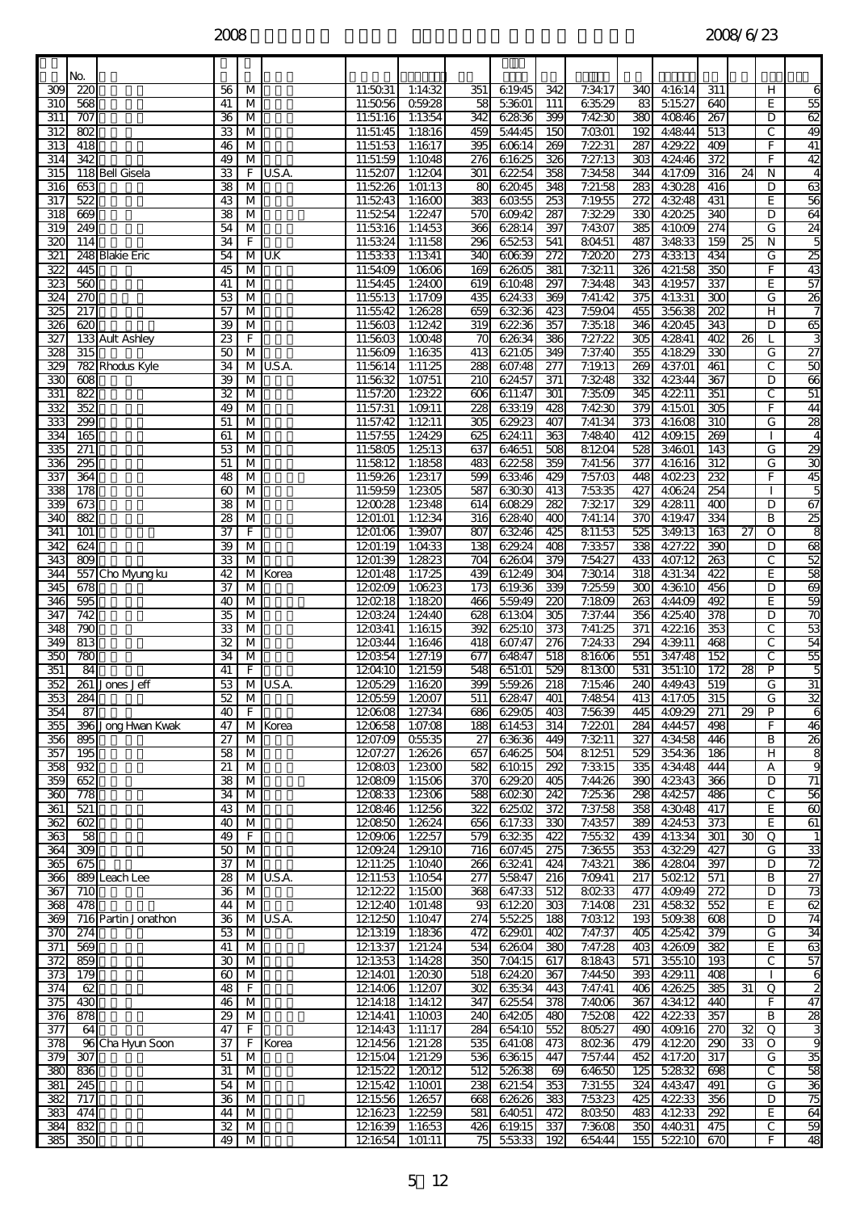| | No. | | | | | | | | | | | | | | | | |
|---|---|---|---|---|---|---|---|---|---|---|---|---|---|---|---|---|---|
| 309 | 220 | | 56 | M | | 11:50:31 | 1:14:32 | 351 | 6:19:45 | 342 | 7:34:17 | 340 | 4:16:14 | 311 | | H | 6 |
| 310 | 568 | | 41 | M | | 11:50:56 | 0:59:28 | 58 | 5:36:01 | 111 | 6:35:29 | 83 | 5:15:27 | 640 | | E | 55 |
| 311 | 707 | | 36 | M | | 11:51:16 | 1:13:54 | 342 | 6:28:36 | 399 | 7:42:30 | 380 | 4:08:46 | 267 | | D | 62 |
| 312 | 802 | | 33 | M | | 11:51:45 | 1:18:16 | 459 | 5:44:45 | 150 | 7:03:01 | 192 | 4:48:44 | 513 | | C | 49 |
| 313 | 418 | | 46 | M | | 11:51:53 | 1:16:17 | 395 | 6:06:14 | 269 | 7:22:31 | 287 | 4:29:22 | 409 | | F | 41 |
| 314 | 342 | | 49 | M | | 11:51:59 | 1:10:48 | 276 | 6:16:25 | 326 | 7:27:13 | 303 | 4:24:46 | 372 | | F | 42 |
| 315 | 118 | Bell Gisela | 33 | F | U.S.A. | 11:52:07 | 1:12:04 | 301 | 6:22:54 | 358 | 7:34:58 | 344 | 4:17:09 | 316 | 24 | N | 4 |
| 316 | 653 | | 38 | M | | 11:52:26 | 1:01:13 | 80 | 6:20:45 | 348 | 7:21:58 | 283 | 4:30:28 | 416 | | D | 63 |
| 317 | 522 | | 43 | M | | 11:52:43 | 1:16:00 | 383 | 6:03:55 | 253 | 7:19:55 | 272 | 4:32:48 | 431 | | E | 56 |
| 318 | 669 | | 38 | M | | 11:52:54 | 1:22:47 | 570 | 6:09:42 | 287 | 7:32:29 | 330 | 4:20:25 | 340 | | D | 64 |
| 319 | 249 | | 54 | M | | 11:53:16 | 1:14:53 | 366 | 6:28:14 | 397 | 7:43:07 | 385 | 4:10:09 | 274 | | G | 24 |
| 320 | 114 | | 34 | F | | 11:53:24 | 1:11:58 | 296 | 6:52:53 | 541 | 8:04:51 | 487 | 3:48:33 | 159 | 25 | N | 5 |
| 321 | 248 | Blakie Eric | 54 | M | U.K | 11:53:33 | 1:13:41 | 340 | 6:06:39 | 272 | 7:20:20 | 273 | 4:33:13 | 434 | | G | 25 |
| 322 | 445 | | 45 | M | | 11:54:09 | 1:06:06 | 169 | 6:26:05 | 381 | 7:32:11 | 326 | 4:21:58 | 350 | | F | 43 |
| 323 | 560 | | 41 | M | | 11:54:45 | 1:24:00 | 619 | 6:10:48 | 297 | 7:34:48 | 343 | 4:19:57 | 337 | | E | 57 |
| 324 | 270 | | 53 | M | | 11:55:13 | 1:17:09 | 435 | 6:24:33 | 369 | 7:41:42 | 375 | 4:13:31 | 300 | | G | 26 |
| 325 | 217 | | 57 | M | | 11:55:42 | 1:26:28 | 659 | 6:32:36 | 423 | 7:59:04 | 455 | 3:56:38 | 202 | | H | 7 |
| 326 | 620 | | 39 | M | | 11:56:03 | 1:12:42 | 319 | 6:22:36 | 357 | 7:35:18 | 346 | 4:20:45 | 343 | | D | 65 |
| 327 | 133 | Ault Ashley | 23 | F | | 11:56:03 | 1:00:48 | 70 | 6:26:34 | 386 | 7:27:22 | 305 | 4:28:41 | 402 | 26 | L | 3 |
| 328 | 315 | | 50 | M | | 11:56:09 | 1:16:35 | 413 | 6:21:05 | 349 | 7:37:40 | 355 | 4:18:29 | 330 | | G | 27 |
| 329 | 782 | Rhodus Kyle | 34 | M | U.S.A. | 11:56:14 | 1:11:25 | 288 | 6:07:48 | 277 | 7:19:13 | 269 | 4:37:01 | 461 | | C | 50 |
| 330 | 608 | | 39 | M | | 11:56:32 | 1:07:51 | 210 | 6:24:57 | 371 | 7:32:48 | 332 | 4:23:44 | 367 | | D | 66 |
| 331 | 822 | | 32 | M | | 11:57:20 | 1:23:22 | 606 | 6:11:47 | 301 | 7:35:09 | 345 | 4:22:11 | 351 | | C | 51 |
| 332 | 352 | | 49 | M | | 11:57:31 | 1:09:11 | 228 | 6:33:19 | 428 | 7:42:30 | 379 | 4:15:01 | 305 | | F | 44 |
| 333 | 299 | | 51 | M | | 11:57:42 | 1:12:11 | 305 | 6:29:23 | 407 | 7:41:34 | 373 | 4:16:08 | 310 | | G | 28 |
| 334 | 165 | | 61 | M | | 11:57:55 | 1:24:29 | 625 | 6:24:11 | 363 | 7:48:40 | 412 | 4:09:15 | 269 | | I | 4 |
| 335 | 271 | | 53 | M | | 11:58:05 | 1:25:13 | 637 | 6:46:51 | 508 | 8:12:04 | 528 | 3:46:01 | 143 | | G | 29 |
| 336 | 295 | | 51 | M | | 11:58:12 | 1:18:58 | 483 | 6:22:58 | 359 | 7:41:56 | 377 | 4:16:16 | 312 | | G | 30 |
| 337 | 364 | | 48 | M | | 11:59:26 | 1:23:17 | 599 | 6:33:46 | 429 | 7:57:03 | 448 | 4:02:23 | 232 | | F | 45 |
| 338 | 178 | | 60 | M | | 11:59:59 | 1:23:05 | 587 | 6:30:30 | 413 | 7:53:35 | 427 | 4:06:24 | 254 | | I | 5 |
| 339 | 673 | | 38 | M | | 12:00:28 | 1:23:48 | 614 | 6:08:29 | 282 | 7:32:17 | 329 | 4:28:11 | 400 | | D | 67 |
| 340 | 882 | | 28 | M | | 12:01:01 | 1:12:34 | 316 | 6:28:40 | 400 | 7:41:14 | 370 | 4:19:47 | 334 | | B | 25 |
| 341 | 101 | | 37 | F | | 12:01:06 | 1:39:07 | 807 | 6:32:46 | 425 | 8:11:53 | 525 | 3:49:13 | 163 | 27 | O | 8 |
| 342 | 624 | | 39 | M | | 12:01:19 | 1:04:33 | 138 | 6:29:24 | 408 | 7:33:57 | 338 | 4:27:22 | 390 | | D | 68 |
| 343 | 809 | | 33 | M | | 12:01:39 | 1:28:23 | 704 | 6:26:04 | 379 | 7:54:27 | 433 | 4:07:12 | 263 | | C | 52 |
| 344 | 557 | Cho Myung ku | 42 | M | Korea | 12:01:48 | 1:17:25 | 439 | 6:12:49 | 304 | 7:30:14 | 318 | 4:31:34 | 422 | | E | 58 |
| 345 | 678 | | 37 | M | | 12:02:09 | 1:06:23 | 173 | 6:19:36 | 339 | 7:25:59 | 300 | 4:36:10 | 456 | | D | 69 |
| 346 | 595 | | 40 | M | | 12:02:18 | 1:18:20 | 466 | 5:59:49 | 220 | 7:18:09 | 263 | 4:44:09 | 492 | | E | 59 |
| 347 | 742 | | 35 | M | | 12:03:24 | 1:24:40 | 628 | 6:13:04 | 305 | 7:37:44 | 356 | 4:25:40 | 378 | | D | 70 |
| 348 | 790 | | 33 | M | | 12:03:41 | 1:16:15 | 392 | 6:25:10 | 373 | 7:41:25 | 371 | 4:22:16 | 353 | | C | 53 |
| 349 | 813 | | 32 | M | | 12:03:44 | 1:16:46 | 418 | 6:07:47 | 276 | 7:24:33 | 294 | 4:39:11 | 468 | | C | 54 |
| 350 | 780 | | 34 | M | | 12:03:54 | 1:27:19 | 677 | 6:48:47 | 518 | 8:16:06 | 551 | 3:47:48 | 152 | | C | 55 |
| 351 | 84 | | 41 | F | | 12:04:10 | 1:21:59 | 548 | 6:51:01 | 529 | 8:13:00 | 531 | 3:51:10 | 172 | 28 | P | 5 |
| 352 | 261 | Jones Jeff | 53 | M | U.S.A. | 12:05:29 | 1:16:20 | 399 | 5:59:26 | 218 | 7:15:46 | 240 | 4:49:43 | 519 | | G | 31 |
| 353 | 284 | | 52 | M | | 12:05:59 | 1:20:07 | 511 | 6:28:47 | 401 | 7:48:54 | 413 | 4:17:05 | 315 | | G | 32 |
| 354 | 87 | | 40 | F | | 12:06:08 | 1:27:34 | 686 | 6:29:05 | 403 | 7:56:39 | 445 | 4:09:29 | 271 | 29 | P | 6 |
| 355 | 396 | Jong Hwan Kwak | 47 | M | Korea | 12:06:58 | 1:07:08 | 188 | 6:14:53 | 314 | 7:22:01 | 284 | 4:44:57 | 498 | | F | 46 |
| 356 | 895 | | 27 | M | | 12:07:09 | 0:55:35 | 27 | 6:36:36 | 449 | 7:32:11 | 327 | 4:34:58 | 446 | | B | 26 |
| 357 | 195 | | 58 | M | | 12:07:27 | 1:26:26 | 657 | 6:46:25 | 504 | 8:12:51 | 529 | 3:54:36 | 186 | | H | 8 |
| 358 | 932 | | 21 | M | | 12:08:03 | 1:23:00 | 582 | 6:10:15 | 292 | 7:33:15 | 335 | 4:34:48 | 444 | | A | 9 |
| 359 | 652 | | 38 | M | | 12:08:09 | 1:15:06 | 370 | 6:29:20 | 405 | 7:44:26 | 390 | 4:23:43 | 366 | | D | 71 |
| 360 | 778 | | 34 | M | | 12:08:33 | 1:23:06 | 588 | 6:02:30 | 242 | 7:25:36 | 298 | 4:42:57 | 486 | | C | 56 |
| 361 | 521 | | 43 | M | | 12:08:46 | 1:12:56 | 322 | 6:25:02 | 372 | 7:37:58 | 358 | 4:30:48 | 417 | | E | 60 |
| 362 | 602 | | 40 | M | | 12:08:50 | 1:26:24 | 656 | 6:17:33 | 330 | 7:43:57 | 389 | 4:24:53 | 373 | | E | 61 |
| 363 | 58 | | 49 | F | | 12:09:06 | 1:22:57 | 579 | 6:32:35 | 422 | 7:55:32 | 439 | 4:13:34 | 301 | 30 | Q | 1 |
| 364 | 309 | | 50 | M | | 12:09:24 | 1:29:10 | 716 | 6:07:45 | 275 | 7:36:55 | 353 | 4:32:29 | 427 | | G | 33 |
| 365 | 675 | | 37 | M | | 12:11:25 | 1:10:40 | 266 | 6:32:41 | 424 | 7:43:21 | 386 | 4:28:04 | 397 | | D | 72 |
| 366 | 889 | Leach Lee | 28 | M | U.S.A. | 12:11:53 | 1:10:54 | 277 | 5:58:47 | 216 | 7:09:41 | 217 | 5:02:12 | 571 | | B | 27 |
| 367 | 710 | | 36 | M | | 12:12:22 | 1:15:00 | 368 | 6:47:33 | 512 | 8:02:33 | 477 | 4:09:49 | 272 | | D | 73 |
| 368 | 478 | | 44 | M | | 12:12:40 | 1:01:48 | 93 | 6:12:20 | 303 | 7:14:08 | 231 | 4:58:32 | 552 | | E | 62 |
| 369 | 716 | Partin Jonathon | 36 | M | U.S.A. | 12:12:50 | 1:10:47 | 274 | 5:52:25 | 188 | 7:03:12 | 193 | 5:09:38 | 608 | | D | 74 |
| 370 | 274 | | 53 | M | | 12:13:19 | 1:18:36 | 472 | 6:29:01 | 402 | 7:47:37 | 405 | 4:25:42 | 379 | | G | 34 |
| 371 | 569 | | 41 | M | | 12:13:37 | 1:21:24 | 534 | 6:26:04 | 380 | 7:47:28 | 403 | 4:26:09 | 382 | | E | 63 |
| 372 | 859 | | 30 | M | | 12:13:53 | 1:14:28 | 350 | 7:04:15 | 617 | 8:18:43 | 571 | 3:55:10 | 193 | | C | 57 |
| 373 | 179 | | 60 | M | | 12:14:01 | 1:20:30 | 518 | 6:24:20 | 367 | 7:44:50 | 393 | 4:29:11 | 408 | | I | 6 |
| 374 | 62 | | 48 | F | | 12:14:06 | 1:12:07 | 302 | 6:35:34 | 443 | 7:47:41 | 406 | 4:26:25 | 385 | 31 | Q | 2 |
| 375 | 430 | | 46 | M | | 12:14:18 | 1:14:12 | 347 | 6:25:54 | 378 | 7:40:06 | 367 | 4:34:12 | 440 | | F | 47 |
| 376 | 878 | | 29 | M | | 12:14:41 | 1:10:03 | 240 | 6:42:05 | 480 | 7:52:08 | 422 | 4:22:33 | 357 | | B | 28 |
| 377 | 64 | | 47 | F | | 12:14:43 | 1:11:17 | 284 | 6:54:10 | 552 | 8:05:27 | 490 | 4:09:16 | 270 | 32 | Q | 3 |
| 378 | 96 | Cha Hyun Soon | 37 | F | Korea | 12:14:56 | 1:21:28 | 535 | 6:41:08 | 473 | 8:02:36 | 479 | 4:12:20 | 290 | 33 | O | 9 |
| 379 | 307 | | 51 | M | | 12:15:04 | 1:21:29 | 536 | 6:36:15 | 447 | 7:57:44 | 452 | 4:17:20 | 317 | | G | 35 |
| 380 | 836 | | 31 | M | | 12:15:22 | 1:20:12 | 512 | 5:26:38 | 69 | 6:46:50 | 125 | 5:28:32 | 698 | | C | 58 |
| 381 | 245 | | 54 | M | | 12:15:42 | 1:10:01 | 238 | 6:21:54 | 353 | 7:31:55 | 324 | 4:43:47 | 491 | | G | 36 |
| 382 | 717 | | 36 | M | | 12:15:56 | 1:26:57 | 668 | 6:26:26 | 383 | 7:53:23 | 425 | 4:22:33 | 356 | | D | 75 |
| 383 | 474 | | 44 | M | | 12:16:23 | 1:22:59 | 581 | 6:40:51 | 472 | 8:03:50 | 483 | 4:12:33 | 292 | | E | 64 |
| 384 | 832 | | 32 | M | | 12:16:39 | 1:16:53 | 426 | 6:19:15 | 337 | 7:36:08 | 350 | 4:40:31 | 475 | | C | 59 |
| 385 | 350 | | 49 | M | | 12:16:54 | 1:01:11 | 75 | 5:53:33 | 192 | 6:54:44 | 155 | 5:22:10 | 670 | | F | 48 |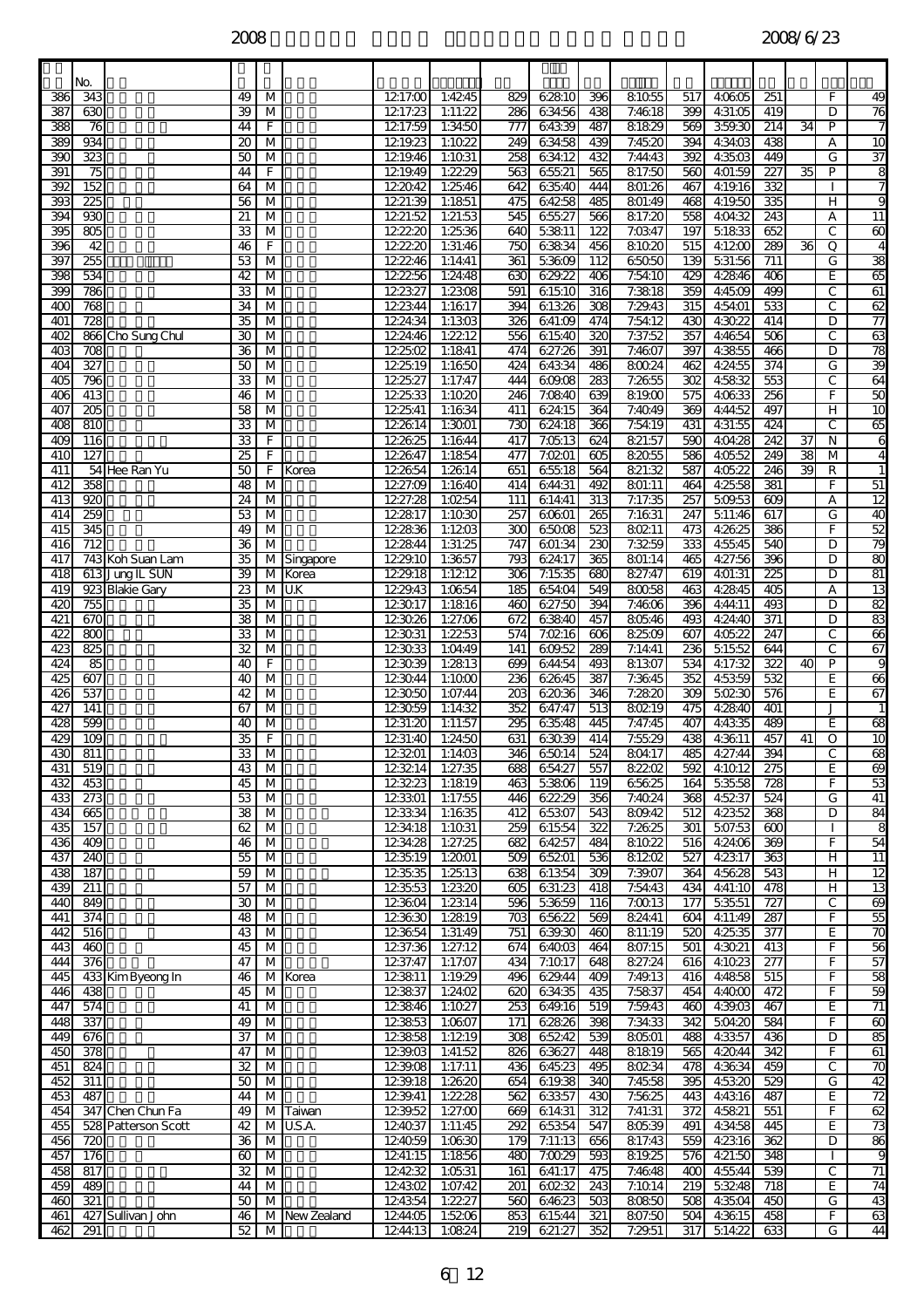2008 2008/6/23

| | No. | | | | | | | | | | | | | | | | | |
|---|---|---|---|---|---|---|---|---|---|---|---|---|---|---|---|---|---|---|
| 386 | 343 | | 49 | M | | 12:17:00 | 1:42:45 | 829 | 6:28:10 | 396 | 8:10:55 | 517 | 4:06:05 | 251 | | F | 49 |
| 387 | 630 | | 39 | M | | 12:17:23 | 1:11:22 | 286 | 6:34:56 | 438 | 7:46:18 | 399 | 4:31:05 | 419 | | D | 76 |
| 388 | 76 | | 44 | F | | 12:17:59 | 1:34:50 | 777 | 6:43:39 | 487 | 8:18:29 | 569 | 3:59:30 | 214 | 34 | P | 7 |
| 389 | 934 | | 20 | M | | 12:19:23 | 1:10:22 | 249 | 6:34:58 | 439 | 7:45:20 | 394 | 4:34:03 | 438 | | A | 10 |
| 390 | 323 | | 50 | M | | 12:19:46 | 1:10:31 | 258 | 6:34:12 | 432 | 7:44:43 | 392 | 4:35:03 | 449 | | G | 37 |
| 391 | 75 | | 44 | F | | 12:19:49 | 1:22:29 | 563 | 6:55:21 | 565 | 8:17:50 | 560 | 4:01:59 | 227 | 35 | P | 8 |
| 392 | 152 | | 64 | M | | 12:20:42 | 1:25:46 | 642 | 6:35:40 | 444 | 8:01:26 | 467 | 4:19:16 | 332 | | I | 7 |
| 393 | 225 | | 56 | M | | 12:21:39 | 1:18:51 | 475 | 6:42:58 | 485 | 8:01:49 | 468 | 4:19:50 | 335 | | H | 9 |
| 394 | 930 | | 21 | M | | 12:21:52 | 1:21:53 | 545 | 6:55:27 | 566 | 8:17:20 | 558 | 4:04:32 | 243 | | A | 11 |
| 395 | 805 | | 33 | M | | 12:22:20 | 1:25:36 | 640 | 5:38:11 | 122 | 7:03:47 | 197 | 5:18:33 | 652 | | C | 60 |
| 396 | 42 | | 46 | F | | 12:22:20 | 1:31:46 | 750 | 6:38:34 | 456 | 8:10:20 | 515 | 4:12:00 | 289 | 36 | Q | 4 |
| 397 | 255 | | 53 | M | | 12:22:46 | 1:14:41 | 361 | 5:36:09 | 112 | 6:50:50 | 139 | 5:31:56 | 711 | | G | 38 |
| 398 | 534 | | 42 | M | | 12:22:56 | 1:24:48 | 630 | 6:29:22 | 406 | 7:54:10 | 429 | 4:28:46 | 406 | | E | 65 |
| 399 | 786 | | 33 | M | | 12:23:27 | 1:23:08 | 591 | 6:15:10 | 316 | 7:38:18 | 359 | 4:45:09 | 499 | | C | 61 |
| 400 | 768 | | 34 | M | | 12:23:44 | 1:16:17 | 394 | 6:13:26 | 308 | 7:29:43 | 315 | 4:54:01 | 533 | | C | 62 |
| 401 | 728 | | 35 | M | | 12:24:34 | 1:13:03 | 326 | 6:41:09 | 474 | 7:54:12 | 430 | 4:30:22 | 414 | | D | 77 |
| 402 | 866 | Cho Sung Chul | 30 | M | | 12:24:46 | 1:22:12 | 556 | 6:15:40 | 320 | 7:37:52 | 357 | 4:46:54 | 506 | | C | 63 |
| 403 | 708 | | 36 | M | | 12:25:02 | 1:18:41 | 474 | 6:27:26 | 391 | 7:46:07 | 397 | 4:38:55 | 466 | | D | 78 |
| 404 | 327 | | 50 | M | | 12:25:19 | 1:16:50 | 424 | 6:43:34 | 486 | 8:00:24 | 462 | 4:24:55 | 374 | | G | 39 |
| 405 | 796 | | 33 | M | | 12:25:27 | 1:17:47 | 444 | 6:09:08 | 283 | 7:26:55 | 302 | 4:58:32 | 553 | | C | 64 |
| 406 | 413 | | 46 | M | | 12:25:33 | 1:10:20 | 246 | 7:08:40 | 639 | 8:19:00 | 575 | 4:06:33 | 256 | | F | 50 |
| 407 | 205 | | 58 | M | | 12:25:41 | 1:16:34 | 411 | 6:24:15 | 364 | 7:40:49 | 369 | 4:44:52 | 497 | | H | 10 |
| 408 | 810 | | 33 | M | | 12:26:14 | 1:30:01 | 730 | 6:24:18 | 366 | 7:54:19 | 431 | 4:31:55 | 424 | | C | 65 |
| 409 | 116 | | 33 | F | | 12:26:25 | 1:16:44 | 417 | 7:05:13 | 624 | 8:21:57 | 590 | 4:04:28 | 242 | 37 | N | 6 |
| 410 | 127 | | 25 | F | | 12:26:47 | 1:18:54 | 477 | 7:02:01 | 605 | 8:20:55 | 586 | 4:05:52 | 249 | 38 | M | 4 |
| 411 | 54 | Hee Ran Yu | 50 | F | Korea | 12:26:54 | 1:26:14 | 651 | 6:55:18 | 564 | 8:21:32 | 587 | 4:05:22 | 246 | 39 | R | 1 |
| 412 | 358 | | 48 | M | | 12:27:09 | 1:16:40 | 414 | 6:44:31 | 492 | 8:01:11 | 464 | 4:25:58 | 381 | | F | 51 |
| 413 | 920 | | 24 | M | | 12:27:28 | 1:02:54 | 111 | 6:14:41 | 313 | 7:17:35 | 257 | 5:09:53 | 609 | | A | 12 |
| 414 | 259 | | 53 | M | | 12:28:17 | 1:10:30 | 257 | 6:06:01 | 265 | 7:16:31 | 247 | 5:11:46 | 617 | | G | 40 |
| 415 | 345 | | 49 | M | | 12:28:36 | 1:12:03 | 300 | 6:50:08 | 523 | 8:02:11 | 473 | 4:26:25 | 386 | | F | 52 |
| 416 | 712 | | 36 | M | | 12:28:44 | 1:31:25 | 747 | 6:01:34 | 230 | 7:32:59 | 333 | 4:55:45 | 540 | | D | 79 |
| 417 | 743 | Koh Suan Lam | 35 | M | Singapore | 12:29:10 | 1:36:57 | 793 | 6:24:17 | 365 | 8:01:14 | 465 | 4:27:56 | 396 | | D | 80 |
| 418 | 613 | Jung IL SUN | 39 | M | Korea | 12:29:18 | 1:12:12 | 306 | 7:15:35 | 680 | 8:27:47 | 619 | 4:01:31 | 225 | | D | 81 |
| 419 | 923 | Blakie Gary | 23 | M | U.K | 12:29:43 | 1:06:54 | 185 | 6:54:04 | 549 | 8:00:58 | 463 | 4:28:45 | 405 | | A | 13 |
| 420 | 755 | | 35 | M | | 12:30:17 | 1:18:16 | 460 | 6:27:50 | 394 | 7:46:06 | 396 | 4:44:11 | 493 | | D | 82 |
| 421 | 670 | | 38 | M | | 12:30:26 | 1:27:06 | 672 | 6:38:40 | 457 | 8:05:46 | 493 | 4:24:40 | 371 | | D | 83 |
| 422 | 800 | | 33 | M | | 12:30:31 | 1:22:53 | 574 | 7:02:16 | 606 | 8:25:09 | 607 | 4:05:22 | 247 | | C | 66 |
| 423 | 825 | | 32 | M | | 12:30:33 | 1:04:49 | 141 | 6:09:52 | 289 | 7:14:41 | 236 | 5:15:52 | 644 | | C | 67 |
| 424 | 85 | | 40 | F | | 12:30:39 | 1:28:13 | 699 | 6:44:54 | 493 | 8:13:07 | 534 | 4:17:32 | 322 | 40 | P | 9 |
| 425 | 607 | | 40 | M | | 12:30:44 | 1:10:00 | 236 | 6:26:45 | 387 | 7:36:45 | 352 | 4:53:59 | 532 | | E | 66 |
| 426 | 537 | | 42 | M | | 12:30:50 | 1:07:44 | 203 | 6:20:36 | 346 | 7:28:20 | 309 | 5:02:30 | 576 | | E | 67 |
| 427 | 141 | | 67 | M | | 12:30:59 | 1:14:32 | 352 | 6:47:47 | 513 | 8:02:19 | 475 | 4:28:40 | 401 | | J | 1 |
| 428 | 599 | | 40 | M | | 12:31:20 | 1:11:57 | 295 | 6:35:48 | 445 | 7:47:45 | 407 | 4:43:35 | 489 | | E | 68 |
| 429 | 109 | | 35 | F | | 12:31:40 | 1:24:50 | 631 | 6:30:39 | 414 | 7:55:29 | 438 | 4:36:11 | 457 | 41 | O | 10 |
| 430 | 811 | | 33 | M | | 12:32:01 | 1:14:03 | 346 | 6:50:14 | 524 | 8:04:17 | 485 | 4:27:44 | 394 | | C | 68 |
| 431 | 519 | | 43 | M | | 12:32:14 | 1:27:35 | 688 | 6:54:27 | 557 | 8:22:02 | 592 | 4:10:12 | 275 | | E | 69 |
| 432 | 453 | | 45 | M | | 12:32:23 | 1:18:19 | 463 | 5:38:06 | 119 | 6:56:25 | 164 | 5:35:58 | 728 | | F | 53 |
| 433 | 273 | | 53 | M | | 12:33:01 | 1:17:55 | 446 | 6:22:29 | 356 | 7:40:24 | 368 | 4:52:37 | 524 | | G | 41 |
| 434 | 665 | | 38 | M | | 12:33:34 | 1:16:35 | 412 | 6:53:07 | 543 | 8:09:42 | 512 | 4:23:52 | 368 | | D | 84 |
| 435 | 157 | | 62 | M | | 12:34:18 | 1:10:31 | 259 | 6:15:54 | 322 | 7:26:25 | 301 | 5:07:53 | 600 | | I | 8 |
| 436 | 409 | | 46 | M | | 12:34:28 | 1:27:25 | 682 | 6:42:57 | 484 | 8:10:22 | 516 | 4:24:06 | 369 | | F | 54 |
| 437 | 240 | | 55 | M | | 12:35:19 | 1:20:01 | 509 | 6:52:01 | 536 | 8:12:02 | 527 | 4:23:17 | 363 | | H | 11 |
| 438 | 187 | | 59 | M | | 12:35:35 | 1:25:13 | 638 | 6:13:54 | 309 | 7:39:07 | 364 | 4:56:28 | 543 | | H | 12 |
| 439 | 211 | | 57 | M | | 12:35:53 | 1:23:20 | 605 | 6:31:23 | 418 | 7:54:43 | 434 | 4:41:10 | 478 | | H | 13 |
| 440 | 849 | | 30 | M | | 12:36:04 | 1:23:14 | 596 | 5:36:59 | 116 | 7:00:13 | 177 | 5:35:51 | 727 | | C | 69 |
| 441 | 374 | | 48 | M | | 12:36:30 | 1:28:19 | 703 | 6:56:22 | 569 | 8:24:41 | 604 | 4:11:49 | 287 | | F | 55 |
| 442 | 516 | | 43 | M | | 12:36:54 | 1:31:49 | 751 | 6:39:30 | 460 | 8:11:19 | 520 | 4:25:35 | 377 | | E | 70 |
| 443 | 460 | | 45 | M | | 12:37:36 | 1:27:12 | 674 | 6:40:03 | 464 | 8:07:15 | 501 | 4:30:21 | 413 | | F | 56 |
| 444 | 376 | | 47 | M | | 12:37:47 | 1:17:07 | 434 | 7:10:17 | 648 | 8:27:24 | 616 | 4:10:23 | 277 | | F | 57 |
| 445 | 433 | Kim Byeong In | 46 | M | Korea | 12:38:11 | 1:19:29 | 496 | 6:29:44 | 409 | 7:49:13 | 416 | 4:48:58 | 515 | | F | 58 |
| 446 | 438 | | 45 | M | | 12:38:37 | 1:24:02 | 620 | 6:34:35 | 435 | 7:58:37 | 454 | 4:40:00 | 472 | | F | 59 |
| 447 | 574 | | 41 | M | | 12:38:46 | 1:10:27 | 253 | 6:49:16 | 519 | 7:59:43 | 460 | 4:39:03 | 467 | | E | 71 |
| 448 | 337 | | 49 | M | | 12:38:53 | 1:06:07 | 171 | 6:28:26 | 398 | 7:34:33 | 342 | 5:04:20 | 584 | | F | 60 |
| 449 | 676 | | 37 | M | | 12:38:58 | 1:12:19 | 308 | 6:52:42 | 539 | 8:05:01 | 488 | 4:33:57 | 436 | | D | 85 |
| 450 | 378 | | 47 | M | | 12:39:03 | 1:41:52 | 826 | 6:36:27 | 448 | 8:18:19 | 565 | 4:20:44 | 342 | | F | 61 |
| 451 | 824 | | 32 | M | | 12:39:08 | 1:17:11 | 436 | 6:45:23 | 495 | 8:02:34 | 478 | 4:36:34 | 459 | | C | 70 |
| 452 | 311 | | 50 | M | | 12:39:18 | 1:26:20 | 654 | 6:19:38 | 340 | 7:45:58 | 395 | 4:53:20 | 529 | | G | 42 |
| 453 | 487 | | 44 | M | | 12:39:41 | 1:22:28 | 562 | 6:33:57 | 430 | 7:56:25 | 443 | 4:43:16 | 487 | | E | 72 |
| 454 | 347 | Chen Chun Fa | 49 | M | Taiwan | 12:39:52 | 1:27:00 | 669 | 6:14:31 | 312 | 7:41:31 | 372 | 4:58:21 | 551 | | F | 62 |
| 455 | 528 | Patterson Scott | 42 | M | U.S.A. | 12:40:37 | 1:11:45 | 292 | 6:53:54 | 547 | 8:05:39 | 491 | 4:34:58 | 445 | | E | 73 |
| 456 | 720 | | 36 | M | | 12:40:59 | 1:06:30 | 179 | 7:11:13 | 656 | 8:17:43 | 559 | 4:23:16 | 362 | | D | 86 |
| 457 | 176 | | 60 | M | | 12:41:15 | 1:18:56 | 480 | 7:00:29 | 593 | 8:19:25 | 576 | 4:21:50 | 348 | | I | 9 |
| 458 | 817 | | 32 | M | | 12:42:32 | 1:05:31 | 161 | 6:41:17 | 475 | 7:46:48 | 400 | 4:55:44 | 539 | | C | 71 |
| 459 | 489 | | 44 | M | | 12:43:02 | 1:07:42 | 201 | 6:02:32 | 243 | 7:10:14 | 219 | 5:32:48 | 718 | | E | 74 |
| 460 | 321 | | 50 | M | | 12:43:54 | 1:22:27 | 560 | 6:46:23 | 503 | 8:08:50 | 508 | 4:35:04 | 450 | | G | 43 |
| 461 | 427 | Sullivan John | 46 | M | New Zealand | 12:44:05 | 1:52:06 | 853 | 6:15:44 | 321 | 8:07:50 | 504 | 4:36:15 | 458 | | F | 63 |
| 462 | 291 | | 52 | M | | 12:44:13 | 1:08:24 | 219 | 6:21:27 | 352 | 7:29:51 | 317 | 5:14:22 | 633 | | G | 44 |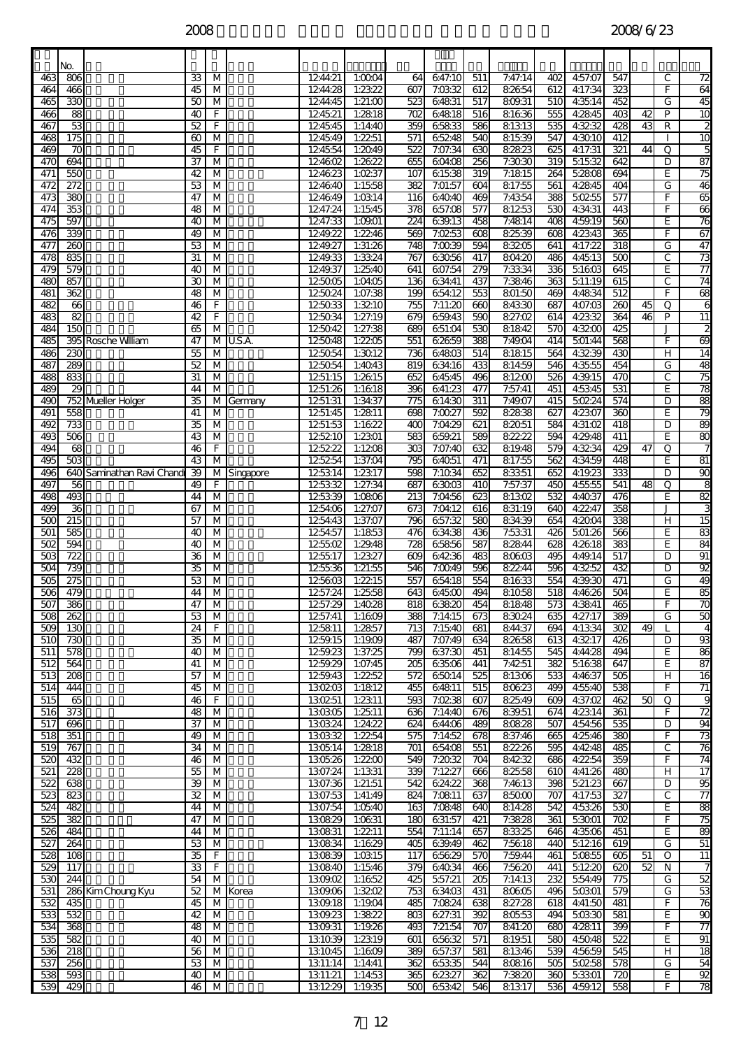|  | No. |  |  |  |  |  |  |  |  |  |  |  |  |  |  |  |  |
|---|---|---|---|---|---|---|---|---|---|---|---|---|---|---|---|---|---|
| 463 | 806 |  | 33 | M |  | 12:44:21 | 1:00:04 | 64 | 6:47:10 | 511 | 7:47:14 | 402 | 4:57:07 | 547 |  | C | 72 |
| 464 | 466 |  | 45 | M |  | 12:44:28 | 1:23:22 | 607 | 7:03:32 | 612 | 8:26:54 | 612 | 4:17:34 | 323 |  | F | 64 |
| 465 | 330 |  | 50 | M |  | 12:44:45 | 1:21:00 | 523 | 6:48:31 | 517 | 8:09:31 | 510 | 4:35:14 | 452 |  | G | 45 |
| 466 | 88 |  | 40 | F |  | 12:45:21 | 1:28:18 | 702 | 6:48:18 | 516 | 8:16:36 | 555 | 4:28:45 | 403 | 42 | P | 10 |
| 467 | 53 |  | 52 | F |  | 12:45:45 | 1:14:40 | 359 | 6:58:33 | 586 | 8:13:13 | 535 | 4:32:32 | 428 | 43 | R | 2 |
| 468 | 175 |  | 60 | M |  | 12:45:49 | 1:22:51 | 571 | 6:52:48 | 540 | 8:15:39 | 547 | 4:30:10 | 412 |  | I | 10 |
| 469 | 70 |  | 45 | F |  | 12:45:54 | 1:20:49 | 522 | 7:07:34 | 630 | 8:28:23 | 625 | 4:17:31 | 321 | 44 | Q | 5 |
| 470 | 694 |  | 37 | M |  | 12:46:02 | 1:26:22 | 655 | 6:04:08 | 256 | 7:30:30 | 319 | 5:15:32 | 642 |  | D | 87 |
| 471 | 550 |  | 42 | M |  | 12:46:23 | 1:02:37 | 107 | 6:15:38 | 319 | 7:18:15 | 264 | 5:28:08 | 694 |  | E | 75 |
| 472 | 272 |  | 53 | M |  | 12:46:40 | 1:15:58 | 382 | 7:01:57 | 604 | 8:17:55 | 561 | 4:28:45 | 404 |  | G | 46 |
| 473 | 380 |  | 47 | M |  | 12:46:49 | 1:03:14 | 116 | 6:40:40 | 469 | 7:43:54 | 388 | 5:02:55 | 577 |  | F | 65 |
| 474 | 353 |  | 48 | M |  | 12:47:24 | 1:15:45 | 378 | 6:57:08 | 577 | 8:12:53 | 530 | 4:34:31 | 443 |  | F | 66 |
| 475 | 597 |  | 40 | M |  | 12:47:33 | 1:09:01 | 224 | 6:39:13 | 458 | 7:48:14 | 408 | 4:59:19 | 560 |  | E | 76 |
| 476 | 339 |  | 49 | M |  | 12:49:22 | 1:22:46 | 569 | 7:02:53 | 608 | 8:25:39 | 608 | 4:23:43 | 365 |  | F | 67 |
| 477 | 260 |  | 53 | M |  | 12:49:27 | 1:31:26 | 748 | 7:00:39 | 594 | 8:32:05 | 641 | 4:17:22 | 318 |  | G | 47 |
| 478 | 835 |  | 31 | M |  | 12:49:33 | 1:33:24 | 767 | 6:30:56 | 417 | 8:04:20 | 486 | 4:45:13 | 500 |  | C | 73 |
| 479 | 579 |  | 40 | M |  | 12:49:37 | 1:25:40 | 641 | 6:07:54 | 279 | 7:33:34 | 336 | 5:16:03 | 645 |  | E | 77 |
| 480 | 857 |  | 30 | M |  | 12:50:05 | 1:04:05 | 136 | 6:34:41 | 437 | 7:38:46 | 363 | 5:11:19 | 615 |  | C | 74 |
| 481 | 362 |  | 48 | M |  | 12:50:24 | 1:07:38 | 199 | 6:54:12 | 553 | 8:01:50 | 469 | 4:48:34 | 512 |  | F | 68 |
| 482 | 66 |  | 46 | F |  | 12:50:33 | 1:32:10 | 755 | 7:11:20 | 660 | 8:43:30 | 687 | 4:07:03 | 260 | 45 | Q | 6 |
| 483 | 82 |  | 42 | F |  | 12:50:34 | 1:27:19 | 679 | 6:59:43 | 590 | 8:27:02 | 614 | 4:23:32 | 364 | 46 | P | 11 |
| 484 | 150 |  | 65 | M |  | 12:50:42 | 1:27:38 | 689 | 6:51:04 | 530 | 8:18:42 | 570 | 4:32:00 | 425 |  | J | 2 |
| 485 | 395 | Rosche Wlliam | 47 | M | U.S.A. | 12:50:48 | 1:22:05 | 551 | 6:26:59 | 388 | 7:49:04 | 414 | 5:01:44 | 568 |  | F | 69 |
| 486 | 230 |  | 55 | M |  | 12:50:54 | 1:30:12 | 736 | 6:48:03 | 514 | 8:18:15 | 564 | 4:32:39 | 430 |  | H | 14 |
| 487 | 289 |  | 52 | M |  | 12:50:54 | 1:40:43 | 819 | 6:34:16 | 433 | 8:14:59 | 546 | 4:35:55 | 454 |  | G | 48 |
| 488 | 833 |  | 31 | M |  | 12:51:15 | 1:26:15 | 652 | 6:45:45 | 496 | 8:12:00 | 526 | 4:39:15 | 470 |  | C | 75 |
| 489 | 29 |  | 44 | M |  | 12:51:26 | 1:16:18 | 396 | 6:41:23 | 477 | 7:57:41 | 451 | 4:53:45 | 531 |  | E | 78 |
| 490 | 752 | Mueller Holger | 35 | M | Germany | 12:51:31 | 1:34:37 | 775 | 6:14:30 | 311 | 7:49:07 | 415 | 5:02:24 | 574 |  | D | 88 |
| 491 | 558 |  | 41 | M |  | 12:51:45 | 1:28:11 | 698 | 7:00:27 | 592 | 8:28:38 | 627 | 4:23:07 | 360 |  | E | 79 |
| 492 | 733 |  | 35 | M |  | 12:51:53 | 1:16:22 | 400 | 7:04:29 | 621 | 8:20:51 | 584 | 4:31:02 | 418 |  | D | 89 |
| 493 | 506 |  | 43 | M |  | 12:52:10 | 1:23:01 | 583 | 6:59:21 | 589 | 8:22:22 | 594 | 4:29:48 | 411 |  | E | 80 |
| 494 | 68 |  | 46 | F |  | 12:52:22 | 1:12:08 | 303 | 7:07:40 | 632 | 8:19:48 | 579 | 4:32:34 | 429 | 47 | Q | 7 |
| 495 | 503 |  | 43 | M |  | 12:52:54 | 1:37:04 | 795 | 6:40:51 | 471 | 8:17:55 | 562 | 4:34:59 | 448 |  | E | 81 |
| 496 | 640 | Saminathan Ravi Chand | 39 | M | Singapore | 12:53:14 | 1:23:17 | 598 | 7:10:34 | 652 | 8:33:51 | 652 | 4:19:23 | 333 |  | D | 90 |
| 497 | 56 |  | 49 | F |  | 12:53:32 | 1:27:34 | 687 | 6:30:03 | 410 | 7:57:37 | 450 | 4:55:55 | 541 | 48 | Q | 8 |
| 498 | 493 |  | 44 | M |  | 12:53:39 | 1:08:06 | 213 | 7:04:56 | 623 | 8:13:02 | 532 | 4:40:37 | 476 |  | E | 82 |
| 499 | 36 |  | 67 | M |  | 12:54:06 | 1:27:07 | 673 | 7:04:12 | 616 | 8:31:19 | 640 | 4:22:47 | 358 |  | J | 3 |
| 500 | 215 |  | 57 | M |  | 12:54:43 | 1:37:07 | 796 | 6:57:32 | 580 | 8:34:39 | 654 | 4:20:04 | 338 |  | H | 15 |
| 501 | 585 |  | 40 | M |  | 12:54:57 | 1:18:53 | 476 | 6:34:38 | 436 | 7:53:31 | 426 | 5:01:26 | 566 |  | E | 83 |
| 502 | 594 |  | 40 | M |  | 12:55:02 | 1:29:48 | 728 | 6:58:56 | 587 | 8:28:44 | 628 | 4:26:18 | 383 |  | E | 84 |
| 503 | 722 |  | 36 | M |  | 12:55:17 | 1:23:27 | 609 | 6:42:36 | 483 | 8:06:03 | 495 | 4:49:14 | 517 |  | D | 91 |
| 504 | 739 |  | 35 | M |  | 12:55:36 | 1:21:55 | 546 | 7:00:49 | 596 | 8:22:44 | 596 | 4:32:52 | 432 |  | D | 92 |
| 505 | 275 |  | 53 | M |  | 12:56:03 | 1:22:15 | 557 | 6:54:18 | 554 | 8:16:33 | 554 | 4:39:30 | 471 |  | G | 49 |
| 506 | 479 |  | 44 | M |  | 12:57:24 | 1:25:58 | 643 | 6:45:00 | 494 | 8:10:58 | 518 | 4:46:26 | 504 |  | E | 85 |
| 507 | 386 |  | 47 | M |  | 12:57:29 | 1:40:28 | 818 | 6:38:20 | 454 | 8:18:48 | 573 | 4:38:41 | 465 |  | F | 70 |
| 508 | 262 |  | 53 | M |  | 12:57:41 | 1:16:09 | 388 | 7:14:15 | 673 | 8:30:24 | 635 | 4:27:17 | 389 |  | G | 50 |
| 509 | 130 |  | 24 | F |  | 12:58:11 | 1:28:57 | 713 | 7:15:40 | 681 | 8:44:37 | 694 | 4:13:34 | 302 | 49 | L | 4 |
| 510 | 730 |  | 35 | M |  | 12:59:15 | 1:19:09 | 487 | 7:07:49 | 634 | 8:26:58 | 613 | 4:32:17 | 426 |  | D | 93 |
| 511 | 578 |  | 40 | M |  | 12:59:23 | 1:37:25 | 799 | 6:37:30 | 451 | 8:14:55 | 545 | 4:44:28 | 494 |  | E | 86 |
| 512 | 564 |  | 41 | M |  | 12:59:29 | 1:07:45 | 205 | 6:35:06 | 441 | 7:42:51 | 382 | 5:16:38 | 647 |  | E | 87 |
| 513 | 208 |  | 57 | M |  | 12:59:43 | 1:22:52 | 572 | 6:50:14 | 525 | 8:13:06 | 533 | 4:46:37 | 505 |  | H | 16 |
| 514 | 444 |  | 45 | M |  | 13:02:03 | 1:18:12 | 455 | 6:48:11 | 515 | 8:06:23 | 499 | 4:55:40 | 538 |  | F | 71 |
| 515 | 65 |  | 46 | F |  | 13:02:51 | 1:23:11 | 593 | 7:02:38 | 607 | 8:25:49 | 609 | 4:37:02 | 462 | 50 | Q | 9 |
| 516 | 373 |  | 48 | M |  | 13:03:05 | 1:25:11 | 636 | 7:14:40 | 676 | 8:39:51 | 674 | 4:23:14 | 361 |  | F | 72 |
| 517 | 696 |  | 37 | M |  | 13:03:24 | 1:24:22 | 624 | 6:44:06 | 489 | 8:08:28 | 507 | 4:54:56 | 535 |  | D | 94 |
| 518 | 351 |  | 49 | M |  | 13:03:32 | 1:22:54 | 575 | 7:14:52 | 678 | 8:37:46 | 665 | 4:25:46 | 380 |  | F | 73 |
| 519 | 767 |  | 34 | M |  | 13:05:14 | 1:28:18 | 701 | 6:54:08 | 551 | 8:22:26 | 595 | 4:42:48 | 485 |  | C | 76 |
| 520 | 432 |  | 46 | M |  | 13:05:26 | 1:22:00 | 549 | 7:20:32 | 704 | 8:42:32 | 686 | 4:22:54 | 359 |  | F | 74 |
| 521 | 228 |  | 55 | M |  | 13:07:24 | 1:13:31 | 339 | 7:12:27 | 666 | 8:25:58 | 610 | 4:41:26 | 480 |  | H | 17 |
| 522 | 638 |  | 39 | M |  | 13:07:36 | 1:21:51 | 542 | 6:24:22 | 368 | 7:46:13 | 398 | 5:21:23 | 667 |  | D | 95 |
| 523 | 823 |  | 32 | M |  | 13:07:53 | 1:41:49 | 824 | 7:08:11 | 637 | 8:50:00 | 707 | 4:17:53 | 327 |  | C | 77 |
| 524 | 482 |  | 44 | M |  | 13:07:54 | 1:05:40 | 163 | 7:08:48 | 640 | 8:14:28 | 542 | 4:53:26 | 530 |  | E | 88 |
| 525 | 382 |  | 47 | M |  | 13:08:29 | 1:06:31 | 180 | 6:31:57 | 421 | 7:38:28 | 361 | 5:30:01 | 702 |  | F | 75 |
| 526 | 484 |  | 44 | M |  | 13:08:31 | 1:22:11 | 554 | 7:11:14 | 657 | 8:33:25 | 646 | 4:35:06 | 451 |  | E | 89 |
| 527 | 264 |  | 53 | M |  | 13:08:34 | 1:16:29 | 405 | 6:39:49 | 462 | 7:56:18 | 440 | 5:12:16 | 619 |  | G | 51 |
| 528 | 108 |  | 35 | F |  | 13:08:39 | 1:03:15 | 117 | 6:56:29 | 570 | 7:59:44 | 461 | 5:08:55 | 605 | 51 | O | 11 |
| 529 | 117 |  | 33 | F |  | 13:08:40 | 1:15:46 | 379 | 6:40:34 | 466 | 7:56:20 | 441 | 5:12:20 | 620 | 52 | N | 7 |
| 530 | 244 |  | 54 | M |  | 13:09:02 | 1:16:52 | 425 | 5:57:21 | 205 | 7:14:13 | 232 | 5:54:49 | 775 |  | G | 52 |
| 531 | 286 | Kim Choung Kyu | 52 | M | Korea | 13:09:06 | 1:32:02 | 753 | 6:34:03 | 431 | 8:06:05 | 496 | 5:03:01 | 579 |  | G | 53 |
| 532 | 435 |  | 45 | M |  | 13:09:18 | 1:19:04 | 485 | 7:08:24 | 638 | 8:27:28 | 618 | 4:41:50 | 481 |  | F | 76 |
| 533 | 532 |  | 42 | M |  | 13:09:23 | 1:38:22 | 803 | 6:27:31 | 392 | 8:05:53 | 494 | 5:03:30 | 581 |  | E | 90 |
| 534 | 368 |  | 48 | M |  | 13:09:31 | 1:19:26 | 493 | 7:21:54 | 707 | 8:41:20 | 680 | 4:28:11 | 399 |  | F | 77 |
| 535 | 582 |  | 40 | M |  | 13:10:39 | 1:23:19 | 601 | 6:56:32 | 571 | 8:19:51 | 580 | 4:50:48 | 522 |  | E | 91 |
| 536 | 218 |  | 56 | M |  | 13:10:45 | 1:16:09 | 389 | 6:57:37 | 581 | 8:13:46 | 539 | 4:56:59 | 545 |  | H | 18 |
| 537 | 256 |  | 53 | M |  | 13:11:14 | 1:14:41 | 362 | 6:53:35 | 544 | 8:08:16 | 505 | 5:02:58 | 578 |  | G | 54 |
| 538 | 593 |  | 40 | M |  | 13:11:21 | 1:14:53 | 365 | 6:23:27 | 362 | 7:38:20 | 360 | 5:33:01 | 720 |  | E | 92 |
| 539 | 429 |  | 46 | M |  | 13:12:29 | 1:19:35 | 500 | 6:53:42 | 546 | 8:13:17 | 536 | 4:59:12 | 558 |  | F | 78 |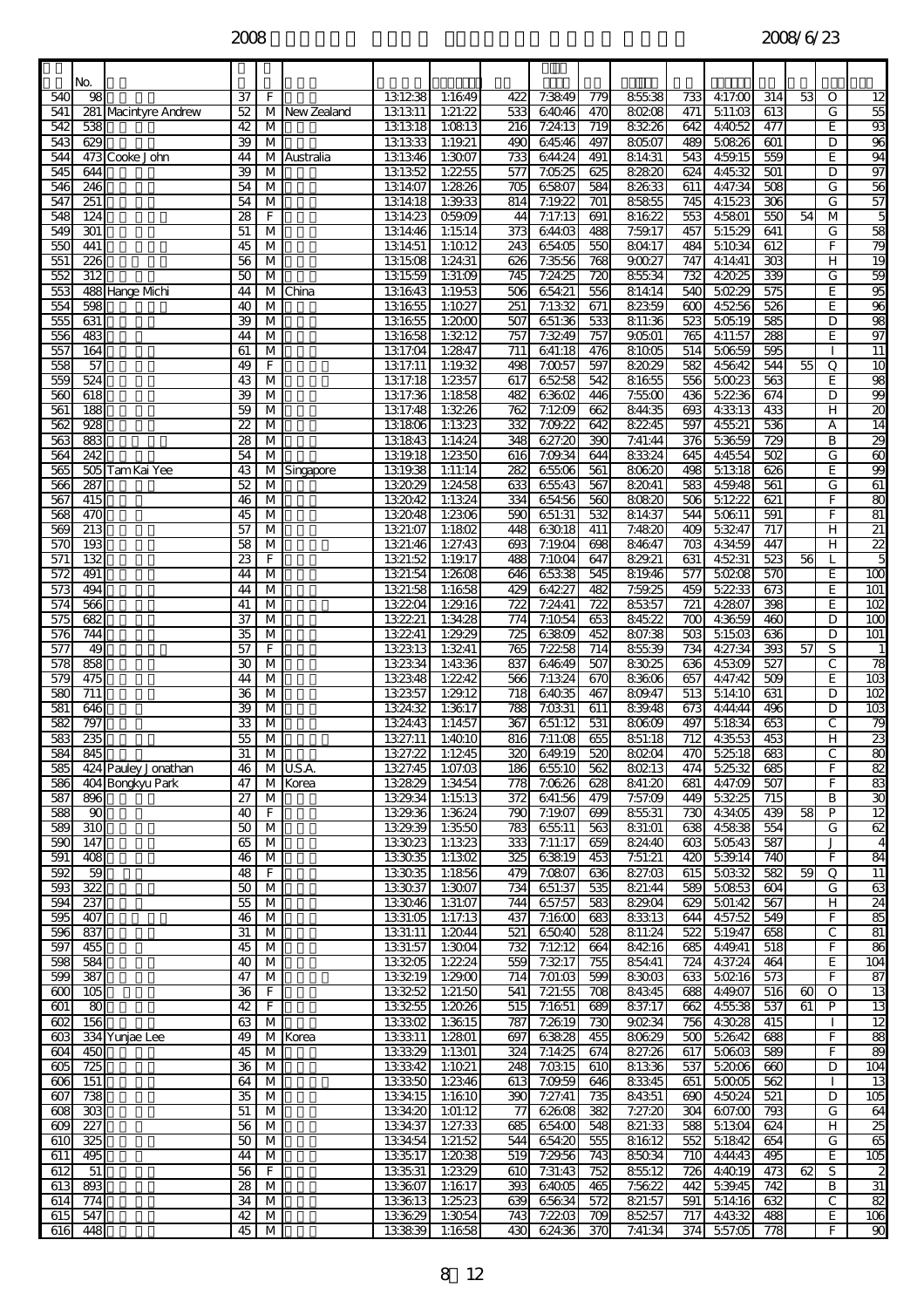| | No. | | | | | | | | | | | | | | | | |
|---|---|---|---|---|---|---|---|---|---|---|---|---|---|---|---|---|---|
| 540 | 98 | | 37 | F | | 13:12:38 | 1:16:49 | 422 | 7:38:49 | 779 | 8:55:38 | 733 | 4:17:00 | 314 | 53 | O | 12 |
| 541 | 281 | Macintyre Andrew | 52 | M | New Zealand | 13:13:11 | 1:21:22 | 533 | 6:40:46 | 470 | 8:02:08 | 471 | 5:11:03 | 613 | | G | 55 |
| 542 | 538 | | 42 | M | | 13:13:18 | 1:08:13 | 216 | 7:24:13 | 719 | 8:32:26 | 642 | 4:40:52 | 477 | | E | 93 |
| 543 | 629 | | 39 | M | | 13:13:33 | 1:19:21 | 490 | 6:45:46 | 497 | 8:05:07 | 489 | 5:08:26 | 601 | | D | 96 |
| 544 | 473 | Cooke John | 44 | M | Australia | 13:13:46 | 1:30:07 | 733 | 6:44:24 | 491 | 8:14:31 | 543 | 4:59:15 | 559 | | E | 94 |
| 545 | 644 | | 39 | M | | 13:13:52 | 1:22:55 | 577 | 7:05:25 | 625 | 8:28:20 | 624 | 4:45:32 | 501 | | D | 97 |
| 546 | 246 | | 54 | M | | 13:14:07 | 1:28:26 | 705 | 6:58:07 | 584 | 8:26:33 | 611 | 4:47:34 | 508 | | G | 56 |
| 547 | 251 | | 54 | M | | 13:14:18 | 1:39:33 | 814 | 7:19:22 | 701 | 8:58:55 | 745 | 4:15:23 | 306 | | G | 57 |
| 548 | 124 | | 28 | F | | 13:14:23 | 0:59:09 | 44 | 7:17:13 | 691 | 8:16:22 | 553 | 4:58:01 | 550 | 54 | M | 5 |
| 549 | 301 | | 51 | M | | 13:14:46 | 1:15:14 | 373 | 6:44:03 | 488 | 7:59:17 | 457 | 5:15:29 | 641 | | G | 58 |
| 550 | 441 | | 45 | M | | 13:14:51 | 1:10:12 | 243 | 6:54:05 | 550 | 8:04:17 | 484 | 5:10:34 | 612 | | F | 79 |
| 551 | 226 | | 56 | M | | 13:15:08 | 1:24:31 | 626 | 7:35:56 | 768 | 9:00:27 | 747 | 4:14:41 | 303 | | H | 19 |
| 552 | 312 | | 50 | M | | 13:15:59 | 1:31:09 | 745 | 7:24:25 | 720 | 8:55:34 | 732 | 4:20:25 | 339 | | G | 59 |
| 553 | 488 | Hange Michi | 44 | M | China | 13:16:43 | 1:19:53 | 506 | 6:54:21 | 556 | 8:14:14 | 540 | 5:02:29 | 575 | | E | 95 |
| 554 | 598 | | 40 | M | | 13:16:55 | 1:10:27 | 251 | 7:13:32 | 671 | 8:23:59 | 600 | 4:52:56 | 526 | | E | 96 |
| 555 | 631 | | 39 | M | | 13:16:55 | 1:20:00 | 507 | 6:51:36 | 533 | 8:11:36 | 523 | 5:05:19 | 585 | | D | 98 |
| 556 | 483 | | 44 | M | | 13:16:58 | 1:32:12 | 757 | 7:32:49 | 757 | 9:05:01 | 765 | 4:11:57 | 288 | | E | 97 |
| 557 | 164 | | 61 | M | | 13:17:04 | 1:28:47 | 711 | 6:41:18 | 476 | 8:10:05 | 514 | 5:06:59 | 595 | | I | 11 |
| 558 | 57 | | 49 | F | | 13:17:11 | 1:19:32 | 498 | 7:00:57 | 597 | 8:20:29 | 582 | 4:56:42 | 544 | 55 | Q | 10 |
| 559 | 524 | | 43 | M | | 13:17:18 | 1:23:57 | 617 | 6:52:58 | 542 | 8:16:55 | 556 | 5:00:23 | 563 | | E | 98 |
| 560 | 618 | | 39 | M | | 13:17:36 | 1:18:58 | 482 | 6:36:02 | 446 | 7:55:00 | 436 | 5:22:36 | 674 | | D | 99 |
| 561 | 188 | | 59 | M | | 13:17:48 | 1:32:26 | 762 | 7:12:09 | 662 | 8:44:35 | 693 | 4:33:13 | 433 | | H | 20 |
| 562 | 928 | | 22 | M | | 13:18:06 | 1:13:23 | 332 | 7:09:22 | 642 | 8:22:45 | 597 | 4:55:21 | 536 | | A | 14 |
| 563 | 883 | | 28 | M | | 13:18:43 | 1:14:24 | 348 | 6:27:20 | 390 | 7:41:44 | 376 | 5:36:59 | 729 | | B | 29 |
| 564 | 242 | | 54 | M | | 13:19:18 | 1:23:50 | 616 | 7:09:34 | 644 | 8:33:24 | 645 | 4:45:54 | 502 | | G | 60 |
| 565 | 505 | Tam Kai Yee | 43 | M | Singapore | 13:19:38 | 1:11:14 | 282 | 6:55:06 | 561 | 8:06:20 | 498 | 5:13:18 | 626 | | E | 99 |
| 566 | 287 | | 52 | M | | 13:20:29 | 1:24:58 | 633 | 6:55:43 | 567 | 8:20:41 | 583 | 4:59:48 | 561 | | G | 61 |
| 567 | 415 | | 46 | M | | 13:20:42 | 1:13:24 | 334 | 6:54:56 | 560 | 8:08:20 | 506 | 5:12:22 | 621 | | F | 80 |
| 568 | 470 | | 45 | M | | 13:20:48 | 1:23:06 | 590 | 6:51:31 | 532 | 8:14:37 | 544 | 5:06:11 | 591 | | F | 81 |
| 569 | 213 | | 57 | M | | 13:21:07 | 1:18:02 | 448 | 6:30:18 | 411 | 7:48:20 | 409 | 5:32:47 | 717 | | H | 21 |
| 570 | 193 | | 58 | M | | 13:21:46 | 1:27:43 | 693 | 7:19:04 | 698 | 8:46:47 | 703 | 4:34:59 | 447 | | H | 22 |
| 571 | 132 | | 23 | F | | 13:21:52 | 1:19:17 | 488 | 7:10:04 | 647 | 8:29:21 | 631 | 4:52:31 | 523 | 56 | L | 5 |
| 572 | 491 | | 44 | M | | 13:21:54 | 1:26:08 | 646 | 6:53:38 | 545 | 8:19:46 | 577 | 5:02:08 | 570 | | E | 100 |
| 573 | 494 | | 44 | M | | 13:21:58 | 1:16:58 | 429 | 6:42:27 | 482 | 7:59:25 | 459 | 5:22:33 | 673 | | E | 101 |
| 574 | 566 | | 41 | M | | 13:22:04 | 1:29:16 | 722 | 7:24:41 | 722 | 8:53:57 | 721 | 4:28:07 | 398 | | E | 102 |
| 575 | 682 | | 37 | M | | 13:22:21 | 1:34:28 | 774 | 7:10:54 | 653 | 8:45:22 | 700 | 4:36:59 | 460 | | D | 100 |
| 576 | 744 | | 35 | M | | 13:22:41 | 1:29:29 | 725 | 6:38:09 | 452 | 8:07:38 | 503 | 5:15:03 | 636 | | D | 101 |
| 577 | 49 | | 57 | F | | 13:23:13 | 1:32:41 | 765 | 7:22:58 | 714 | 8:55:39 | 734 | 4:27:34 | 393 | 57 | S | 1 |
| 578 | 858 | | 30 | M | | 13:23:34 | 1:43:36 | 837 | 6:46:49 | 507 | 8:30:25 | 636 | 4:53:09 | 527 | | C | 78 |
| 579 | 475 | | 44 | M | | 13:23:48 | 1:22:42 | 566 | 7:13:24 | 670 | 8:36:06 | 657 | 4:47:42 | 509 | | E | 103 |
| 580 | 711 | | 36 | M | | 13:23:57 | 1:29:12 | 718 | 6:40:35 | 467 | 8:09:47 | 513 | 5:14:10 | 631 | | D | 102 |
| 581 | 646 | | 39 | M | | 13:24:32 | 1:36:17 | 788 | 7:03:31 | 611 | 8:39:48 | 673 | 4:44:44 | 496 | | D | 103 |
| 582 | 797 | | 33 | M | | 13:24:43 | 1:14:57 | 367 | 6:51:12 | 531 | 8:06:09 | 497 | 5:18:34 | 653 | | C | 79 |
| 583 | 235 | | 55 | M | | 13:27:11 | 1:40:10 | 816 | 7:11:08 | 655 | 8:51:18 | 712 | 4:35:53 | 453 | | H | 23 |
| 584 | 845 | | 31 | M | | 13:27:22 | 1:12:45 | 320 | 6:49:19 | 520 | 8:02:04 | 470 | 5:25:18 | 683 | | C | 80 |
| 585 | 424 | Pauley Jonathan | 46 | M | U.S.A. | 13:27:45 | 1:07:03 | 186 | 6:55:10 | 562 | 8:02:13 | 474 | 5:25:32 | 685 | | F | 82 |
| 586 | 404 | Bongkyu Park | 47 | M | Korea | 13:28:29 | 1:34:54 | 778 | 7:06:26 | 628 | 8:41:20 | 681 | 4:47:09 | 507 | | F | 83 |
| 587 | 896 | | 27 | M | | 13:29:34 | 1:15:13 | 372 | 6:41:56 | 479 | 7:57:09 | 449 | 5:32:25 | 715 | | B | 30 |
| 588 | 90 | | 40 | F | | 13:29:36 | 1:36:24 | 790 | 7:19:07 | 699 | 8:55:31 | 730 | 4:34:05 | 439 | 58 | P | 12 |
| 589 | 310 | | 50 | M | | 13:29:39 | 1:35:50 | 783 | 6:55:11 | 563 | 8:31:01 | 638 | 4:58:38 | 554 | | G | 62 |
| 590 | 147 | | 65 | M | | 13:30:23 | 1:13:23 | 333 | 7:11:17 | 659 | 8:24:40 | 603 | 5:05:43 | 587 | | J | 4 |
| 591 | 408 | | 46 | M | | 13:30:35 | 1:13:02 | 325 | 6:38:19 | 453 | 7:51:21 | 420 | 5:39:14 | 740 | | F | 84 |
| 592 | 59 | | 48 | F | | 13:30:35 | 1:18:56 | 479 | 7:08:07 | 636 | 8:27:03 | 615 | 5:03:32 | 582 | 59 | Q | 11 |
| 593 | 322 | | 50 | M | | 13:30:37 | 1:30:07 | 734 | 6:51:37 | 535 | 8:21:44 | 589 | 5:08:53 | 604 | | G | 63 |
| 594 | 237 | | 55 | M | | 13:30:46 | 1:31:07 | 744 | 6:57:57 | 583 | 8:29:04 | 629 | 5:01:42 | 567 | | H | 24 |
| 595 | 407 | | 46 | M | | 13:31:05 | 1:17:13 | 437 | 7:16:00 | 683 | 8:33:13 | 644 | 4:57:52 | 549 | | F | 85 |
| 596 | 837 | | 31 | M | | 13:31:11 | 1:20:44 | 521 | 6:50:40 | 528 | 8:11:24 | 522 | 5:19:47 | 658 | | C | 81 |
| 597 | 455 | | 45 | M | | 13:31:57 | 1:30:04 | 732 | 7:12:12 | 664 | 8:42:16 | 685 | 4:49:41 | 518 | | F | 86 |
| 598 | 584 | | 40 | M | | 13:32:05 | 1:22:24 | 559 | 7:32:17 | 755 | 8:54:41 | 724 | 4:37:24 | 464 | | E | 104 |
| 599 | 387 | | 47 | M | | 13:32:19 | 1:29:00 | 714 | 7:01:03 | 599 | 8:30:03 | 633 | 5:02:16 | 573 | | F | 87 |
| 600 | 105 | | 36 | F | | 13:32:52 | 1:21:50 | 541 | 7:21:55 | 708 | 8:43:45 | 688 | 4:49:07 | 516 | 60 | O | 13 |
| 601 | 80 | | 42 | F | | 13:32:55 | 1:20:26 | 515 | 7:16:51 | 689 | 8:37:17 | 662 | 4:55:38 | 537 | 61 | P | 13 |
| 602 | 156 | | 63 | M | | 13:33:02 | 1:36:15 | 787 | 7:26:19 | 730 | 9:02:34 | 756 | 4:30:28 | 415 | | I | 12 |
| 603 | 334 | Yunjae Lee | 49 | M | Korea | 13:33:11 | 1:28:01 | 697 | 6:38:28 | 455 | 8:06:29 | 500 | 5:26:42 | 688 | | F | 88 |
| 604 | 450 | | 45 | M | | 13:33:29 | 1:13:01 | 324 | 7:14:25 | 674 | 8:27:26 | 617 | 5:06:03 | 589 | | F | 89 |
| 605 | 725 | | 36 | M | | 13:33:42 | 1:10:21 | 248 | 7:03:15 | 610 | 8:13:36 | 537 | 5:20:06 | 660 | | D | 104 |
| 606 | 151 | | 64 | M | | 13:33:50 | 1:23:46 | 613 | 7:09:59 | 646 | 8:33:45 | 651 | 5:00:05 | 562 | | I | 13 |
| 607 | 738 | | 35 | M | | 13:34:15 | 1:16:10 | 390 | 7:27:41 | 735 | 8:43:51 | 690 | 4:50:24 | 521 | | D | 105 |
| 608 | 303 | | 51 | M | | 13:34:20 | 1:01:12 | 77 | 6:26:08 | 382 | 7:27:20 | 304 | 6:07:00 | 793 | | G | 64 |
| 609 | 227 | | 56 | M | | 13:34:37 | 1:27:33 | 685 | 6:54:00 | 548 | 8:21:33 | 588 | 5:13:04 | 624 | | H | 25 |
| 610 | 325 | | 50 | M | | 13:34:54 | 1:21:52 | 544 | 6:54:20 | 555 | 8:16:12 | 552 | 5:18:42 | 654 | | G | 65 |
| 611 | 495 | | 44 | M | | 13:35:17 | 1:20:38 | 519 | 7:29:56 | 743 | 8:50:34 | 710 | 4:44:43 | 495 | | E | 105 |
| 612 | 51 | | 56 | F | | 13:35:31 | 1:23:29 | 610 | 7:31:43 | 752 | 8:55:12 | 726 | 4:40:19 | 473 | 62 | S | 2 |
| 613 | 893 | | 28 | M | | 13:36:07 | 1:16:17 | 393 | 6:40:05 | 465 | 7:56:22 | 442 | 5:39:45 | 742 | | B | 31 |
| 614 | 774 | | 34 | M | | 13:36:13 | 1:25:23 | 639 | 6:56:34 | 572 | 8:21:57 | 591 | 5:14:16 | 632 | | C | 82 |
| 615 | 547 | | 42 | M | | 13:36:29 | 1:30:54 | 743 | 7:22:03 | 709 | 8:52:57 | 717 | 4:43:32 | 488 | | E | 106 |
| 616 | 448 | | 45 | M | | 13:38:39 | 1:16:58 | 430 | 6:24:36 | 370 | 7:41:34 | 374 | 5:57:05 | 778 | | F | 90 |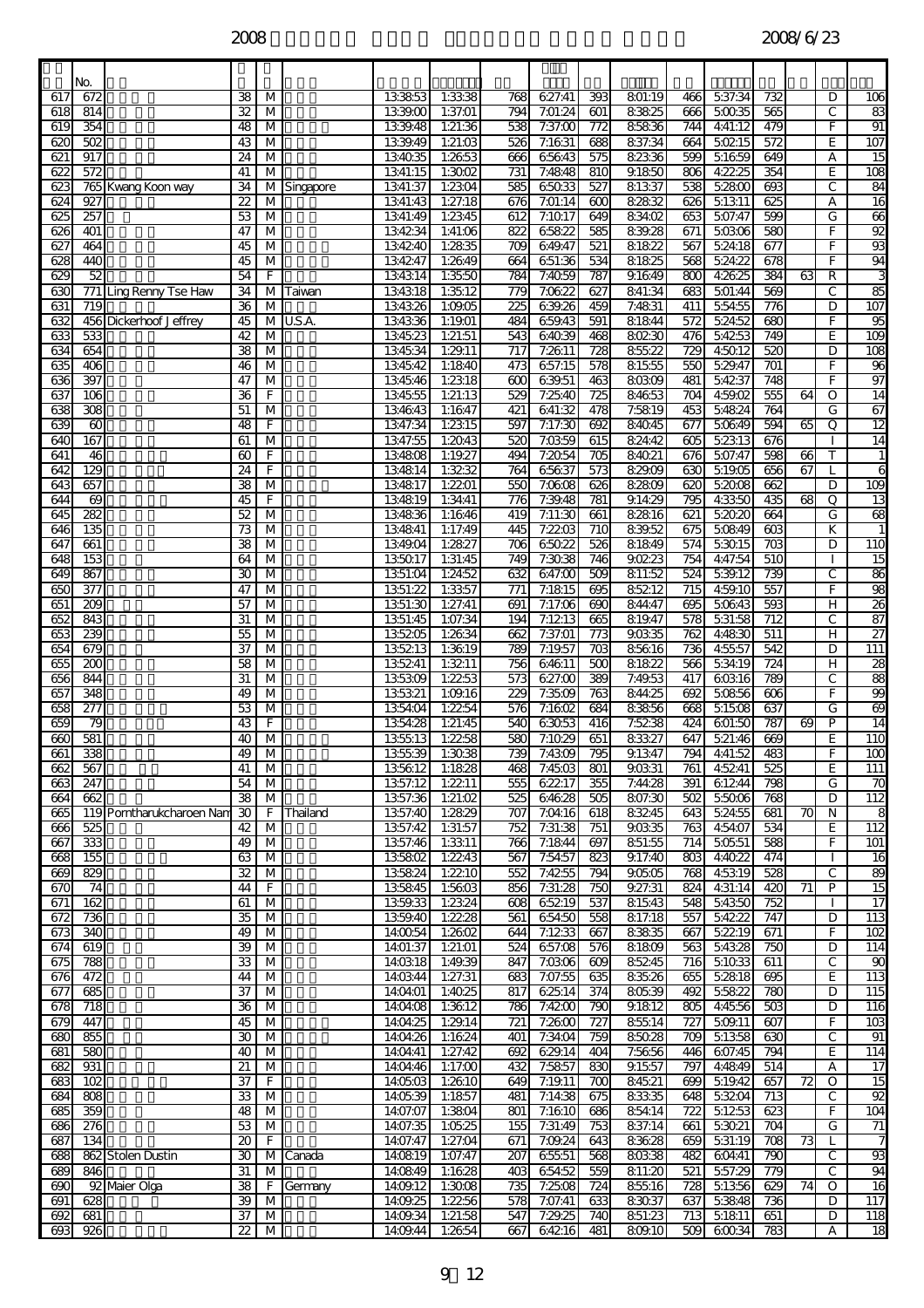| | No. | | | | | | | | | | | | | | | | |
|---|---|---|---|---|---|---|---|---|---|---|---|---|---|---|---|---|---|
| 617 | 672 | | 38 | M | | 13:38:53 | 1:33:38 | 768 | 6:27:41 | 393 | 8:01:19 | 466 | 5:37:34 | 732 | | D | 106 |
| 618 | 814 | | 32 | M | | 13:39:00 | 1:37:01 | 794 | 7:01:24 | 601 | 8:38:25 | 666 | 5:00:35 | 565 | | C | 83 |
| 619 | 354 | | 48 | M | | 13:39:48 | 1:21:36 | 538 | 7:37:00 | 772 | 8:58:36 | 744 | 4:41:12 | 479 | | F | 91 |
| 620 | 502 | | 43 | M | | 13:39:49 | 1:21:03 | 526 | 7:16:31 | 688 | 8:37:34 | 664 | 5:02:15 | 572 | | E | 107 |
| 621 | 917 | | 24 | M | | 13:40:35 | 1:26:53 | 666 | 6:56:43 | 575 | 8:23:36 | 599 | 5:16:59 | 649 | | A | 15 |
| 622 | 572 | | 41 | M | | 13:41:15 | 1:30:02 | 731 | 7:48:48 | 810 | 9:18:50 | 806 | 4:22:25 | 354 | | E | 108 |
| 623 | 765 | Kwang Koon way | 34 | M | Singapore | 13:41:37 | 1:23:04 | 585 | 6:50:33 | 527 | 8:13:37 | 538 | 5:28:00 | 693 | | C | 84 |
| 624 | 927 | | 22 | M | | 13:41:43 | 1:27:18 | 676 | 7:01:14 | 600 | 8:28:32 | 626 | 5:13:11 | 625 | | A | 16 |
| 625 | 257 | | 53 | M | | 13:41:49 | 1:23:45 | 612 | 7:10:17 | 649 | 8:34:02 | 653 | 5:07:47 | 599 | | G | 66 |
| 626 | 401 | | 47 | M | | 13:42:34 | 1:41:06 | 822 | 6:58:22 | 585 | 8:39:28 | 671 | 5:03:06 | 580 | | F | 92 |
| 627 | 464 | | 45 | M | | 13:42:40 | 1:28:35 | 709 | 6:49:47 | 521 | 8:18:22 | 567 | 5:24:18 | 677 | | F | 93 |
| 628 | 440 | | 45 | M | | 13:42:47 | 1:26:49 | 664 | 6:51:36 | 534 | 8:18:25 | 568 | 5:24:22 | 678 | | F | 94 |
| 629 | 52 | | 54 | F | | 13:43:14 | 1:35:50 | 784 | 7:40:59 | 787 | 9:16:49 | 800 | 4:26:25 | 384 | 63 | R | 3 |
| 630 | 771 | Ling Renny Tse Haw | 34 | M | Taiwan | 13:43:18 | 1:35:12 | 779 | 7:06:22 | 627 | 8:41:34 | 683 | 5:01:44 | 569 | | C | 85 |
| 631 | 719 | | 36 | M | | 13:43:26 | 1:09:05 | 225 | 6:39:26 | 459 | 7:48:31 | 411 | 5:54:55 | 776 | | D | 107 |
| 632 | 456 | Dickerhoof Jeffrey | 45 | M | U.S.A. | 13:43:36 | 1:19:01 | 484 | 6:59:43 | 591 | 8:18:44 | 572 | 5:24:52 | 680 | | F | 95 |
| 633 | 533 | | 42 | M | | 13:45:23 | 1:21:51 | 543 | 6:40:39 | 468 | 8:02:30 | 476 | 5:42:53 | 749 | | E | 109 |
| 634 | 654 | | 38 | M | | 13:45:34 | 1:29:11 | 717 | 7:26:11 | 728 | 8:55:22 | 729 | 4:50:12 | 520 | | D | 108 |
| 635 | 406 | | 46 | M | | 13:45:42 | 1:18:40 | 473 | 6:57:15 | 578 | 8:15:55 | 550 | 5:29:47 | 701 | | F | 96 |
| 636 | 397 | | 47 | M | | 13:45:46 | 1:23:18 | 600 | 6:39:51 | 463 | 8:03:09 | 481 | 5:42:37 | 748 | | F | 97 |
| 637 | 106 | | 36 | F | | 13:45:55 | 1:21:13 | 529 | 7:25:40 | 725 | 8:46:53 | 704 | 4:59:02 | 555 | 64 | O | 14 |
| 638 | 308 | | 51 | M | | 13:46:43 | 1:16:47 | 421 | 6:41:32 | 478 | 7:58:19 | 453 | 5:48:24 | 764 | | G | 67 |
| 639 | 60 | | 48 | F | | 13:47:34 | 1:23:15 | 597 | 7:17:30 | 692 | 8:40:45 | 677 | 5:06:49 | 594 | 65 | Q | 12 |
| 640 | 167 | | 61 | M | | 13:47:55 | 1:20:43 | 520 | 7:03:59 | 615 | 8:24:42 | 605 | 5:23:13 | 676 | | I | 14 |
| 641 | 46 | | 60 | F | | 13:48:08 | 1:19:27 | 494 | 7:20:54 | 705 | 8:40:21 | 676 | 5:07:47 | 598 | 66 | T | 1 |
| 642 | 129 | | 24 | F | | 13:48:14 | 1:32:32 | 764 | 6:56:37 | 573 | 8:29:09 | 630 | 5:19:05 | 656 | 67 | L | 6 |
| 643 | 657 | | 38 | M | | 13:48:17 | 1:22:01 | 550 | 7:06:08 | 626 | 8:28:09 | 620 | 5:20:08 | 662 | | D | 109 |
| 644 | 69 | | 45 | F | | 13:48:19 | 1:34:41 | 776 | 7:39:48 | 781 | 9:14:29 | 795 | 4:33:50 | 435 | 68 | Q | 13 |
| 645 | 282 | | 52 | M | | 13:48:36 | 1:16:46 | 419 | 7:11:30 | 661 | 8:28:16 | 621 | 5:20:20 | 664 | | G | 68 |
| 646 | 135 | | 73 | M | | 13:48:41 | 1:17:49 | 445 | 7:22:03 | 710 | 8:39:52 | 675 | 5:08:49 | 603 | | K | 1 |
| 647 | 661 | | 38 | M | | 13:49:04 | 1:28:27 | 706 | 6:50:22 | 526 | 8:18:49 | 574 | 5:30:15 | 703 | | D | 110 |
| 648 | 153 | | 64 | M | | 13:50:17 | 1:31:45 | 749 | 7:30:38 | 746 | 9:02:23 | 754 | 4:47:54 | 510 | | I | 15 |
| 649 | 867 | | 30 | M | | 13:51:04 | 1:24:52 | 632 | 6:47:00 | 509 | 8:11:52 | 524 | 5:39:12 | 739 | | C | 86 |
| 650 | 377 | | 47 | M | | 13:51:22 | 1:33:57 | 771 | 7:18:15 | 695 | 8:52:12 | 715 | 4:59:10 | 557 | | F | 98 |
| 651 | 209 | | 57 | M | | 13:51:30 | 1:27:41 | 691 | 7:17:06 | 690 | 8:44:47 | 695 | 5:06:43 | 593 | | H | 26 |
| 652 | 843 | | 31 | M | | 13:51:45 | 1:07:34 | 194 | 7:12:13 | 665 | 8:19:47 | 578 | 5:31:58 | 712 | | C | 87 |
| 653 | 239 | | 55 | M | | 13:52:05 | 1:26:34 | 662 | 7:37:01 | 773 | 9:03:35 | 762 | 4:48:30 | 511 | | H | 27 |
| 654 | 679 | | 37 | M | | 13:52:13 | 1:36:19 | 789 | 7:19:57 | 703 | 8:56:16 | 736 | 4:55:57 | 542 | | D | 111 |
| 655 | 200 | | 58 | M | | 13:52:41 | 1:32:11 | 756 | 6:46:11 | 500 | 8:18:22 | 566 | 5:34:19 | 724 | | H | 28 |
| 656 | 844 | | 31 | M | | 13:53:09 | 1:22:53 | 573 | 6:27:00 | 389 | 7:49:53 | 417 | 6:03:16 | 789 | | C | 88 |
| 657 | 348 | | 49 | M | | 13:53:21 | 1:09:16 | 229 | 7:35:09 | 763 | 8:44:25 | 692 | 5:08:56 | 606 | | F | 99 |
| 658 | 277 | | 53 | M | | 13:54:04 | 1:22:54 | 576 | 7:16:02 | 684 | 8:38:56 | 668 | 5:15:08 | 637 | | G | 69 |
| 659 | 79 | | 43 | F | | 13:54:28 | 1:21:45 | 540 | 6:30:53 | 416 | 7:52:38 | 424 | 6:01:50 | 787 | 69 | P | 14 |
| 660 | 581 | | 40 | M | | 13:55:13 | 1:22:58 | 580 | 7:10:29 | 651 | 8:33:27 | 647 | 5:21:46 | 669 | | E | 110 |
| 661 | 338 | | 49 | M | | 13:55:39 | 1:30:38 | 739 | 7:43:09 | 795 | 9:13:47 | 794 | 4:41:52 | 483 | | F | 100 |
| 662 | 567 | | 41 | M | | 13:56:12 | 1:18:28 | 468 | 7:45:03 | 801 | 9:03:31 | 761 | 4:52:41 | 525 | | E | 111 |
| 663 | 247 | | 54 | M | | 13:57:12 | 1:22:11 | 555 | 6:22:17 | 355 | 7:44:28 | 391 | 6:12:44 | 798 | | G | 70 |
| 664 | 662 | | 38 | M | | 13:57:36 | 1:21:02 | 525 | 6:46:28 | 505 | 8:07:30 | 502 | 5:50:06 | 768 | | D | 112 |
| 665 | 119 | Porntharukcharoen Nam | 30 | F | Thailand | 13:57:40 | 1:28:29 | 707 | 7:04:16 | 618 | 8:32:45 | 643 | 5:24:55 | 681 | 70 | N | 8 |
| 666 | 525 | | 42 | M | | 13:57:42 | 1:31:57 | 752 | 7:31:38 | 751 | 9:03:35 | 763 | 4:54:07 | 534 | | E | 112 |
| 667 | 333 | | 49 | M | | 13:57:46 | 1:33:11 | 766 | 7:18:44 | 697 | 8:51:55 | 714 | 5:05:51 | 588 | | F | 101 |
| 668 | 155 | | 63 | M | | 13:58:02 | 1:22:43 | 567 | 7:54:57 | 823 | 9:17:40 | 803 | 4:40:22 | 474 | | I | 16 |
| 669 | 829 | | 32 | M | | 13:58:24 | 1:22:10 | 552 | 7:42:55 | 794 | 9:05:05 | 768 | 4:53:19 | 528 | | C | 89 |
| 670 | 74 | | 44 | F | | 13:58:45 | 1:56:03 | 856 | 7:31:28 | 750 | 9:27:31 | 824 | 4:31:14 | 420 | 71 | P | 15 |
| 671 | 162 | | 61 | M | | 13:59:33 | 1:23:24 | 608 | 6:52:19 | 537 | 8:15:43 | 548 | 5:43:50 | 752 | | I | 17 |
| 672 | 736 | | 35 | M | | 13:59:40 | 1:22:28 | 561 | 6:54:50 | 558 | 8:17:18 | 557 | 5:42:22 | 747 | | D | 113 |
| 673 | 340 | | 49 | M | | 14:00:54 | 1:26:02 | 644 | 7:12:33 | 667 | 8:38:35 | 667 | 5:22:19 | 671 | | F | 102 |
| 674 | 619 | | 39 | M | | 14:01:37 | 1:21:01 | 524 | 6:57:08 | 576 | 8:18:09 | 563 | 5:43:28 | 750 | | D | 114 |
| 675 | 788 | | 33 | M | | 14:03:18 | 1:49:39 | 847 | 7:03:06 | 609 | 8:52:45 | 716 | 5:10:33 | 611 | | C | 90 |
| 676 | 472 | | 44 | M | | 14:03:44 | 1:27:31 | 683 | 7:07:55 | 635 | 8:35:26 | 655 | 5:28:18 | 695 | | E | 113 |
| 677 | 685 | | 37 | M | | 14:04:01 | 1:40:25 | 817 | 6:25:14 | 374 | 8:05:39 | 492 | 5:58:22 | 780 | | D | 115 |
| 678 | 718 | | 36 | M | | 14:04:08 | 1:36:12 | 786 | 7:42:00 | 790 | 9:18:12 | 805 | 4:45:56 | 503 | | D | 116 |
| 679 | 447 | | 45 | M | | 14:04:25 | 1:29:14 | 721 | 7:26:00 | 727 | 8:55:14 | 727 | 5:09:11 | 607 | | F | 103 |
| 680 | 855 | | 30 | M | | 14:04:26 | 1:16:24 | 401 | 7:34:04 | 759 | 8:50:28 | 709 | 5:13:58 | 630 | | C | 91 |
| 681 | 580 | | 40 | M | | 14:04:41 | 1:27:42 | 692 | 6:29:14 | 404 | 7:56:56 | 446 | 6:07:45 | 794 | | E | 114 |
| 682 | 931 | | 21 | M | | 14:04:46 | 1:17:00 | 432 | 7:58:57 | 830 | 9:15:57 | 797 | 4:48:49 | 514 | | A | 17 |
| 683 | 102 | | 37 | F | | 14:05:03 | 1:26:10 | 649 | 7:19:11 | 700 | 8:45:21 | 699 | 5:19:42 | 657 | 72 | O | 15 |
| 684 | 808 | | 33 | M | | 14:05:39 | 1:18:57 | 481 | 7:14:38 | 675 | 8:33:35 | 648 | 5:32:04 | 713 | | C | 92 |
| 685 | 359 | | 48 | M | | 14:07:07 | 1:38:04 | 801 | 7:16:10 | 686 | 8:54:14 | 722 | 5:12:53 | 623 | | F | 104 |
| 686 | 276 | | 53 | M | | 14:07:35 | 1:05:25 | 155 | 7:31:49 | 753 | 8:37:14 | 661 | 5:30:21 | 704 | | G | 71 |
| 687 | 134 | | 20 | F | | 14:07:47 | 1:27:04 | 671 | 7:09:24 | 643 | 8:36:28 | 659 | 5:31:19 | 708 | 73 | L | 7 |
| 688 | 862 | Stolen Dustin | 30 | M | Canada | 14:08:19 | 1:07:47 | 207 | 6:55:51 | 568 | 8:03:38 | 482 | 6:04:41 | 790 | | C | 93 |
| 689 | 846 | | 31 | M | | 14:08:49 | 1:16:28 | 403 | 6:54:52 | 559 | 8:11:20 | 521 | 5:57:29 | 779 | | C | 94 |
| 690 | 92 | Maier Olga | 38 | F | Germany | 14:09:12 | 1:30:08 | 735 | 7:25:08 | 724 | 8:55:16 | 728 | 5:13:56 | 629 | 74 | O | 16 |
| 691 | 628 | | 39 | M | | 14:09:25 | 1:22:56 | 578 | 7:07:41 | 633 | 8:30:37 | 637 | 5:38:48 | 736 | | D | 117 |
| 692 | 681 | | 37 | M | | 14:09:34 | 1:21:58 | 547 | 7:29:25 | 740 | 8:51:23 | 713 | 5:18:11 | 651 | | D | 118 |
| 693 | 926 | | 22 | M | | 14:09:44 | 1:26:54 | 667 | 6:42:16 | 481 | 8:09:10 | 509 | 6:00:34 | 783 | | A | 18 |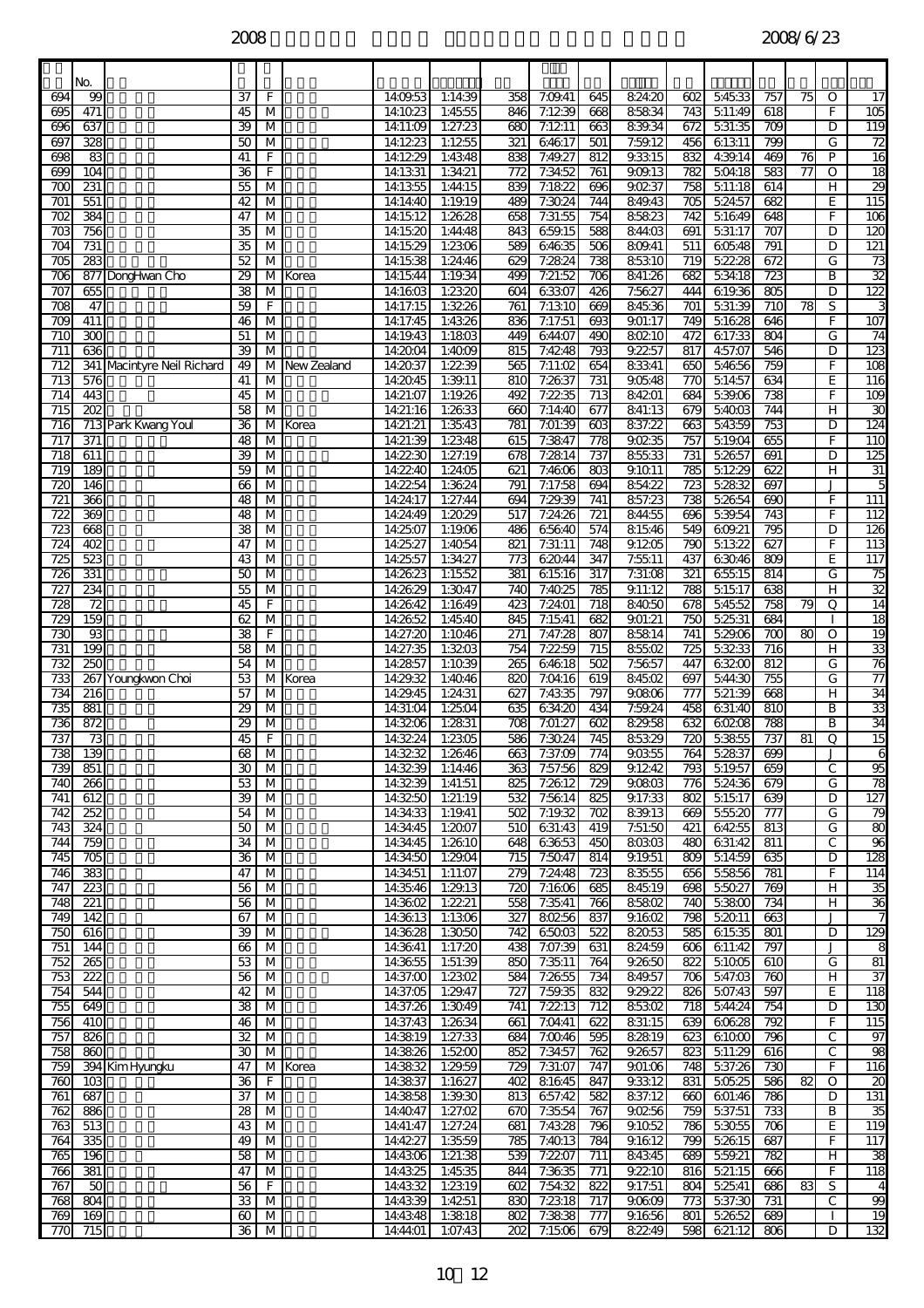| | No. | | | | | | | | | | | | | | | | |
|---|---|---|---|---|---|---|---|---|---|---|---|---|---|---|---|---|---|
| 694 | 99 | | 37 | F | | 14:09:53 | 1:14:39 | 358 | 7:09:41 | 645 | 8:24:20 | 602 | 5:45:33 | 757 | 75 | O | 17 |
| 695 | 471 | | 45 | M | | 14:10:23 | 1:45:55 | 846 | 7:12:39 | 668 | 8:58:34 | 743 | 5:11:49 | 618 | | F | 105 |
| 696 | 637 | | 39 | M | | 14:11:09 | 1:27:23 | 680 | 7:12:11 | 663 | 8:39:34 | 672 | 5:31:35 | 709 | | D | 119 |
| 697 | 328 | | 50 | M | | 14:12:23 | 1:12:55 | 321 | 6:46:17 | 501 | 7:59:12 | 456 | 6:13:11 | 799 | | G | 72 |
| 698 | 83 | | 41 | F | | 14:12:29 | 1:43:48 | 838 | 7:49:27 | 812 | 9:33:15 | 832 | 4:39:14 | 469 | 76 | P | 16 |
| 699 | 104 | | 36 | F | | 14:13:31 | 1:34:21 | 772 | 7:34:52 | 761 | 9:09:13 | 782 | 5:04:18 | 583 | 77 | O | 18 |
| 700 | 231 | | 55 | M | | 14:13:55 | 1:44:15 | 839 | 7:18:22 | 696 | 9:02:37 | 758 | 5:11:18 | 614 | | H | 29 |
| 701 | 551 | | 42 | M | | 14:14:40 | 1:19:19 | 489 | 7:30:24 | 744 | 8:49:43 | 705 | 5:24:57 | 682 | | E | 115 |
| 702 | 384 | | 47 | M | | 14:15:12 | 1:26:28 | 658 | 7:31:55 | 754 | 8:58:23 | 742 | 5:16:49 | 648 | | F | 106 |
| 703 | 756 | | 35 | M | | 14:15:20 | 1:44:48 | 843 | 6:59:15 | 588 | 8:44:03 | 691 | 5:31:17 | 707 | | D | 120 |
| 704 | 731 | | 35 | M | | 14:15:29 | 1:23:06 | 589 | 6:46:35 | 506 | 8:09:41 | 511 | 6:05:48 | 791 | | D | 121 |
| 705 | 283 | | 52 | M | | 14:15:38 | 1:24:46 | 629 | 7:28:24 | 738 | 8:53:10 | 719 | 5:22:28 | 672 | | G | 73 |
| 706 | 877 | DongHwan Cho | 29 | M | Korea | 14:15:44 | 1:19:34 | 499 | 7:21:52 | 706 | 8:41:26 | 682 | 5:34:18 | 723 | | B | 32 |
| 707 | 655 | | 38 | M | | 14:16:03 | 1:23:20 | 604 | 6:33:07 | 426 | 7:56:27 | 444 | 6:19:36 | 805 | | D | 122 |
| 708 | 47 | | 59 | F | | 14:17:15 | 1:32:26 | 761 | 7:13:10 | 669 | 8:45:36 | 701 | 5:31:39 | 710 | 78 | S | 3 |
| 709 | 411 | | 46 | M | | 14:17:45 | 1:43:26 | 836 | 7:17:51 | 693 | 9:01:17 | 749 | 5:16:28 | 646 | | F | 107 |
| 710 | 300 | | 51 | M | | 14:19:43 | 1:18:03 | 449 | 6:44:07 | 490 | 8:02:10 | 472 | 6:17:33 | 804 | | G | 74 |
| 711 | 636 | | 39 | M | | 14:20:04 | 1:40:09 | 815 | 7:42:48 | 793 | 9:22:57 | 817 | 4:57:07 | 546 | | D | 123 |
| 712 | 341 | Macintyre Neil Richard | 49 | M | New Zealand | 14:20:37 | 1:22:39 | 565 | 7:11:02 | 654 | 8:33:41 | 650 | 5:46:56 | 759 | | F | 108 |
| 713 | 576 | | 41 | M | | 14:20:45 | 1:39:11 | 810 | 7:26:37 | 731 | 9:05:48 | 770 | 5:14:57 | 634 | | E | 116 |
| 714 | 443 | | 45 | M | | 14:21:07 | 1:19:26 | 492 | 7:22:35 | 713 | 8:42:01 | 684 | 5:39:06 | 738 | | F | 109 |
| 715 | 202 | | 58 | M | | 14:21:16 | 1:26:33 | 660 | 7:14:40 | 677 | 8:41:13 | 679 | 5:40:03 | 744 | | H | 30 |
| 716 | 713 | Park Kwang Youl | 36 | M | Korea | 14:21:21 | 1:35:43 | 781 | 7:01:39 | 603 | 8:37:22 | 663 | 5:43:59 | 753 | | D | 124 |
| 717 | 371 | | 48 | M | | 14:21:39 | 1:23:48 | 615 | 7:38:47 | 778 | 9:02:35 | 757 | 5:19:04 | 655 | | F | 110 |
| 718 | 611 | | 39 | M | | 14:22:30 | 1:27:19 | 678 | 7:28:14 | 737 | 8:55:33 | 731 | 5:26:57 | 691 | | D | 125 |
| 719 | 189 | | 59 | M | | 14:22:40 | 1:24:05 | 621 | 7:46:06 | 803 | 9:10:11 | 785 | 5:12:29 | 622 | | H | 31 |
| 720 | 146 | | 66 | M | | 14:22:54 | 1:36:24 | 791 | 7:17:58 | 694 | 8:54:22 | 723 | 5:28:32 | 697 | | J | 5 |
| 721 | 366 | | 48 | M | | 14:24:17 | 1:27:44 | 694 | 7:29:39 | 741 | 8:57:23 | 738 | 5:26:54 | 690 | | F | 111 |
| 722 | 369 | | 48 | M | | 14:24:49 | 1:20:29 | 517 | 7:24:26 | 721 | 8:44:55 | 696 | 5:39:54 | 743 | | F | 112 |
| 723 | 668 | | 38 | M | | 14:25:07 | 1:19:06 | 486 | 6:56:40 | 574 | 8:15:46 | 549 | 6:09:21 | 795 | | D | 126 |
| 724 | 402 | | 47 | M | | 14:25:27 | 1:40:54 | 821 | 7:31:11 | 748 | 9:12:05 | 790 | 5:13:22 | 627 | | F | 113 |
| 725 | 523 | | 43 | M | | 14:25:57 | 1:34:27 | 773 | 6:20:44 | 347 | 7:55:11 | 437 | 6:30:46 | 809 | | E | 117 |
| 726 | 331 | | 50 | M | | 14:26:23 | 1:15:52 | 381 | 6:15:16 | 317 | 7:31:08 | 321 | 6:55:15 | 814 | | G | 75 |
| 727 | 234 | | 55 | M | | 14:26:29 | 1:30:47 | 740 | 7:40:25 | 785 | 9:11:12 | 788 | 5:15:17 | 638 | | H | 32 |
| 728 | 72 | | 45 | F | | 14:26:42 | 1:16:49 | 423 | 7:24:01 | 718 | 8:40:50 | 678 | 5:45:52 | 758 | 79 | Q | 14 |
| 729 | 159 | | 62 | M | | 14:26:52 | 1:45:40 | 845 | 7:15:41 | 682 | 9:01:21 | 750 | 5:25:31 | 684 | | I | 18 |
| 730 | 93 | | 38 | F | | 14:27:20 | 1:10:46 | 271 | 7:47:28 | 807 | 8:58:14 | 741 | 5:29:06 | 700 | 80 | O | 19 |
| 731 | 199 | | 58 | M | | 14:27:35 | 1:32:03 | 754 | 7:22:59 | 715 | 8:55:02 | 725 | 5:32:33 | 716 | | H | 33 |
| 732 | 250 | | 54 | M | | 14:28:57 | 1:10:39 | 265 | 6:46:18 | 502 | 7:56:57 | 447 | 6:32:00 | 812 | | G | 76 |
| 733 | 267 | Youngkwon Choi | 53 | M | Korea | 14:29:32 | 1:40:46 | 820 | 7:04:16 | 619 | 8:45:02 | 697 | 5:44:30 | 755 | | G | 77 |
| 734 | 216 | | 57 | M | | 14:29:45 | 1:24:31 | 627 | 7:43:35 | 797 | 9:08:06 | 777 | 5:21:39 | 668 | | H | 34 |
| 735 | 881 | | 29 | M | | 14:31:04 | 1:25:04 | 635 | 6:34:20 | 434 | 7:59:24 | 458 | 6:31:40 | 810 | | B | 33 |
| 736 | 872 | | 29 | M | | 14:32:06 | 1:28:31 | 708 | 7:01:27 | 602 | 8:29:58 | 632 | 6:02:08 | 788 | | B | 34 |
| 737 | 73 | | 45 | F | | 14:32:24 | 1:23:05 | 586 | 7:30:24 | 745 | 8:53:29 | 720 | 5:38:55 | 737 | 81 | Q | 15 |
| 738 | 139 | | 68 | M | | 14:32:32 | 1:26:46 | 663 | 7:37:09 | 774 | 9:03:55 | 764 | 5:28:37 | 699 | | J | 6 |
| 739 | 851 | | 30 | M | | 14:32:39 | 1:14:46 | 363 | 7:57:56 | 829 | 9:12:42 | 793 | 5:19:57 | 659 | | C | 95 |
| 740 | 266 | | 53 | M | | 14:32:39 | 1:41:51 | 825 | 7:26:12 | 729 | 9:08:03 | 776 | 5:24:36 | 679 | | G | 78 |
| 741 | 612 | | 39 | M | | 14:32:50 | 1:21:19 | 532 | 7:56:14 | 825 | 9:17:33 | 802 | 5:15:17 | 639 | | D | 127 |
| 742 | 252 | | 54 | M | | 14:34:33 | 1:19:41 | 502 | 7:19:32 | 702 | 8:39:13 | 669 | 5:55:20 | 777 | | G | 79 |
| 743 | 324 | | 50 | M | | 14:34:45 | 1:20:07 | 510 | 6:31:43 | 419 | 7:51:50 | 421 | 6:42:55 | 813 | | G | 80 |
| 744 | 759 | | 34 | M | | 14:34:45 | 1:26:10 | 648 | 6:36:53 | 450 | 8:03:03 | 480 | 6:31:42 | 811 | | C | 96 |
| 745 | 705 | | 36 | M | | 14:34:50 | 1:29:04 | 715 | 7:50:47 | 814 | 9:19:51 | 809 | 5:14:59 | 635 | | D | 128 |
| 746 | 383 | | 47 | M | | 14:34:51 | 1:11:07 | 279 | 7:24:48 | 723 | 8:35:55 | 656 | 5:58:56 | 781 | | F | 114 |
| 747 | 223 | | 56 | M | | 14:35:46 | 1:29:13 | 720 | 7:16:06 | 685 | 8:45:19 | 698 | 5:50:27 | 769 | | H | 35 |
| 748 | 221 | | 56 | M | | 14:36:02 | 1:22:21 | 558 | 7:35:41 | 766 | 8:58:02 | 740 | 5:38:00 | 734 | | H | 36 |
| 749 | 142 | | 67 | M | | 14:36:13 | 1:13:06 | 327 | 8:02:56 | 837 | 9:16:02 | 798 | 5:20:11 | 663 | | J | 7 |
| 750 | 616 | | 39 | M | | 14:36:28 | 1:30:50 | 742 | 6:50:03 | 522 | 8:20:53 | 585 | 6:15:35 | 801 | | D | 129 |
| 751 | 144 | | 66 | M | | 14:36:41 | 1:17:20 | 438 | 7:07:39 | 631 | 8:24:59 | 606 | 6:11:42 | 797 | | J | 8 |
| 752 | 265 | | 53 | M | | 14:36:55 | 1:51:39 | 850 | 7:35:11 | 764 | 9:26:50 | 822 | 5:10:05 | 610 | | G | 81 |
| 753 | 222 | | 56 | M | | 14:37:00 | 1:23:02 | 584 | 7:26:55 | 734 | 8:49:57 | 706 | 5:47:03 | 760 | | H | 37 |
| 754 | 544 | | 42 | M | | 14:37:05 | 1:29:47 | 727 | 7:59:35 | 832 | 9:29:22 | 826 | 5:07:43 | 597 | | E | 118 |
| 755 | 649 | | 38 | M | | 14:37:26 | 1:30:49 | 741 | 7:22:13 | 712 | 8:53:02 | 718 | 5:44:24 | 754 | | D | 130 |
| 756 | 410 | | 46 | M | | 14:37:43 | 1:26:34 | 661 | 7:04:41 | 622 | 8:31:15 | 639 | 6:06:28 | 792 | | F | 115 |
| 757 | 826 | | 32 | M | | 14:38:19 | 1:27:33 | 684 | 7:00:46 | 595 | 8:28:19 | 623 | 6:10:00 | 796 | | C | 97 |
| 758 | 860 | | 30 | M | | 14:38:26 | 1:52:00 | 852 | 7:34:57 | 762 | 9:26:57 | 823 | 5:11:29 | 616 | | C | 98 |
| 759 | 394 | Kim Hyungku | 47 | M | Korea | 14:38:32 | 1:29:59 | 729 | 7:31:07 | 747 | 9:01:06 | 748 | 5:37:26 | 730 | | F | 116 |
| 760 | 103 | | 36 | F | | 14:38:37 | 1:16:27 | 402 | 8:16:45 | 847 | 9:33:12 | 831 | 5:05:25 | 586 | 82 | O | 20 |
| 761 | 687 | | 37 | M | | 14:38:58 | 1:39:30 | 813 | 6:57:42 | 582 | 8:37:12 | 660 | 6:01:46 | 786 | | D | 131 |
| 762 | 886 | | 28 | M | | 14:40:47 | 1:27:02 | 670 | 7:35:54 | 767 | 9:02:56 | 759 | 5:37:51 | 733 | | B | 35 |
| 763 | 513 | | 43 | M | | 14:41:47 | 1:27:24 | 681 | 7:43:28 | 796 | 9:10:52 | 786 | 5:30:55 | 706 | | E | 119 |
| 764 | 335 | | 49 | M | | 14:42:27 | 1:35:59 | 785 | 7:40:13 | 784 | 9:16:12 | 799 | 5:26:15 | 687 | | F | 117 |
| 765 | 196 | | 58 | M | | 14:43:06 | 1:21:38 | 539 | 7:22:07 | 711 | 8:43:45 | 689 | 5:59:21 | 782 | | H | 38 |
| 766 | 381 | | 47 | M | | 14:43:25 | 1:45:35 | 844 | 7:36:35 | 771 | 9:22:10 | 816 | 5:21:15 | 666 | | F | 118 |
| 767 | 50 | | 56 | F | | 14:43:32 | 1:23:19 | 602 | 7:54:32 | 822 | 9:17:51 | 804 | 5:25:41 | 686 | 83 | S | 4 |
| 768 | 804 | | 33 | M | | 14:43:39 | 1:42:51 | 830 | 7:23:18 | 717 | 9:06:09 | 773 | 5:37:30 | 731 | | C | 99 |
| 769 | 169 | | 60 | M | | 14:43:48 | 1:38:18 | 802 | 7:38:38 | 777 | 9:16:56 | 801 | 5:26:52 | 689 | | I | 19 |
| 770 | 715 | | 36 | M | | 14:44:01 | 1:07:43 | 202 | 7:15:06 | 679 | 8:22:49 | 598 | 6:21:12 | 806 | | D | 132 |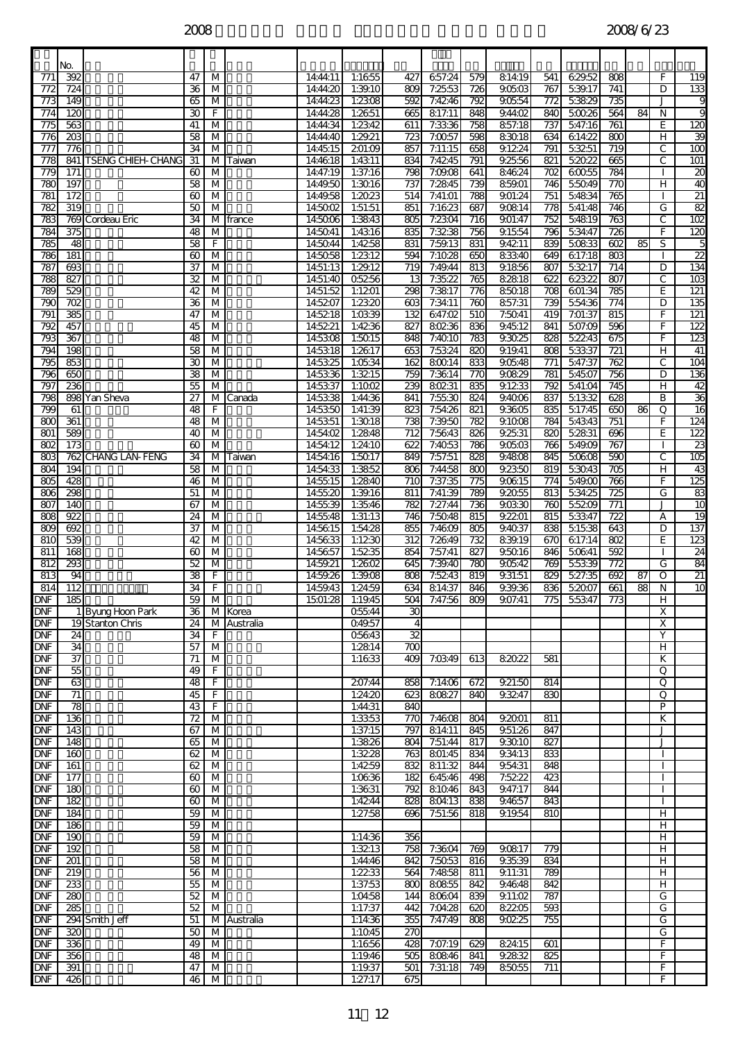| | No. | | | | | | | | | | | | | | | | |
|---|---|---|---|---|---|---|---|---|---|---|---|---|---|---|---|---|---|
| 771 | 392 | | 47 | M | | 14:44:11 | 1:16:55 | 427 | 6:57:24 | 579 | 8:14:19 | 541 | 6:29:52 | 808 | | F | 119 |
| 772 | 724 | | 36 | M | | 14:44:20 | 1:39:10 | 809 | 7:25:53 | 726 | 9:05:03 | 767 | 5:39:17 | 741 | | D | 133 |
| 773 | 149 | | 65 | M | | 14:44:23 | 1:23:08 | 592 | 7:42:46 | 792 | 9:05:54 | 772 | 5:38:29 | 735 | | J | 9 |
| 774 | 120 | | 30 | F | | 14:44:28 | 1:26:51 | 665 | 8:17:11 | 848 | 9:44:02 | 840 | 5:00:26 | 564 | 84 | N | 9 |
| 775 | 563 | | 41 | M | | 14:44:34 | 1:23:42 | 611 | 7:33:36 | 758 | 8:57:18 | 737 | 5:47:16 | 761 | | E | 120 |
| 776 | 203 | | 58 | M | | 14:44:40 | 1:29:21 | 723 | 7:00:57 | 598 | 8:30:18 | 634 | 6:14:22 | 800 | | H | 39 |
| 777 | 776 | | 34 | M | | 14:45:15 | 2:01:09 | 857 | 7:11:15 | 658 | 9:12:24 | 791 | 5:32:51 | 719 | | C | 100 |
| 778 | 841 | TSENG CHIEH-CHANG | 31 | M | Taiwan | 14:46:18 | 1:43:11 | 834 | 7:42:45 | 791 | 9:25:56 | 821 | 5:20:22 | 665 | | C | 101 |
| 779 | 171 | | 60 | M | | 14:47:19 | 1:37:16 | 798 | 7:09:08 | 641 | 8:46:24 | 702 | 6:00:55 | 784 | | I | 20 |
| 780 | 197 | | 58 | M | | 14:49:50 | 1:30:16 | 737 | 7:28:45 | 739 | 8:59:01 | 746 | 5:50:49 | 770 | | H | 40 |
| 781 | 172 | | 60 | M | | 14:49:58 | 1:20:23 | 514 | 7:41:01 | 788 | 9:01:24 | 751 | 5:48:34 | 765 | | I | 21 |
| 782 | 319 | | 50 | M | | 14:50:02 | 1:51:51 | 851 | 7:16:23 | 687 | 9:08:14 | 778 | 5:41:48 | 746 | | G | 82 |
| 783 | 769 | Cordeau Eric | 34 | M | france | 14:50:06 | 1:38:43 | 805 | 7:23:04 | 716 | 9:01:47 | 752 | 5:48:19 | 763 | | C | 102 |
| 784 | 375 | | 48 | M | | 14:50:41 | 1:43:16 | 835 | 7:32:38 | 756 | 9:15:54 | 796 | 5:34:47 | 726 | | F | 120 |
| 785 | 48 | | 58 | F | | 14:50:44 | 1:42:58 | 831 | 7:59:13 | 831 | 9:42:11 | 839 | 5:08:33 | 602 | 85 | S | 5 |
| 786 | 181 | | 60 | M | | 14:50:58 | 1:23:12 | 594 | 7:10:28 | 650 | 8:33:40 | 649 | 6:17:18 | 803 | | I | 22 |
| 787 | 693 | | 37 | M | | 14:51:13 | 1:29:12 | 719 | 7:49:44 | 813 | 9:18:56 | 807 | 5:32:17 | 714 | | D | 134 |
| 788 | 827 | | 32 | M | | 14:51:40 | 0:52:56 | 13 | 7:35:22 | 765 | 8:28:18 | 622 | 6:23:22 | 807 | | C | 103 |
| 789 | 529 | | 42 | M | | 14:51:52 | 1:12:01 | 298 | 7:38:17 | 776 | 8:50:18 | 708 | 6:01:34 | 785 | | E | 121 |
| 790 | 702 | | 36 | M | | 14:52:07 | 1:23:20 | 603 | 7:34:11 | 760 | 8:57:31 | 739 | 5:54:36 | 774 | | D | 135 |
| 791 | 385 | | 47 | M | | 14:52:18 | 1:03:39 | 132 | 6:47:02 | 510 | 7:50:41 | 419 | 7:01:37 | 815 | | F | 121 |
| 792 | 457 | | 45 | M | | 14:52:21 | 1:42:36 | 827 | 8:02:36 | 836 | 9:45:12 | 841 | 5:07:09 | 596 | | F | 122 |
| 793 | 367 | | 48 | M | | 14:53:08 | 1:50:15 | 848 | 7:40:10 | 783 | 9:30:25 | 828 | 5:22:43 | 675 | | F | 123 |
| 794 | 198 | | 58 | M | | 14:53:18 | 1:26:17 | 653 | 7:53:24 | 820 | 9:19:41 | 808 | 5:33:37 | 721 | | H | 41 |
| 795 | 853 | | 30 | M | | 14:53:25 | 1:05:34 | 162 | 8:00:14 | 833 | 9:05:48 | 771 | 5:47:37 | 762 | | C | 104 |
| 796 | 650 | | 38 | M | | 14:53:36 | 1:32:15 | 759 | 7:36:14 | 770 | 9:08:29 | 781 | 5:45:07 | 756 | | D | 136 |
| 797 | 236 | | 55 | M | | 14:53:37 | 1:10:02 | 239 | 8:02:31 | 835 | 9:12:33 | 792 | 5:41:04 | 745 | | H | 42 |
| 798 | 898 | Yan Sheva | 27 | M | Canada | 14:53:38 | 1:44:36 | 841 | 7:55:30 | 824 | 9:40:06 | 837 | 5:13:32 | 628 | | B | 36 |
| 799 | 61 | | 48 | F | | 14:53:50 | 1:41:39 | 823 | 7:54:26 | 821 | 9:36:05 | 835 | 5:17:45 | 650 | 86 | Q | 16 |
| 800 | 361 | | 48 | M | | 14:53:51 | 1:30:18 | 738 | 7:39:50 | 782 | 9:10:08 | 784 | 5:43:43 | 751 | | F | 124 |
| 801 | 589 | | 40 | M | | 14:54:02 | 1:28:48 | 712 | 7:56:43 | 826 | 9:25:31 | 820 | 5:28:31 | 696 | | E | 122 |
| 802 | 173 | | 60 | M | | 14:54:12 | 1:24:10 | 622 | 7:40:53 | 786 | 9:05:03 | 766 | 5:49:09 | 767 | | I | 23 |
| 803 | 762 | CHANG LAN-FENG | 34 | M | Taiwan | 14:54:16 | 1:50:17 | 849 | 7:57:51 | 828 | 9:48:08 | 845 | 5:06:08 | 590 | | C | 105 |
| 804 | 194 | | 58 | M | | 14:54:33 | 1:38:52 | 806 | 7:44:58 | 800 | 9:23:50 | 819 | 5:30:43 | 705 | | H | 43 |
| 805 | 428 | | 46 | M | | 14:55:15 | 1:28:40 | 710 | 7:37:35 | 775 | 9:06:15 | 774 | 5:49:00 | 766 | | F | 125 |
| 806 | 298 | | 51 | M | | 14:55:20 | 1:39:16 | 811 | 7:41:39 | 789 | 9:20:55 | 813 | 5:34:25 | 725 | | G | 83 |
| 807 | 140 | | 67 | M | | 14:55:39 | 1:35:46 | 782 | 7:27:44 | 736 | 9:03:30 | 760 | 5:52:09 | 771 | | J | 10 |
| 808 | 922 | | 24 | M | | 14:55:48 | 1:31:13 | 746 | 7:50:48 | 815 | 9:22:01 | 815 | 5:33:47 | 722 | | A | 19 |
| 809 | 692 | | 37 | M | | 14:56:15 | 1:54:28 | 855 | 7:46:09 | 805 | 9:40:37 | 838 | 5:15:38 | 643 | | D | 137 |
| 810 | 539 | | 42 | M | | 14:56:33 | 1:12:30 | 312 | 7:26:49 | 732 | 8:39:19 | 670 | 6:17:14 | 802 | | E | 123 |
| 811 | 168 | | 60 | M | | 14:56:57 | 1:52:35 | 854 | 7:57:41 | 827 | 9:50:16 | 846 | 5:06:41 | 592 | | I | 24 |
| 812 | 293 | | 52 | M | | 14:59:21 | 1:26:02 | 645 | 7:39:40 | 780 | 9:05:42 | 769 | 5:53:39 | 772 | | G | 84 |
| 813 | 94 | | 38 | F | | 14:59:26 | 1:39:08 | 808 | 7:52:43 | 819 | 9:31:51 | 829 | 5:27:35 | 692 | 87 | O | 21 |
| 814 | 112 | | 34 | F | | 14:59:43 | 1:24:59 | 634 | 8:14:37 | 846 | 9:39:36 | 836 | 5:20:07 | 661 | 88 | N | 10 |
| DNF | 185 | | 59 | M | | 15:01:28 | 1:19:45 | 504 | 7:47:56 | 809 | 9:07:41 | 775 | 5:53:47 | 773 | | H | |
| DNF | 1 | Byung Hoon Park | 36 | M | Korea | | 0:55:44 | 30 | | | | | | | | X | |
| DNF | 19 | Stanton Chris | 24 | M | Australia | | 0:49:57 | 4 | | | | | | | | X | |
| DNF | 24 | | 34 | F | | | 0:56:43 | 32 | | | | | | | | Y | |
| DNF | 34 | | 57 | M | | | 1:28:14 | 700 | | | | | | | | H | |
| DNF | 37 | | 71 | M | | | 1:16:33 | 409 | 7:03:49 | 613 | 8:20:22 | 581 | | | | K | |
| DNF | 55 | | 49 | F | | | | | | | | | | | | Q | |
| DNF | 63 | | 48 | F | | | 2:07:44 | 858 | 7:14:06 | 672 | 9:21:50 | 814 | | | | Q | |
| DNF | 71 | | 45 | F | | | 1:24:20 | 623 | 8:08:27 | 840 | 9:32:47 | 830 | | | | Q | |
| DNF | 78 | | 43 | F | | | 1:44:31 | 840 | | | | | | | | P | |
| DNF | 136 | | 72 | M | | | 1:33:53 | 770 | 7:46:08 | 804 | 9:20:01 | 811 | | | | K | |
| DNF | 143 | | 67 | M | | | 1:37:15 | 797 | 8:14:11 | 845 | 9:51:26 | 847 | | | | J | |
| DNF | 148 | | 65 | M | | | 1:38:26 | 804 | 7:51:44 | 817 | 9:30:10 | 827 | | | | J | |
| DNF | 160 | | 62 | M | | | 1:32:28 | 763 | 8:01:45 | 834 | 9:34:13 | 833 | | | | I | |
| DNF | 161 | | 62 | M | | | 1:42:59 | 832 | 8:11:32 | 844 | 9:54:31 | 848 | | | | I | |
| DNF | 177 | | 60 | M | | | 1:06:36 | 182 | 6:45:46 | 498 | 7:52:22 | 423 | | | | I | |
| DNF | 180 | | 60 | M | | | 1:36:31 | 792 | 8:10:46 | 843 | 9:47:17 | 844 | | | | I | |
| DNF | 182 | | 60 | M | | | 1:42:44 | 828 | 8:04:13 | 838 | 9:46:57 | 843 | | | | I | |
| DNF | 184 | | 59 | M | | | 1:27:58 | 696 | 7:51:56 | 818 | 9:19:54 | 810 | | | | H | |
| DNF | 186 | | 59 | M | | | | | | | | | | | | H | |
| DNF | 190 | | 59 | M | | | 1:14:36 | 356 | | | | | | | | H | |
| DNF | 192 | | 58 | M | | | 1:32:13 | 758 | 7:36:04 | 769 | 9:08:17 | 779 | | | | H | |
| DNF | 201 | | 58 | M | | | 1:44:46 | 842 | 7:50:53 | 816 | 9:35:39 | 834 | | | | H | |
| DNF | 219 | | 56 | M | | | 1:22:33 | 564 | 7:48:58 | 811 | 9:11:31 | 789 | | | | H | |
| DNF | 233 | | 55 | M | | | 1:37:53 | 800 | 8:08:55 | 842 | 9:46:48 | 842 | | | | H | |
| DNF | 280 | | 52 | M | | | 1:04:58 | 144 | 8:06:04 | 839 | 9:11:02 | 787 | | | | G | |
| DNF | 285 | | 52 | M | | | 1:17:37 | 442 | 7:04:28 | 620 | 8:22:05 | 593 | | | | G | |
| DNF | 294 | Smith Jeff | 51 | M | Australia | | 1:14:36 | 355 | 7:47:49 | 808 | 9:02:25 | 755 | | | | G | |
| DNF | 320 | | 50 | M | | | 1:10:45 | 270 | | | | | | | | G | |
| DNF | 336 | | 49 | M | | | 1:16:56 | 428 | 7:07:19 | 629 | 8:24:15 | 601 | | | | F | |
| DNF | 356 | | 48 | M | | | 1:19:46 | 505 | 8:08:46 | 841 | 9:28:32 | 825 | | | | F | |
| DNF | 391 | | 47 | M | | | 1:19:37 | 501 | 7:31:18 | 749 | 8:50:55 | 711 | | | | F | |
| DNF | 426 | | 46 | M | | | 1:27:17 | 675 | | | | | | | | F | |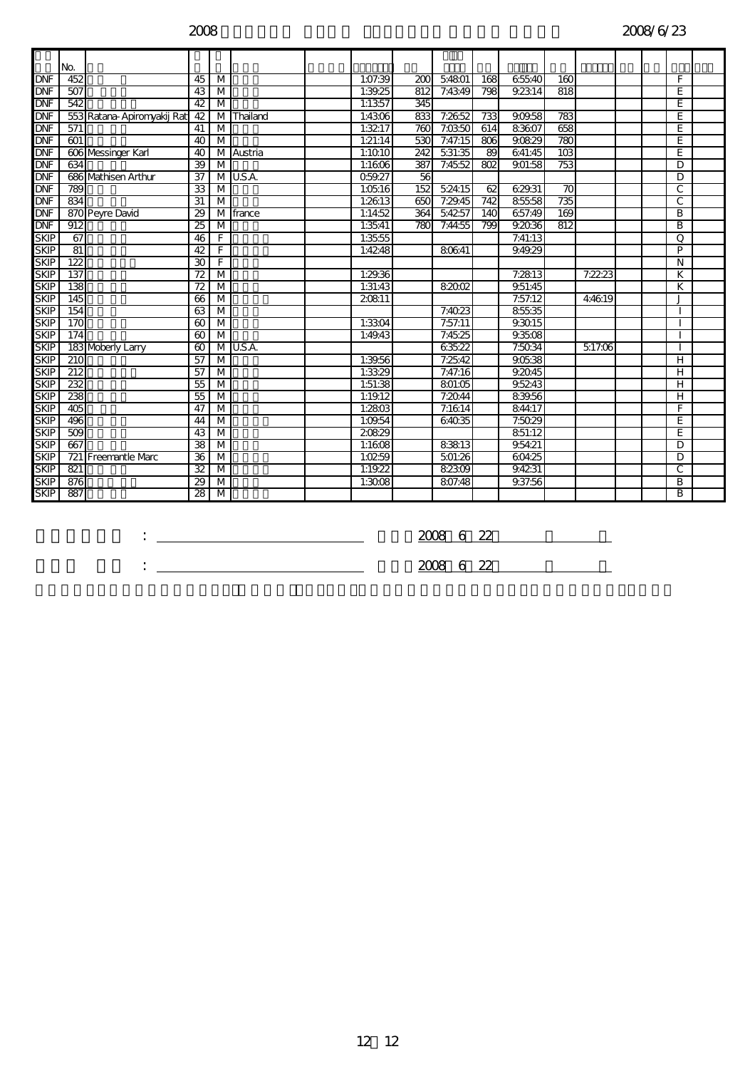| | No. | | | | | | | | | | | | | | | | |
|---|---|---|---|---|---|---|---|---|---|---|---|---|---|---|---|---|---|
| DNF | 452 | | 45 | M | | | 1:07:39 | 200 | 5:48:01 | 168 | 6:55:40 | 160 | | | | F | |
| DNF | 507 | | 43 | M | | | 1:39:25 | 812 | 7:43:49 | 798 | 9:23:14 | 818 | | | | E | |
| DNF | 542 | | 42 | M | | | 1:13:57 | 345 | | | | | | | | E | |
| DNF | 553 | Ratana-Apiromyakij Rat | 42 | M | Thailand | | 1:43:06 | 833 | 7:26:52 | 733 | 9:09:58 | 783 | | | | E | |
| DNF | 571 | | 41 | M | | | 1:32:17 | 760 | 7:03:50 | 614 | 8:36:07 | 658 | | | | E | |
| DNF | 601 | | 40 | M | | | 1:21:14 | 530 | 7:47:15 | 806 | 9:08:29 | 780 | | | | E | |
| DNF | 606 | Messinger Karl | 40 | M | Austria | | 1:10:10 | 242 | 5:31:35 | 89 | 6:41:45 | 103 | | | | E | |
| DNF | 634 | | 39 | M | | | 1:16:06 | 387 | 7:45:52 | 802 | 9:01:58 | 753 | | | | D | |
| DNF | 686 | Mathisen Arthur | 37 | M | U.S.A. | | 0:59:27 | 56 | | | | | | | | D | |
| DNF | 789 | | 33 | M | | | 1:05:16 | 152 | 5:24:15 | 62 | 6:29:31 | 70 | | | | C | |
| DNF | 834 | | 31 | M | | | 1:26:13 | 650 | 7:29:45 | 742 | 8:55:58 | 735 | | | | C | |
| DNF | 870 | Peyre David | 29 | M | france | | 1:14:52 | 364 | 5:42:57 | 140 | 6:57:49 | 169 | | | | B | |
| DNF | 912 | | 25 | M | | | 1:35:41 | 780 | 7:44:55 | 799 | 9:20:36 | 812 | | | | B | |
| SKIP | 67 | | 46 | F | | | 1:35:55 | | | | 7:41:13 | | | | | Q | |
| SKIP | 81 | | 42 | F | | | 1:42:48 | | 8:06:41 | | 9:49:29 | | | | | P | |
| SKIP | 122 | | 30 | F | | | | | | | | | | | | N | |
| SKIP | 137 | | 72 | M | | | 1:29:36 | | | | 7:28:13 | | 7:22:23 | | | K | |
| SKIP | 138 | | 72 | M | | | 1:31:43 | | 8:20:02 | | 9:51:45 | | | | | K | |
| SKIP | 145 | | 66 | M | | | 2:08:11 | | | | 7:57:12 | | 4:46:19 | | | J | |
| SKIP | 154 | | 63 | M | | | | | 7:40:23 | | 8:55:35 | | | | | I | |
| SKIP | 170 | | 60 | M | | | 1:33:04 | | 7:57:11 | | 9:30:15 | | | | | I | |
| SKIP | 174 | | 60 | M | | | 1:49:43 | | 7:45:25 | | 9:35:08 | | | | | I | |
| SKIP | 183 | Moberly Larry | 60 | M | U.S.A. | | | | 6:35:22 | | 7:50:34 | | 5:17:06 | | | I | |
| SKIP | 210 | | 57 | M | | | 1:39:56 | | 7:25:42 | | 9:05:38 | | | | | H | |
| SKIP | 212 | | 57 | M | | | 1:33:29 | | 7:47:16 | | 9:20:45 | | | | | H | |
| SKIP | 232 | | 55 | M | | | 1:51:38 | | 8:01:05 | | 9:52:43 | | | | | H | |
| SKIP | 238 | | 55 | M | | | 1:19:12 | | 7:20:44 | | 8:39:56 | | | | | H | |
| SKIP | 405 | | 47 | M | | | 1:28:03 | | 7:16:14 | | 8:44:17 | | | | | F | |
| SKIP | 496 | | 44 | M | | | 1:09:54 | | 6:40:35 | | 7:50:29 | | | | | E | |
| SKIP | 509 | | 43 | M | | | 2:08:29 | | | | 8:51:12 | | | | | E | |
| SKIP | 667 | | 38 | M | | | 1:16:08 | | 8:38:13 | | 9:54:21 | | | | | D | |
| SKIP | 721 | Freemantle Marc | 36 | M | | | 1:02:59 | | 5:01:26 | | 6:04:25 | | | | | D | |
| SKIP | 821 | | 32 | M | | | 1:19:22 | | 8:23:09 | | 9:42:31 | | | | | C | |
| SKIP | 876 | | 29 | M | | | 1:30:08 | | 8:07:48 | | 9:37:56 | | | | | B | |
| SKIP | 887 | | 28 | M | | | | | | | | | | | | B | |

: ______________________ 2008 6 22

: ______________________ 2008 6 22